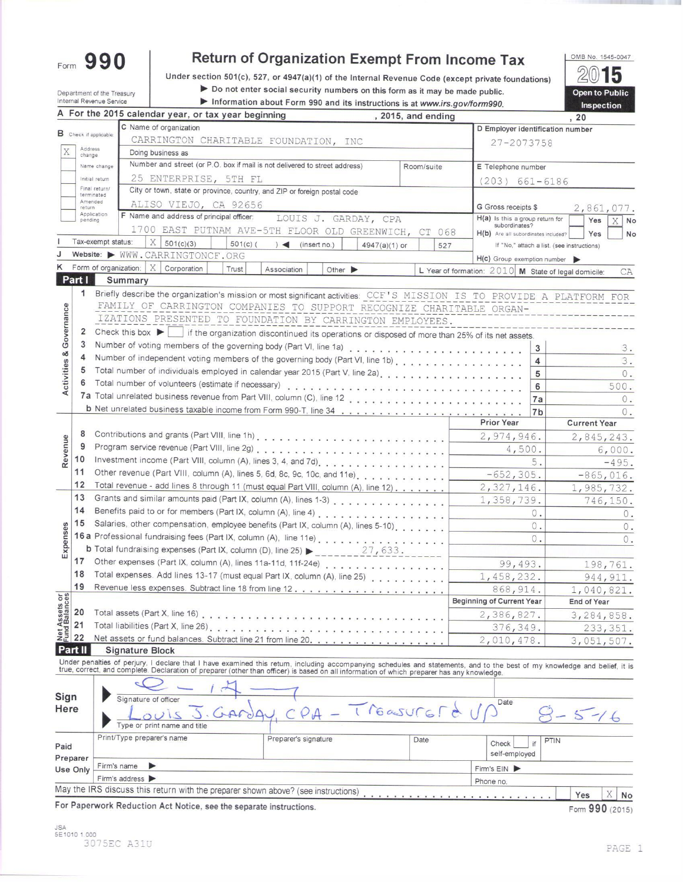Form **990**

# Return of Organization Exempt From Income Tax

Under section 501(c), 527, or 4947(a)(1) of the Internal Revenue Code (except private foundations)

▶ Do not enter social security numbers on this form as it may be made public.

▶ Information about Form 990 and its instructions is at www.irs.gov/form990.

OMB No. 1545-0047

**2015**

**Open to Public Inspection**

Department of the Treasury
Internal Revenue Service

**A** For the 2015 calendar year, or tax year beginning , 2015, and ending , 20

**B** Check if applicable:
- [X] Address change
- [ ] Name change
- [ ] Initial return
- [ ] Final return/terminated
- [ ] Amended return
- [ ] Application pending

**C** Name of organization: CARRINGTON CHARITABLE FOUNDATION, INC

Doing business as

Number and street (or P.O. box if mail is not delivered to street address): 25 ENTERPRISE, 5TH FL — Room/suite

City or town, state or province, country, and ZIP or foreign postal code: ALISO VIEJO, CA 92656

**D** Employer identification number: 27-2073758

**E** Telephone number: (203) 661-6186

**G** Gross receipts $ 2,861,077.

**F** Name and address of principal officer: LOUIS J. GARDAY, CPA
1700 EAST PUTNAM AVE-5TH FLOOR OLD GREENWICH, CT 068

**H(a)** Is this a group return for subordinates? [ ] Yes [X] No

**H(b)** Are all subordinates included? [ ] Yes [ ] No
If "No," attach a list. (see instructions)

**H(c)** Group exemption number ▶

**I** Tax-exempt status: [X] 501(c)(3) [ ] 501(c) ( ) ◀ (insert no.) [ ] 4947(a)(1) or [ ] 527

**J** Website: ▶ WWW.CARRINGTONCF.ORG

**K** Form of organization: [X] Corporation [ ] Trust [ ] Association [ ] Other ▶

**L** Year of formation: 2010 **M** State of legal domicile: CA

## Part I Summary

**Activities & Governance**

1 Briefly describe the organization's mission or most significant activities: CCF'S MISSION IS TO PROVIDE A PLATFORM FOR FAMILY OF CARRINGTON COMPANIES TO SUPPORT RECOGNIZE CHARITABLE ORGANIZATIONS PRESENTED TO FOUNDATION BY CARRINGTON EMPLOYEES.

2 Check this box ▶ [ ] if the organization discontinued its operations or disposed of more than 25% of its net assets.

| Line | Description | No. | Value |
|---|---|---|---|
| 3 | Number of voting members of the governing body (Part VI, line 1a) | 3 | 3. |
| 4 | Number of independent voting members of the governing body (Part VI, line 1b) | 4 | 3. |
| 5 | Total number of individuals employed in calendar year 2015 (Part V, line 2a) | 5 | 0. |
| 6 | Total number of volunteers (estimate if necessary) | 6 | 500. |
| 7a | Total unrelated business revenue from Part VIII, column (C), line 12 | 7a | 0. |
| b | Net unrelated business taxable income from Form 990-T, line 34 | 7b | 0. |

| | Line | Description | Prior Year | Current Year |
|---|---|---|---|---|
| **Revenue** | 8 | Contributions and grants (Part VIII, line 1h) | 2,974,946. | 2,845,243. |
| | 9 | Program service revenue (Part VIII, line 2g) | 4,500. | 6,000. |
| | 10 | Investment income (Part VIII, column (A), lines 3, 4, and 7d) | 5. | -495. |
| | 11 | Other revenue (Part VIII, column (A), lines 5, 6d, 8c, 9c, 10c, and 11e) | -652,305. | -865,016. |
| | 12 | Total revenue - add lines 8 through 11 (must equal Part VIII, column (A), line 12) | 2,327,146. | 1,985,732. |
| **Expenses** | 13 | Grants and similar amounts paid (Part IX, column (A), lines 1-3) | 1,358,739. | 746,150. |
| | 14 | Benefits paid to or for members (Part IX, column (A), line 4) | 0. | 0. |
| | 15 | Salaries, other compensation, employee benefits (Part IX, column (A), lines 5-10) | 0. | 0. |
| | 16a | Professional fundraising fees (Part IX, column (A), line 11e) | 0. | 0. |
| | b | Total fundraising expenses (Part IX, column (D), line 25) ▶ 27,633. | | |
| | 17 | Other expenses (Part IX, column (A), lines 11a-11d, 11f-24e) | 99,493. | 198,761. |
| | 18 | Total expenses. Add lines 13-17 (must equal Part IX, column (A), line 25) | 1,458,232. | 944,911. |
| | 19 | Revenue less expenses. Subtract line 18 from line 12 | 868,914. | 1,040,821. |

| | Line | Description | Beginning of Current Year | End of Year |
|---|---|---|---|---|
| **Net Assets or Fund Balances** | 20 | Total assets (Part X, line 16) | 2,386,827. | 3,284,858. |
| | 21 | Total liabilities (Part X, line 26) | 376,349. | 233,351. |
| | 22 | Net assets or fund balances. Subtract line 21 from line 20 | 2,010,478. | 3,051,507. |

## Part II Signature Block

Under penalties of perjury, I declare that I have examined this return, including accompanying schedules and statements, and to the best of my knowledge and belief, it is true, correct, and complete. Declaration of preparer (other than officer) is based on all information of which preparer has any knowledge.

**Sign Here**

▶ Signature of officer — Date

▶ LOUIS J. GARDAY, CPA - Treasurer & VP — 8-5-16

Type or print name and title

**Paid Preparer Use Only**

| Print/Type preparer's name | Preparer's signature | Date | Check [ ] if self-employed | PTIN |
|---|---|---|---|---|
| | | | | |

Firm's name ▶ — Firm's EIN ▶

Firm's address ▶ — Phone no.

May the IRS discuss this return with the preparer shown above? (see instructions) [ ] Yes [X] No

For Paperwork Reduction Act Notice, see the separate instructions.

Form **990** (2015)

JSA
5E1010 1.000
3075EC A31U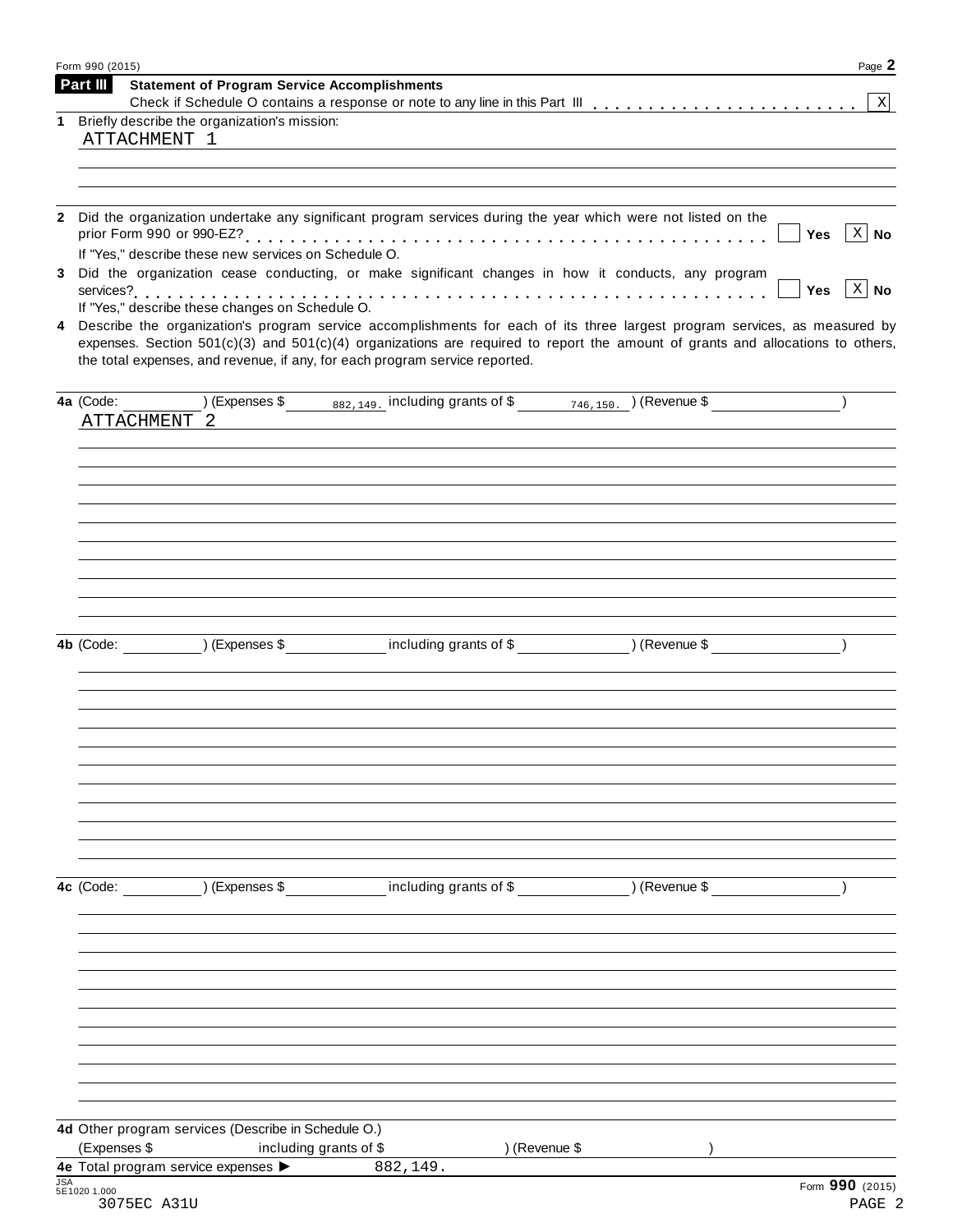Form 990 (2015)

## Part III Statement of Program Service Accomplishments

Check if Schedule O contains a response or note to any line in this Part III . . . . . . . . . . . . . . . . . . . . . . . [X]

**1** Briefly describe the organization's mission:

ATTACHMENT 1

**2** Did the organization undertake any significant program services during the year which were not listed on the prior Form 990 or 990-EZ? . . . . . . . . . . . . . . . . . . . . . . . . . . . . . . . . . . . . . . . . . . . [ ] Yes [X] No

If "Yes," describe these new services on Schedule O.

**3** Did the organization cease conducting, or make significant changes in how it conducts, any program services? . . . . . . . . . . . . . . . . . . . . . . . . . . . . . . . . . . . . . . . . . . . . . . . . . . . . . [ ] Yes [X] No

If "Yes," describe these changes on Schedule O.

**4** Describe the organization's program service accomplishments for each of its three largest program services, as measured by expenses. Section 501(c)(3) and 501(c)(4) organizations are required to report the amount of grants and allocations to others, the total expenses, and revenue, if any, for each program service reported.

**4a** (Code: ) (Expenses $ 882,149. including grants of $ 746,150. ) (Revenue $ )

ATTACHMENT 2

**4b** (Code: ) (Expenses $ including grants of $ ) (Revenue $ )

**4c** (Code: ) (Expenses $ including grants of $ ) (Revenue $ )

**4d** Other program services (Describe in Schedule O.)

(Expenses $ including grants of $ ) (Revenue $ )

**4e** Total program service expenses ▶ 882,149.

Form **990** (2015)

JSA 5E1020 1.000

3075EC A31U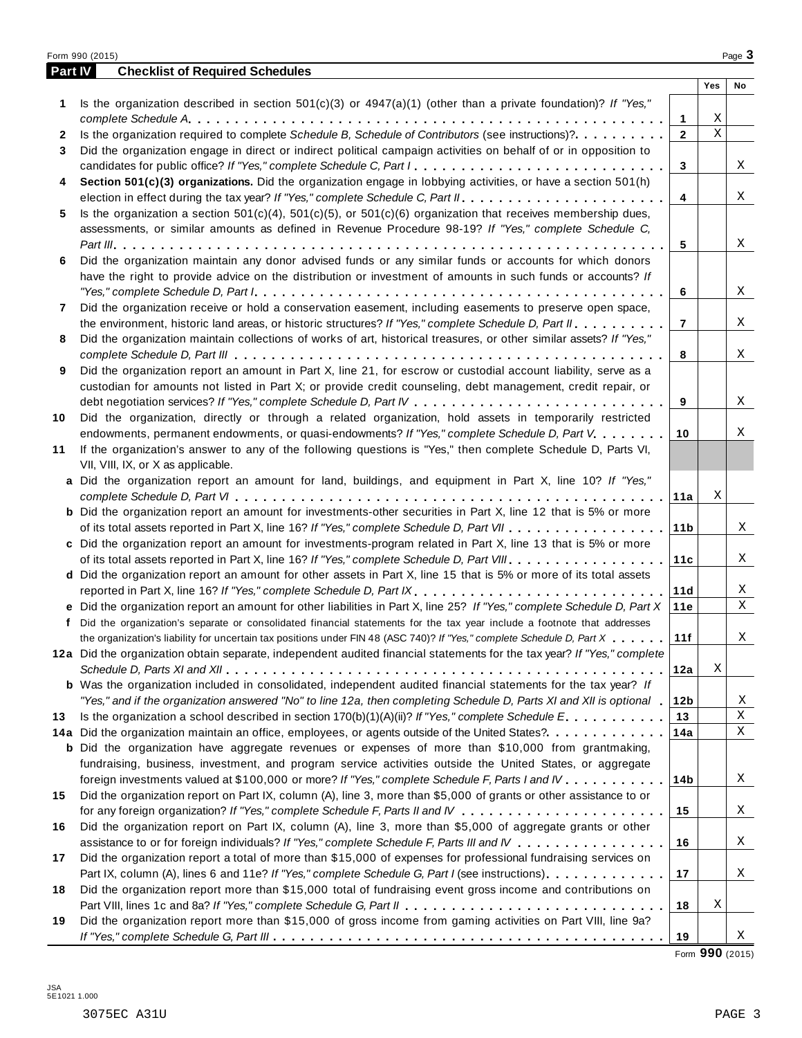## Part IV Checklist of Required Schedules

| | | | Yes | No |
|---|---|---|---|---|
| **1** | Is the organization described in section 501(c)(3) or 4947(a)(1) (other than a private foundation)? *If "Yes," complete Schedule A* | **1** | X | |
| **2** | Is the organization required to complete *Schedule B, Schedule of Contributors* (see instructions)? | **2** | X | |
| **3** | Did the organization engage in direct or indirect political campaign activities on behalf of or in opposition to candidates for public office? *If "Yes," complete Schedule C, Part I* | **3** | | X |
| **4** | **Section 501(c)(3) organizations.** Did the organization engage in lobbying activities, or have a section 501(h) election in effect during the tax year? *If "Yes," complete Schedule C, Part II* | **4** | | X |
| **5** | Is the organization a section 501(c)(4), 501(c)(5), or 501(c)(6) organization that receives membership dues, assessments, or similar amounts as defined in Revenue Procedure 98-19? *If "Yes," complete Schedule C, Part III* | **5** | | X |
| **6** | Did the organization maintain any donor advised funds or any similar funds or accounts for which donors have the right to provide advice on the distribution or investment of amounts in such funds or accounts? *If "Yes," complete Schedule D, Part I* | **6** | | X |
| **7** | Did the organization receive or hold a conservation easement, including easements to preserve open space, the environment, historic land areas, or historic structures? *If "Yes," complete Schedule D, Part II* | **7** | | X |
| **8** | Did the organization maintain collections of works of art, historical treasures, or other similar assets? *If "Yes," complete Schedule D, Part III* | **8** | | X |
| **9** | Did the organization report an amount in Part X, line 21, for escrow or custodial account liability, serve as a custodian for amounts not listed in Part X; or provide credit counseling, debt management, credit repair, or debt negotiation services? *If "Yes," complete Schedule D, Part IV* | **9** | | X |
| **10** | Did the organization, directly or through a related organization, hold assets in temporarily restricted endowments, permanent endowments, or quasi-endowments? *If "Yes," complete Schedule D, Part V* | **10** | | X |
| **11** | If the organization's answer to any of the following questions is "Yes," then complete Schedule D, Parts VI, VII, VIII, IX, or X as applicable. | | | |
| **a** | Did the organization report an amount for land, buildings, and equipment in Part X, line 10? *If "Yes," complete Schedule D, Part VI* | **11a** | X | |
| **b** | Did the organization report an amount for investments-other securities in Part X, line 12 that is 5% or more of its total assets reported in Part X, line 16? *If "Yes," complete Schedule D, Part VII* | **11b** | | X |
| **c** | Did the organization report an amount for investments-program related in Part X, line 13 that is 5% or more of its total assets reported in Part X, line 16? *If "Yes," complete Schedule D, Part VIII* | **11c** | | X |
| **d** | Did the organization report an amount for other assets in Part X, line 15 that is 5% or more of its total assets reported in Part X, line 16? *If "Yes," complete Schedule D, Part IX* | **11d** | | X |
| **e** | Did the organization report an amount for other liabilities in Part X, line 25? *If "Yes," complete Schedule D, Part X* | **11e** | | X |
| **f** | Did the organization's separate or consolidated financial statements for the tax year include a footnote that addresses the organization's liability for uncertain tax positions under FIN 48 (ASC 740)? *If "Yes," complete Schedule D, Part X* | **11f** | | X |
| **12a** | Did the organization obtain separate, independent audited financial statements for the tax year? *If "Yes," complete Schedule D, Parts XI and XII* | **12a** | X | |
| **b** | Was the organization included in consolidated, independent audited financial statements for the tax year? *If "Yes," and if the organization answered "No" to line 12a, then completing Schedule D, Parts XI and XII is optional* | **12b** | | X |
| **13** | Is the organization a school described in section 170(b)(1)(A)(ii)? *If "Yes," complete Schedule E* | **13** | | X |
| **14a** | Did the organization maintain an office, employees, or agents outside of the United States? | **14a** | | X |
| **b** | Did the organization have aggregate revenues or expenses of more than $10,000 from grantmaking, fundraising, business, investment, and program service activities outside the United States, or aggregate foreign investments valued at $100,000 or more? *If "Yes," complete Schedule F, Parts I and IV* | **14b** | | X |
| **15** | Did the organization report on Part IX, column (A), line 3, more than $5,000 of grants or other assistance to or for any foreign organization? *If "Yes," complete Schedule F, Parts II and IV* | **15** | | X |
| **16** | Did the organization report on Part IX, column (A), line 3, more than $5,000 of aggregate grants or other assistance to or for foreign individuals? *If "Yes," complete Schedule F, Parts III and IV* | **16** | | X |
| **17** | Did the organization report a total of more than $15,000 of expenses for professional fundraising services on Part IX, column (A), lines 6 and 11e? *If "Yes," complete Schedule G, Part I* (see instructions) | **17** | | X |
| **18** | Did the organization report more than $15,000 total of fundraising event gross income and contributions on Part VIII, lines 1c and 8a? *If "Yes," complete Schedule G, Part II* | **18** | X | |
| **19** | Did the organization report more than $15,000 of gross income from gaming activities on Part VIII, line 9a? *If "Yes," complete Schedule G, Part III* | **19** | | X |

Form **990** (2015)

JSA
5E1021 1.000

3075EC A31U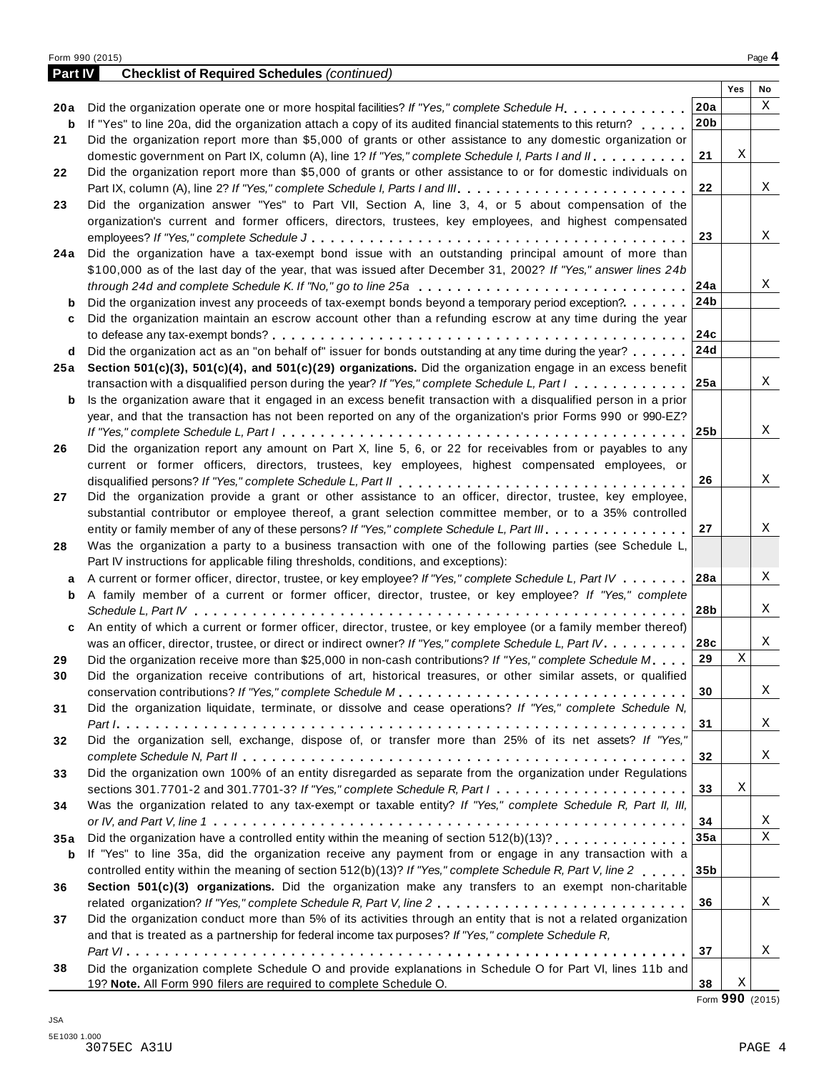## Part IV Checklist of Required Schedules *(continued)*

| | | | Yes | No |
|---|---|---|---|---|
| **20a** | Did the organization operate one or more hospital facilities? *If "Yes," complete Schedule H* | **20a** | | X |
| **b** | If "Yes" to line 20a, did the organization attach a copy of its audited financial statements to this return? | **20b** | | |
| **21** | Did the organization report more than $5,000 of grants or other assistance to any domestic organization or domestic government on Part IX, column (A), line 1? *If "Yes," complete Schedule I, Parts I and II* | **21** | X | |
| **22** | Did the organization report more than $5,000 of grants or other assistance to or for domestic individuals on Part IX, column (A), line 2? *If "Yes," complete Schedule I, Parts I and III* | **22** | | X |
| **23** | Did the organization answer "Yes" to Part VII, Section A, line 3, 4, or 5 about compensation of the organization's current and former officers, directors, trustees, key employees, and highest compensated employees? *If "Yes," complete Schedule J* | **23** | | X |
| **24a** | Did the organization have a tax-exempt bond issue with an outstanding principal amount of more than $100,000 as of the last day of the year, that was issued after December 31, 2002? *If "Yes," answer lines 24b through 24d and complete Schedule K. If "No," go to line 25a* | **24a** | | X |
| **b** | Did the organization invest any proceeds of tax-exempt bonds beyond a temporary period exception? | **24b** | | |
| **c** | Did the organization maintain an escrow account other than a refunding escrow at any time during the year to defease any tax-exempt bonds? | **24c** | | |
| **d** | Did the organization act as an "on behalf of" issuer for bonds outstanding at any time during the year? | **24d** | | |
| **25a** | **Section 501(c)(3), 501(c)(4), and 501(c)(29) organizations.** Did the organization engage in an excess benefit transaction with a disqualified person during the year? *If "Yes," complete Schedule L, Part I* | **25a** | | X |
| **b** | Is the organization aware that it engaged in an excess benefit transaction with a disqualified person in a prior year, and that the transaction has not been reported on any of the organization's prior Forms 990 or 990-EZ? *If "Yes," complete Schedule L, Part I* | **25b** | | X |
| **26** | Did the organization report any amount on Part X, line 5, 6, or 22 for receivables from or payables to any current or former officers, directors, trustees, key employees, highest compensated employees, or disqualified persons? *If "Yes," complete Schedule L, Part II* | **26** | | X |
| **27** | Did the organization provide a grant or other assistance to an officer, director, trustee, key employee, substantial contributor or employee thereof, a grant selection committee member, or to a 35% controlled entity or family member of any of these persons? *If "Yes," complete Schedule L, Part III* | **27** | | X |
| **28** | Was the organization a party to a business transaction with one of the following parties (see Schedule L, Part IV instructions for applicable filing thresholds, conditions, and exceptions): | | | |
| **a** | A current or former officer, director, trustee, or key employee? *If "Yes," complete Schedule L, Part IV* | **28a** | | X |
| **b** | A family member of a current or former officer, director, trustee, or key employee? *If "Yes," complete Schedule L, Part IV* | **28b** | | X |
| **c** | An entity of which a current or former officer, director, trustee, or key employee (or a family member thereof) was an officer, director, trustee, or direct or indirect owner? *If "Yes," complete Schedule L, Part IV* | **28c** | | X |
| **29** | Did the organization receive more than $25,000 in non-cash contributions? *If "Yes," complete Schedule M* | **29** | X | |
| **30** | Did the organization receive contributions of art, historical treasures, or other similar assets, or qualified conservation contributions? *If "Yes," complete Schedule M* | **30** | | X |
| **31** | Did the organization liquidate, terminate, or dissolve and cease operations? *If "Yes," complete Schedule N, Part I* | **31** | | X |
| **32** | Did the organization sell, exchange, dispose of, or transfer more than 25% of its net assets? *If "Yes," complete Schedule N, Part II* | **32** | | X |
| **33** | Did the organization own 100% of an entity disregarded as separate from the organization under Regulations sections 301.7701-2 and 301.7701-3? *If "Yes," complete Schedule R, Part I* | **33** | X | |
| **34** | Was the organization related to any tax-exempt or taxable entity? *If "Yes," complete Schedule R, Part II, III, or IV, and Part V, line 1* | **34** | | X |
| **35a** | Did the organization have a controlled entity within the meaning of section 512(b)(13)? | **35a** | | X |
| **b** | If "Yes" to line 35a, did the organization receive any payment from or engage in any transaction with a controlled entity within the meaning of section 512(b)(13)? *If "Yes," complete Schedule R, Part V, line 2* | **35b** | | |
| **36** | **Section 501(c)(3) organizations.** Did the organization make any transfers to an exempt non-charitable related organization? *If "Yes," complete Schedule R, Part V, line 2* | **36** | | X |
| **37** | Did the organization conduct more than 5% of its activities through an entity that is not a related organization and that is treated as a partnership for federal income tax purposes? *If "Yes," complete Schedule R, Part VI* | **37** | | X |
| **38** | Did the organization complete Schedule O and provide explanations in Schedule O for Part VI, lines 11b and 19? **Note.** All Form 990 filers are required to complete Schedule O. | **38** | X | |

Form **990** (2015)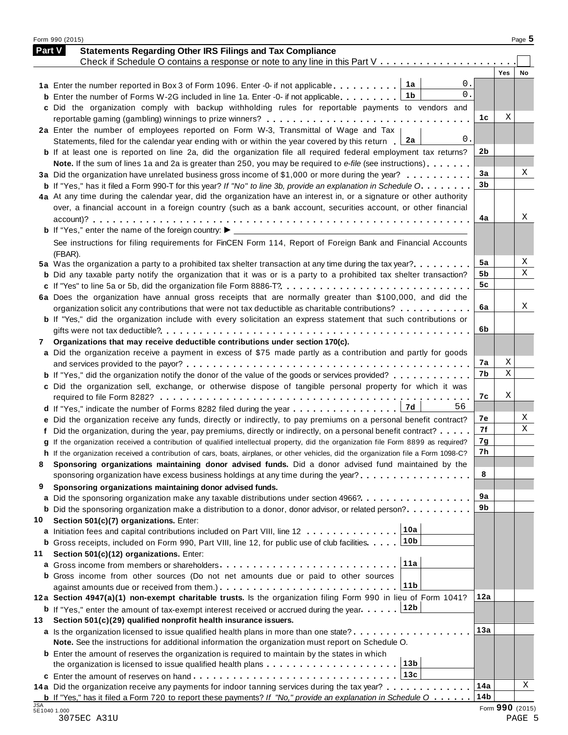## Part V Statements Regarding Other IRS Filings and Tax Compliance

Check if Schedule O contains a response or note to any line in this Part V . . . . . . . . . . . . . . . . . . . . ☐

| Line | Description | Box | Amount | Line | Yes | No |
|---|---|---|---|---|---|---|
| 1a | Enter the number reported in Box 3 of Form 1096. Enter -0- if not applicable | 1a | 0. | | | |
| b | Enter the number of Forms W-2G included in line 1a. Enter -0- if not applicable | 1b | 0. | | | |
| c | Did the organization comply with backup withholding rules for reportable payments to vendors and reportable gaming (gambling) winnings to prize winners? | | | 1c | X | |
| 2a | Enter the number of employees reported on Form W-3, Transmittal of Wage and Tax Statements, filed for the calendar year ending with or within the year covered by this return | 2a | 0. | | | |
| b | If at least one is reported on line 2a, did the organization file all required federal employment tax returns? | | | 2b | | |
| | **Note.** If the sum of lines 1a and 2a is greater than 250, you may be required to *e-file* (see instructions) | | | | | |
| 3a | Did the organization have unrelated business gross income of $1,000 or more during the year? | | | 3a | | X |
| b | If "Yes," has it filed a Form 990-T for this year? *If "No" to line 3b, provide an explanation in Schedule O* | | | 3b | | |
| 4a | At any time during the calendar year, did the organization have an interest in, or a signature or other authority over, a financial account in a foreign country (such as a bank account, securities account, or other financial account)? | | | 4a | | X |
| b | If "Yes," enter the name of the foreign country: ▶ | | | | | |
| | See instructions for filing requirements for FinCEN Form 114, Report of Foreign Bank and Financial Accounts (FBAR). | | | | | |
| 5a | Was the organization a party to a prohibited tax shelter transaction at any time during the tax year? | | | 5a | | X |
| b | Did any taxable party notify the organization that it was or is a party to a prohibited tax shelter transaction? | | | 5b | | X |
| c | If "Yes" to line 5a or 5b, did the organization file Form 8886-T? | | | 5c | | |
| 6a | Does the organization have annual gross receipts that are normally greater than $100,000, and did the organization solicit any contributions that were not tax deductible as charitable contributions? | | | 6a | | X |
| b | If "Yes," did the organization include with every solicitation an express statement that such contributions or gifts were not tax deductible? | | | 6b | | |
| 7 | **Organizations that may receive deductible contributions under section 170(c).** | | | | | |
| a | Did the organization receive a payment in excess of $75 made partly as a contribution and partly for goods and services provided to the payor? | | | 7a | X | |
| b | If "Yes," did the organization notify the donor of the value of the goods or services provided? | | | 7b | X | |
| c | Did the organization sell, exchange, or otherwise dispose of tangible personal property for which it was required to file Form 8282? | | | 7c | X | |
| d | If "Yes," indicate the number of Forms 8282 filed during the year | 7d | 56 | | | |
| e | Did the organization receive any funds, directly or indirectly, to pay premiums on a personal benefit contract? | | | 7e | | X |
| f | Did the organization, during the year, pay premiums, directly or indirectly, on a personal benefit contract? | | | 7f | | X |
| g | If the organization received a contribution of qualified intellectual property, did the organization file Form 8899 as required? | | | 7g | | |
| h | If the organization received a contribution of cars, boats, airplanes, or other vehicles, did the organization file a Form 1098-C? | | | 7h | | |
| 8 | **Sponsoring organizations maintaining donor advised funds.** Did a donor advised fund maintained by the sponsoring organization have excess business holdings at any time during the year? | | | 8 | | |
| 9 | **Sponsoring organizations maintaining donor advised funds.** | | | | | |
| a | Did the sponsoring organization make any taxable distributions under section 4966? | | | 9a | | |
| b | Did the sponsoring organization make a distribution to a donor, donor advisor, or related person? | | | 9b | | |
| 10 | **Section 501(c)(7) organizations.** Enter: | | | | | |
| a | Initiation fees and capital contributions included on Part VIII, line 12 | 10a | | | | |
| b | Gross receipts, included on Form 990, Part VIII, line 12, for public use of club facilities | 10b | | | | |
| 11 | **Section 501(c)(12) organizations.** Enter: | | | | | |
| a | Gross income from members or shareholders | 11a | | | | |
| b | Gross income from other sources (Do not net amounts due or paid to other sources against amounts due or received from them.) | 11b | | | | |
| 12a | **Section 4947(a)(1) non-exempt charitable trusts.** Is the organization filing Form 990 in lieu of Form 1041? | | | 12a | | |
| b | If "Yes," enter the amount of tax-exempt interest received or accrued during the year | 12b | | | | |
| 13 | **Section 501(c)(29) qualified nonprofit health insurance issuers.** | | | | | |
| a | Is the organization licensed to issue qualified health plans in more than one state? | | | 13a | | |
| | **Note.** See the instructions for additional information the organization must report on Schedule O. | | | | | |
| b | Enter the amount of reserves the organization is required to maintain by the states in which the organization is licensed to issue qualified health plans | 13b | | | | |
| c | Enter the amount of reserves on hand | 13c | | | | |
| 14a | Did the organization receive any payments for indoor tanning services during the tax year? | | | 14a | | X |
| b | If "Yes," has it filed a Form 720 to report these payments? *If "No," provide an explanation in Schedule O* | | | 14b | | |

JSA 5E1040 1.000
3075EC A31U

Form **990** (2015)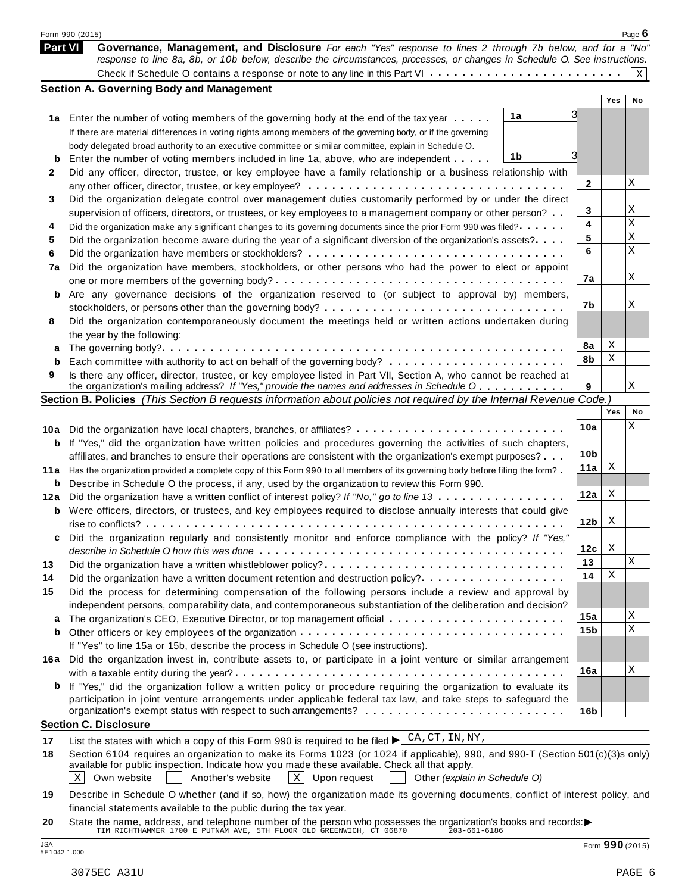Form 990 (2015)

## Part VI Governance, Management, and Disclosure

*For each "Yes" response to lines 2 through 7b below, and for a "No" response to line 8a, 8b, or 10b below, describe the circumstances, processes, or changes in Schedule O. See instructions.*

Check if Schedule O contains a response or note to any line in this Part VI . . . . . . . . . . . . . . . . . . . . . . . . X

### Section A. Governing Body and Management

| | | | Yes | No |
|---|---|---|---|---|
| **1a** | Enter the number of voting members of the governing body at the end of the tax year . . . . . **1a** 3<br>If there are material differences in voting rights among members of the governing body, or if the governing body delegated broad authority to an executive committee or similar committee, explain in Schedule O. | | | |
| **b** | Enter the number of voting members included in line 1a, above, who are independent . . . . . **1b** 3 | | | |
| **2** | Did any officer, director, trustee, or key employee have a family relationship or a business relationship with any other officer, director, trustee, or key employee? | 2 | | X |
| **3** | Did the organization delegate control over management duties customarily performed by or under the direct supervision of officers, directors, or trustees, or key employees to a management company or other person? | 3 | | X |
| **4** | Did the organization make any significant changes to its governing documents since the prior Form 990 was filed? | 4 | | X |
| **5** | Did the organization become aware during the year of a significant diversion of the organization's assets? | 5 | | X |
| **6** | Did the organization have members or stockholders? | 6 | | X |
| **7a** | Did the organization have members, stockholders, or other persons who had the power to elect or appoint one or more members of the governing body? | 7a | | X |
| **b** | Are any governance decisions of the organization reserved to (or subject to approval by) members, stockholders, or persons other than the governing body? | 7b | | X |
| **8** | Did the organization contemporaneously document the meetings held or written actions undertaken during the year by the following: | | | |
| **a** | The governing body? | 8a | X | |
| **b** | Each committee with authority to act on behalf of the governing body? | 8b | X | |
| **9** | Is there any officer, director, trustee, or key employee listed in Part VII, Section A, who cannot be reached at the organization's mailing address? *If "Yes," provide the names and addresses in Schedule O* | 9 | | X |

### Section B. Policies *(This Section B requests information about policies not required by the Internal Revenue Code.)*

| | | | Yes | No |
|---|---|---|---|---|
| **10a** | Did the organization have local chapters, branches, or affiliates? | 10a | | X |
| **b** | If "Yes," did the organization have written policies and procedures governing the activities of such chapters, affiliates, and branches to ensure their operations are consistent with the organization's exempt purposes? | 10b | | |
| **11a** | Has the organization provided a complete copy of this Form 990 to all members of its governing body before filing the form? | 11a | X | |
| **b** | Describe in Schedule O the process, if any, used by the organization to review this Form 990. | | | |
| **12a** | Did the organization have a written conflict of interest policy? *If "No," go to line 13* | 12a | X | |
| **b** | Were officers, directors, or trustees, and key employees required to disclose annually interests that could give rise to conflicts? | 12b | X | |
| **c** | Did the organization regularly and consistently monitor and enforce compliance with the policy? *If "Yes," describe in Schedule O how this was done* | 12c | X | |
| **13** | Did the organization have a written whistleblower policy? | 13 | | X |
| **14** | Did the organization have a written document retention and destruction policy? | 14 | X | |
| **15** | Did the process for determining compensation of the following persons include a review and approval by independent persons, comparability data, and contemporaneous substantiation of the deliberation and decision? | | | |
| **a** | The organization's CEO, Executive Director, or top management official | 15a | | X |
| **b** | Other officers or key employees of the organization<br>If "Yes" to line 15a or 15b, describe the process in Schedule O (see instructions). | 15b | | X |
| **16a** | Did the organization invest in, contribute assets to, or participate in a joint venture or similar arrangement with a taxable entity during the year? | 16a | | X |
| **b** | If "Yes," did the organization follow a written policy or procedure requiring the organization to evaluate its participation in joint venture arrangements under applicable federal tax law, and take steps to safeguard the organization's exempt status with respect to such arrangements? | 16b | | |

### Section C. Disclosure

**17** List the states with which a copy of this Form 990 is required to be filed ▶ CA,CT,IN,NY,

**18** Section 6104 requires an organization to make its Forms 1023 (or 1024 if applicable), 990, and 990-T (Section 501(c)(3)s only) available for public inspection. Indicate how you made these available. Check all that apply.

[X] Own website [ ] Another's website [X] Upon request [ ] Other *(explain in Schedule O)*

**19** Describe in Schedule O whether (and if so, how) the organization made its governing documents, conflict of interest policy, and financial statements available to the public during the tax year.

**20** State the name, address, and telephone number of the person who possesses the organization's books and records: ▶
TIM RICHTHAMMER 1700 E PUTNAM AVE, 5TH FLOOR OLD GREENWICH, CT 06870 203-661-6186

JSA
5E1042 1.000

Form **990** (2015)

3075EC A31U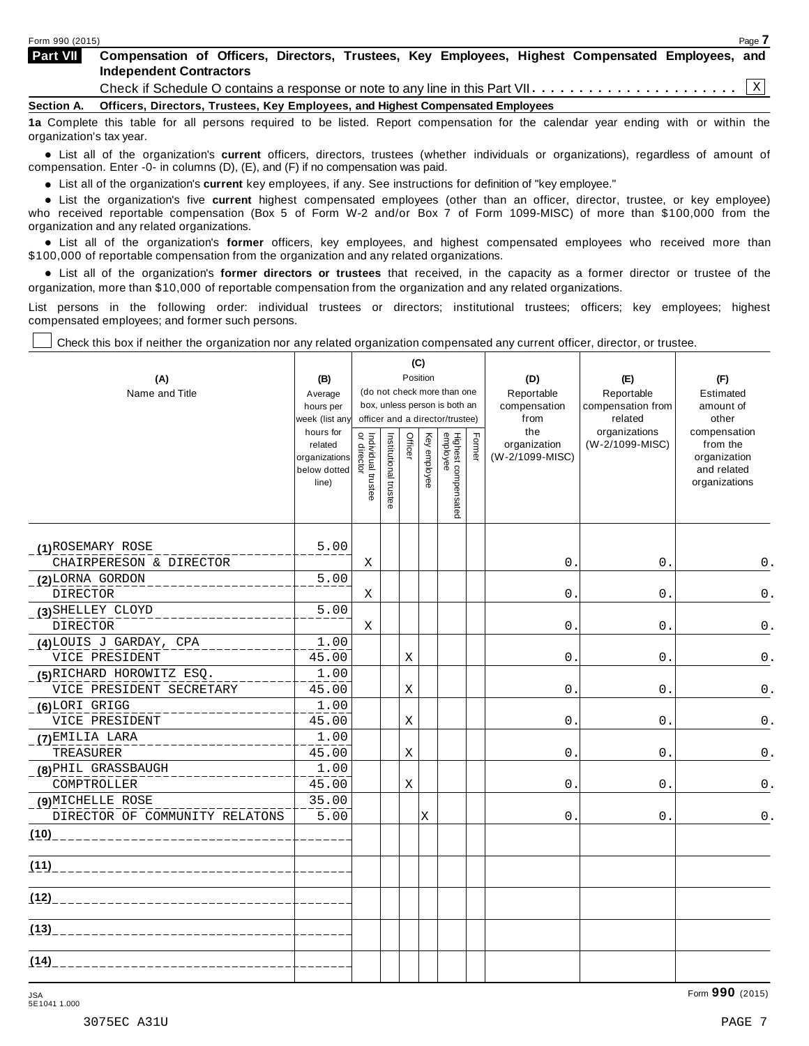Form 990 (2015)

**Part VII Compensation of Officers, Directors, Trustees, Key Employees, Highest Compensated Employees, and Independent Contractors**

Check if Schedule O contains a response or note to any line in this Part VII . . . . . . . . . . . . . . . . . . . . . . X

**Section A. Officers, Directors, Trustees, Key Employees, and Highest Compensated Employees**

**1a** Complete this table for all persons required to be listed. Report compensation for the calendar year ending with or within the organization's tax year.

- List all of the organization's **current** officers, directors, trustees (whether individuals or organizations), regardless of amount of compensation. Enter -0- in columns (D), (E), and (F) if no compensation was paid.
- List all of the organization's **current** key employees, if any. See instructions for definition of "key employee."
- List the organization's five **current** highest compensated employees (other than an officer, director, trustee, or key employee) who received reportable compensation (Box 5 of Form W-2 and/or Box 7 of Form 1099-MISC) of more than $100,000 from the organization and any related organizations.
- List all of the organization's **former** officers, key employees, and highest compensated employees who received more than $100,000 of reportable compensation from the organization and any related organizations.
- List all of the organization's **former directors or trustees** that received, in the capacity as a former director or trustee of the organization, more than $10,000 of reportable compensation from the organization and any related organizations.

List persons in the following order: individual trustees or directors; institutional trustees; officers; key employees; highest compensated employees; and former such persons.

☐ Check this box if neither the organization nor any related organization compensated any current officer, director, or trustee.

| (A) Name and Title | (B) Average hours per week (list any hours for related organizations below dotted line) | (C) Position (do not check more than one box, unless person is both an officer and a director/trustee): Individual trustee or director | Institutional trustee | Officer | Key employee | Highest compensated employee | Former | (D) Reportable compensation from the organization (W-2/1099-MISC) | (E) Reportable compensation from related organizations (W-2/1099-MISC) | (F) Estimated amount of other compensation from the organization and related organizations |
|---|---|---|---|---|---|---|---|---|---|---|
| (1) ROSEMARY ROSE<br>CHAIRPERESON & DIRECTOR | 5.00 | X | | | | | | 0. | 0. | 0. |
| (2) LORNA GORDON<br>DIRECTOR | 5.00 | X | | | | | | 0. | 0. | 0. |
| (3) SHELLEY CLOYD<br>DIRECTOR | 5.00 | X | | | | | | 0. | 0. | 0. |
| (4) LOUIS J GARDAY, CPA<br>VICE PRESIDENT | 1.00<br>45.00 | | | X | | | | 0. | 0. | 0. |
| (5) RICHARD HOROWITZ ESQ.<br>VICE PRESIDENT SECRETARY | 1.00<br>45.00 | | | X | | | | 0. | 0. | 0. |
| (6) LORI GRIGG<br>VICE PRESIDENT | 1.00<br>45.00 | | | X | | | | 0. | 0. | 0. |
| (7) EMILIA LARA<br>TREASURER | 1.00<br>45.00 | | | X | | | | 0. | 0. | 0. |
| (8) PHIL GRASSBAUGH<br>COMPTROLLER | 1.00<br>45.00 | | | X | | | | 0. | 0. | 0. |
| (9) MICHELLE ROSE<br>DIRECTOR OF COMMUNITY RELATONS | 35.00<br>5.00 | | | | X | | | 0. | 0. | 0. |
| (10) | | | | | | | | | | |
| (11) | | | | | | | | | | |
| (12) | | | | | | | | | | |
| (13) | | | | | | | | | | |
| (14) | | | | | | | | | | |

JSA 5E1041 1.000

Form **990** (2015)

3075EC A31U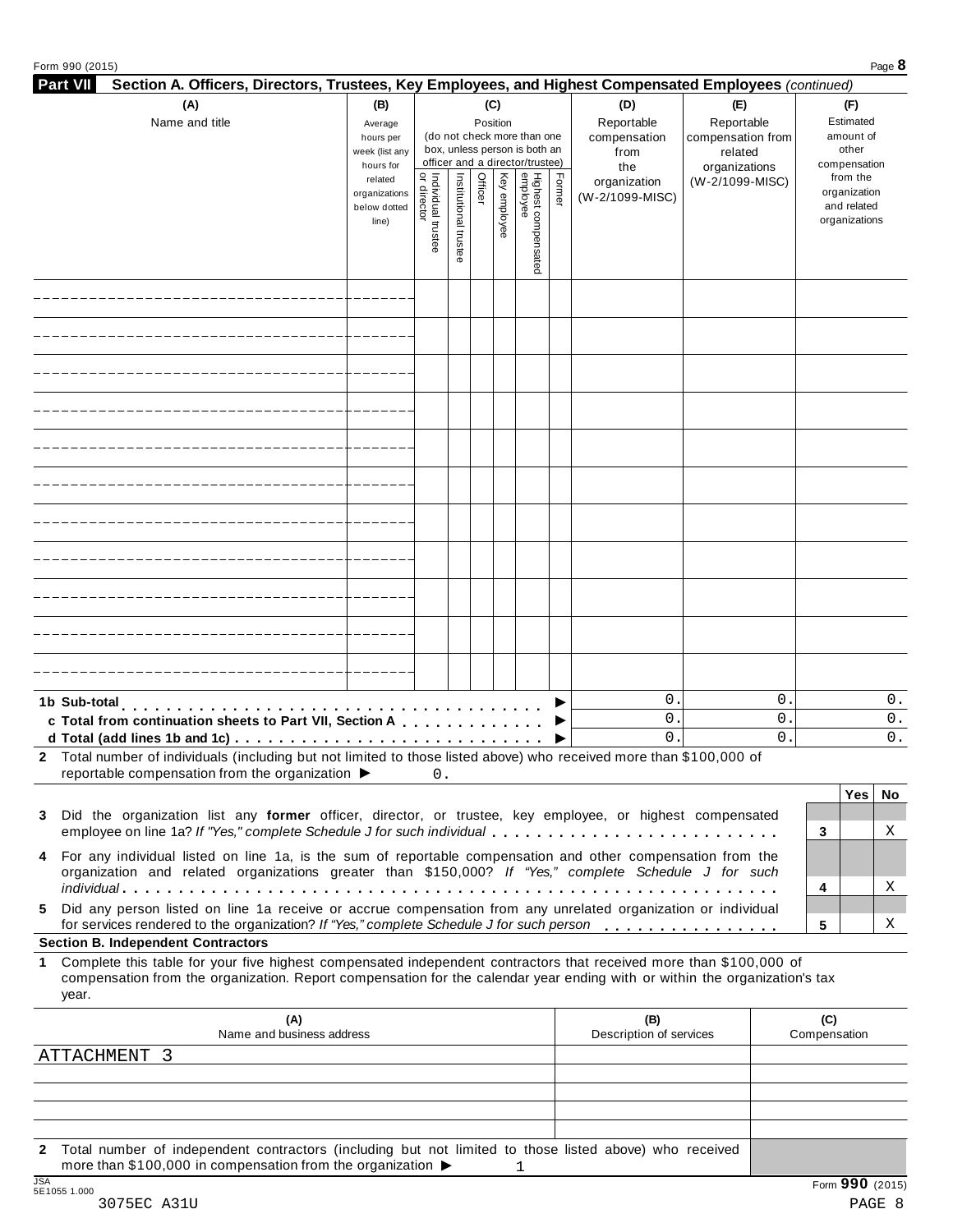**Part VII** **Section A. Officers, Directors, Trustees, Key Employees, and Highest Compensated Employees** *(continued)*

| (A) Name and title | (B) Average hours per week (list any hours for related organizations below dotted line) | (C) Position (do not check more than one box, unless person is both an officer and a director/trustee) | | | | | | (D) Reportable compensation from the organization (W-2/1099-MISC) | (E) Reportable compensation from related organizations (W-2/1099-MISC) | (F) Estimated amount of other compensation from the organization and related organizations |
|---|---|---|---|---|---|---|---|---|---|---|
| | | Individual trustee or director | Institutional trustee | Officer | Key employee | Highest compensated employee | Former | | | |
| | | | | | | | | | | |
| | | | | | | | | | | |
| | | | | | | | | | | |
| | | | | | | | | | | |
| | | | | | | | | | | |
| | | | | | | | | | | |
| | | | | | | | | | | |
| | | | | | | | | | | |
| | | | | | | | | | | |
| | | | | | | | | | | |
| | | | | | | | | | | |
| **1b Sub-total** ▶ | | | | | | | | 0. | 0. | 0. |
| **c Total from continuation sheets to Part VII, Section A** ▶ | | | | | | | | 0. | 0. | 0. |
| **d Total (add lines 1b and 1c)** ▶ | | | | | | | | 0. | 0. | 0. |

**2** Total number of individuals (including but not limited to those listed above) who received more than $100,000 of reportable compensation from the organization ▶ 0.

| | | Yes | No |
|---|---|---|---|
| **3** Did the organization list any **former** officer, director, or trustee, key employee, or highest compensated employee on line 1a? *If "Yes," complete Schedule J for such individual* | 3 | | X |
| **4** For any individual listed on line 1a, is the sum of reportable compensation and other compensation from the organization and related organizations greater than $150,000? *If "Yes," complete Schedule J for such individual* | 4 | | X |
| **5** Did any person listed on line 1a receive or accrue compensation from any unrelated organization or individual for services rendered to the organization? *If "Yes," complete Schedule J for such person* | 5 | | X |

**Section B. Independent Contractors**

**1** Complete this table for your five highest compensated independent contractors that received more than $100,000 of compensation from the organization. Report compensation for the calendar year ending with or within the organization's tax year.

| (A) Name and business address | (B) Description of services | (C) Compensation |
|---|---|---|
| ATTACHMENT 3 | | |
| | | |
| | | |
| | | |
| | | |

**2** Total number of independent contractors (including but not limited to those listed above) who received more than $100,000 in compensation from the organization ▶ 1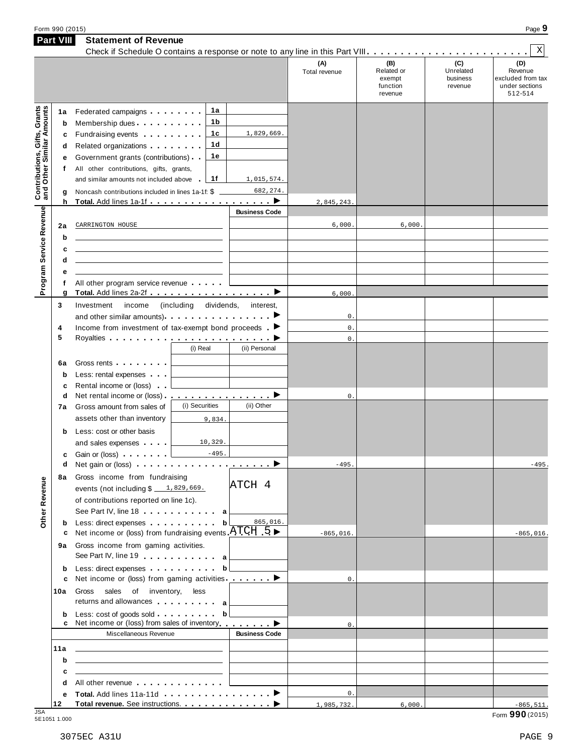Form 990 (2015)

## Part VIII Statement of Revenue

Check if Schedule O contains a response or note to any line in this Part VIII . . . . . . . . . . . . . . . . . . . . . . . . [X]

| | | | | (A) Total revenue | (B) Related or exempt function revenue | (C) Unrelated business revenue | (D) Revenue excluded from tax under sections 512-514 |
|---|---|---|---|---|---|---|---|
| **Contributions, Gifts, Grants and Other Similar Amounts** | 1a Federated campaigns | 1a | | | | | |
| | b Membership dues | 1b | | | | | |
| | c Fundraising events | 1c | 1,829,669. | | | | |
| | d Related organizations | 1d | | | | | |
| | e Government grants (contributions) | 1e | | | | | |
| | f All other contributions, gifts, grants, and similar amounts not included above | 1f | 1,015,574. | | | | |
| | g Noncash contributions included in lines 1a-1f: $ | | 682,274. | | | | |
| | h **Total.** Add lines 1a-1f ▶ | | | 2,845,243. | | | |
| **Program Service Revenue** | | | Business Code | | | | |
| | 2a CARRINGTON HOUSE | | | 6,000. | 6,000. | | |
| | b | | | | | | |
| | c | | | | | | |
| | d | | | | | | |
| | e | | | | | | |
| | f All other program service revenue | | | | | | |
| | g **Total.** Add lines 2a-2f ▶ | | | 6,000. | | | |
| **Other Revenue** | 3 Investment income (including dividends, interest, and other similar amounts) ▶ | | | 0. | | | |
| | 4 Income from investment of tax-exempt bond proceeds ▶ | | | 0. | | | |
| | 5 Royalties ▶ | | | 0. | | | |
| | | (i) Real | (ii) Personal | | | | |
| | 6a Gross rents | | | | | | |
| | b Less: rental expenses | | | | | | |
| | c Rental income or (loss) | | | | | | |
| | d Net rental income or (loss) ▶ | | | 0. | | | |
| | 7a Gross amount from sales of assets other than inventory | (i) Securities 9,834. | (ii) Other | | | | |
| | b Less: cost or other basis and sales expenses | 10,329. | | | | | |
| | c Gain or (loss) | -495. | | | | | |
| | d Net gain or (loss) ▶ | | | -495. | | | -495. |
| | 8a Gross income from fundraising events (not including $ 1,829,669. of contributions reported on line 1c). See Part IV, line 18 | a | ATCH 4 | | | | |
| | b Less: direct expenses | b | 865,016. | | | | |
| | c Net income or (loss) from fundraising events ATCH 5 ▶ | | | -865,016. | | | -865,016. |
| | 9a Gross income from gaming activities. See Part IV, line 19 | a | | | | | |
| | b Less: direct expenses | b | | | | | |
| | c Net income or (loss) from gaming activities ▶ | | | 0. | | | |
| | 10a Gross sales of inventory, less returns and allowances | a | | | | | |
| | b Less: cost of goods sold | b | | | | | |
| | c Net income or (loss) from sales of inventory ▶ | | | 0. | | | |
| | Miscellaneous Revenue | | Business Code | | | | |
| | 11a | | | | | | |
| | b | | | | | | |
| | c | | | | | | |
| | d All other revenue | | | | | | |
| | e **Total.** Add lines 11a-11d ▶ | | | 0. | | | |
| | 12 **Total revenue.** See instructions. ▶ | | | 1,985,732. | 6,000. | | -865,511. |

JSA 5E1051 1.000

Form **990** (2015)

3075EC A31U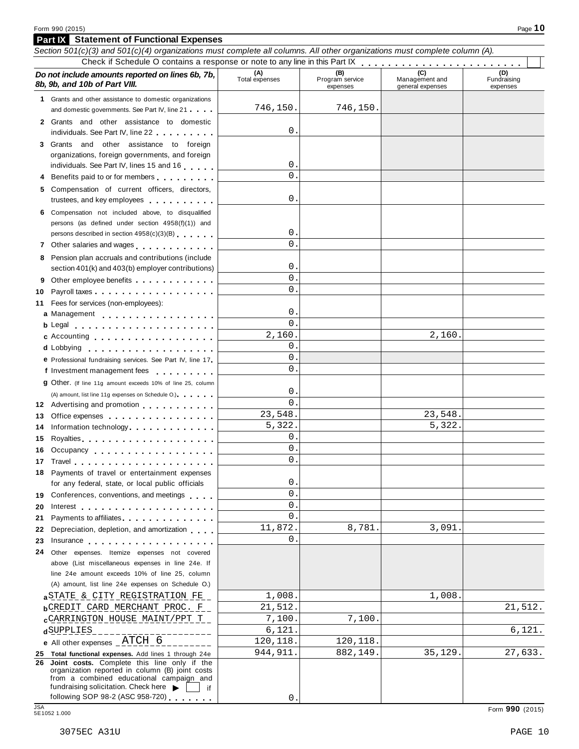Form 990 (2015)

## Part IX Statement of Functional Expenses

*Section 501(c)(3) and 501(c)(4) organizations must complete all columns. All other organizations must complete column (A).*

Check if Schedule O contains a response or note to any line in this Part IX . . . . . . . . . . . . . . . . . . . . . . . ☐

| *Do not include amounts reported on lines 6b, 7b, 8b, 9b, and 10b of Part VIII.* | (A) Total expenses | (B) Program service expenses | (C) Management and general expenses | (D) Fundraising expenses |
|---|---|---|---|---|
| **1** Grants and other assistance to domestic organizations and domestic governments. See Part IV, line 21 | 746,150. | 746,150. | | |
| **2** Grants and other assistance to domestic individuals. See Part IV, line 22 | 0. | | | |
| **3** Grants and other assistance to foreign organizations, foreign governments, and foreign individuals. See Part IV, lines 15 and 16 | 0. | | | |
| **4** Benefits paid to or for members | 0. | | | |
| **5** Compensation of current officers, directors, trustees, and key employees | 0. | | | |
| **6** Compensation not included above, to disqualified persons (as defined under section 4958(f)(1)) and persons described in section 4958(c)(3)(B) | 0. | | | |
| **7** Other salaries and wages | 0. | | | |
| **8** Pension plan accruals and contributions (include section 401(k) and 403(b) employer contributions) | 0. | | | |
| **9** Other employee benefits | 0. | | | |
| **10** Payroll taxes | 0. | | | |
| **11** Fees for services (non-employees): | | | | |
| **a** Management | 0. | | | |
| **b** Legal | 0. | | | |
| **c** Accounting | 2,160. | | 2,160. | |
| **d** Lobbying | 0. | | | |
| **e** Professional fundraising services. See Part IV, line 17 | 0. | | | |
| **f** Investment management fees | 0. | | | |
| **g** Other. (If line 11g amount exceeds 10% of line 25, column (A) amount, list line 11g expenses on Schedule O.) | 0. | | | |
| **12** Advertising and promotion | 0. | | | |
| **13** Office expenses | 23,548. | | 23,548. | |
| **14** Information technology | 5,322. | | 5,322. | |
| **15** Royalties | 0. | | | |
| **16** Occupancy | 0. | | | |
| **17** Travel | 0. | | | |
| **18** Payments of travel or entertainment expenses for any federal, state, or local public officials | 0. | | | |
| **19** Conferences, conventions, and meetings | 0. | | | |
| **20** Interest | 0. | | | |
| **21** Payments to affiliates | 0. | | | |
| **22** Depreciation, depletion, and amortization | 11,872. | 8,781. | 3,091. | |
| **23** Insurance | 0. | | | |
| **24** Other expenses. Itemize expenses not covered above (List miscellaneous expenses in line 24e. If line 24e amount exceeds 10% of line 25, column (A) amount, list line 24e expenses on Schedule O.) | | | | |
| **a** STATE & CITY REGISTRATION FE | 1,008. | | 1,008. | |
| **b** CREDIT CARD MERCHANT PROC. F | 21,512. | | | 21,512. |
| **c** CARRINGTON HOUSE MAINT/PPT T | 7,100. | 7,100. | | |
| **d** SUPPLIES | 6,121. | | | 6,121. |
| **e** All other expenses ATCH 6 | 120,118. | 120,118. | | |
| **25 Total functional expenses.** Add lines 1 through 24e | 944,911. | 882,149. | 35,129. | 27,633. |
| **26 Joint costs.** Complete this line only if the organization reported in column (B) joint costs from a combined educational campaign and fundraising solicitation. Check here ▶ ☐ if following SOP 98-2 (ASC 958-720) | 0. | | | |

JSA 5E1052 1.000

Form **990** (2015)

3075EC A31U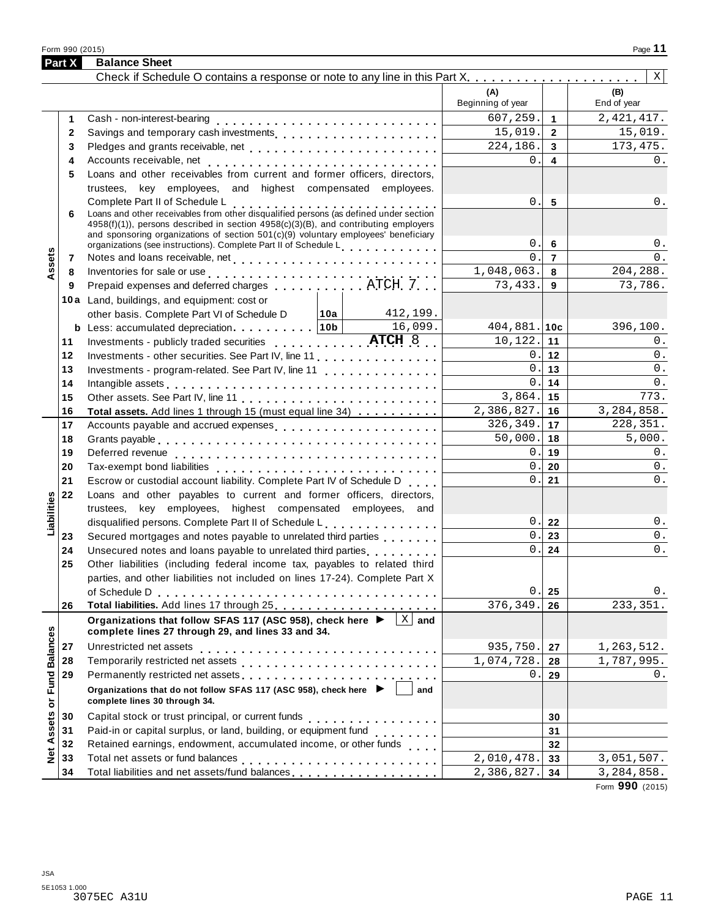Form 990 (2015)

## Part X Balance Sheet

Check if Schedule O contains a response or note to any line in this Part X . . . . . . . . . . . . . . . . . . . . . [X]

| Section | Line | Description | (A) Beginning of year | | (B) End of year |
|---|---|---|---|---|---|
| Assets | 1 | Cash - non-interest-bearing | 607,259. | 1 | 2,421,417. |
| | 2 | Savings and temporary cash investments | 15,019. | 2 | 15,019. |
| | 3 | Pledges and grants receivable, net | 224,186. | 3 | 173,475. |
| | 4 | Accounts receivable, net | 0. | 4 | 0. |
| | 5 | Loans and other receivables from current and former officers, directors, trustees, key employees, and highest compensated employees. Complete Part II of Schedule L | 0. | 5 | 0. |
| | 6 | Loans and other receivables from other disqualified persons (as defined under section 4958(f)(1)), persons described in section 4958(c)(3)(B), and contributing employers and sponsoring organizations of section 501(c)(9) voluntary employees' beneficiary organizations (see instructions). Complete Part II of Schedule L | 0. | 6 | 0. |
| | 7 | Notes and loans receivable, net | 0. | 7 | 0. |
| | 8 | Inventories for sale or use | 1,048,063. | 8 | 204,288. |
| | 9 | Prepaid expenses and deferred charges ATCH 7 | 73,433. | 9 | 73,786. |
| | 10a | Land, buildings, and equipment: cost or other basis. Complete Part VI of Schedule D — 10a: 412,199. | | | |
| | b | Less: accumulated depreciation — 10b: 16,099. | 404,881. | 10c | 396,100. |
| | 11 | Investments - publicly traded securities ATCH 8 | 10,122. | 11 | 0. |
| | 12 | Investments - other securities. See Part IV, line 11 | 0. | 12 | 0. |
| | 13 | Investments - program-related. See Part IV, line 11 | 0. | 13 | 0. |
| | 14 | Intangible assets | 0. | 14 | 0. |
| | 15 | Other assets. See Part IV, line 11 | 3,864. | 15 | 773. |
| | 16 | **Total assets.** Add lines 1 through 15 (must equal line 34) | 2,386,827. | 16 | 3,284,858. |
| Liabilities | 17 | Accounts payable and accrued expenses | 326,349. | 17 | 228,351. |
| | 18 | Grants payable | 50,000. | 18 | 5,000. |
| | 19 | Deferred revenue | 0. | 19 | 0. |
| | 20 | Tax-exempt bond liabilities | 0. | 20 | 0. |
| | 21 | Escrow or custodial account liability. Complete Part IV of Schedule D | 0. | 21 | 0. |
| | 22 | Loans and other payables to current and former officers, directors, trustees, key employees, highest compensated employees, and disqualified persons. Complete Part II of Schedule L | 0. | 22 | 0. |
| | 23 | Secured mortgages and notes payable to unrelated third parties | 0. | 23 | 0. |
| | 24 | Unsecured notes and loans payable to unrelated third parties | 0. | 24 | 0. |
| | 25 | Other liabilities (including federal income tax, payables to related third parties, and other liabilities not included on lines 17-24). Complete Part X of Schedule D | 0. | 25 | 0. |
| | 26 | **Total liabilities.** Add lines 17 through 25 | 376,349. | 26 | 233,351. |
| Net Assets or Fund Balances | | **Organizations that follow SFAS 117 (ASC 958), check here ▶ [X] and complete lines 27 through 29, and lines 33 and 34.** | | | |
| | 27 | Unrestricted net assets | 935,750. | 27 | 1,263,512. |
| | 28 | Temporarily restricted net assets | 1,074,728. | 28 | 1,787,995. |
| | 29 | Permanently restricted net assets | 0. | 29 | 0. |
| | | **Organizations that do not follow SFAS 117 (ASC 958), check here ▶ [ ] and complete lines 30 through 34.** | | | |
| | 30 | Capital stock or trust principal, or current funds | | 30 | |
| | 31 | Paid-in or capital surplus, or land, building, or equipment fund | | 31 | |
| | 32 | Retained earnings, endowment, accumulated income, or other funds | | 32 | |
| | 33 | Total net assets or fund balances | 2,010,478. | 33 | 3,051,507. |
| | 34 | Total liabilities and net assets/fund balances | 2,386,827. | 34 | 3,284,858. |

Form **990** (2015)

JSA
5E1053 1.000
3075EC A31U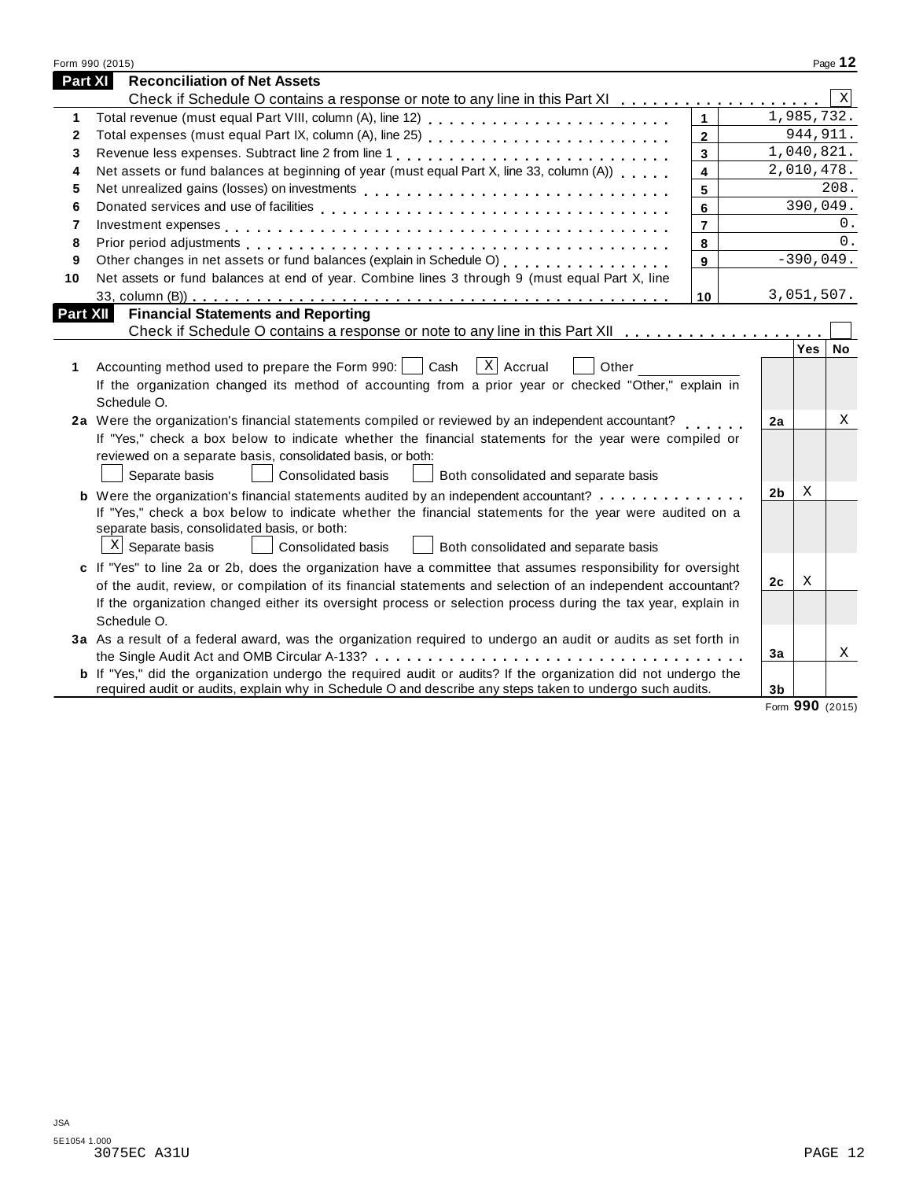## Part XI Reconciliation of Net Assets

Check if Schedule O contains a response or note to any line in this Part XI . . . . . . . . . . . . . . . . . . . [X]

| | | | |
|---|---|---|---|
| 1 | Total revenue (must equal Part VIII, column (A), line 12) | 1 | 1,985,732. |
| 2 | Total expenses (must equal Part IX, column (A), line 25) | 2 | 944,911. |
| 3 | Revenue less expenses. Subtract line 2 from line 1 | 3 | 1,040,821. |
| 4 | Net assets or fund balances at beginning of year (must equal Part X, line 33, column (A)) | 4 | 2,010,478. |
| 5 | Net unrealized gains (losses) on investments | 5 | 208. |
| 6 | Donated services and use of facilities | 6 | 390,049. |
| 7 | Investment expenses | 7 | 0. |
| 8 | Prior period adjustments | 8 | 0. |
| 9 | Other changes in net assets or fund balances (explain in Schedule O) | 9 | -390,049. |
| 10 | Net assets or fund balances at end of year. Combine lines 3 through 9 (must equal Part X, line 33, column (B)) | 10 | 3,051,507. |

## Part XII Financial Statements and Reporting

Check if Schedule O contains a response or note to any line in this Part XII . . . . . . . . . . . . . . . . . . . [ ]

| | | | Yes | No |
|---|---|---|---|---|
| 1 | Accounting method used to prepare the Form 990: [ ] Cash [X] Accrual [ ] Other ____________<br>If the organization changed its method of accounting from a prior year or checked "Other," explain in Schedule O. | | | |
| 2a | Were the organization's financial statements compiled or reviewed by an independent accountant? | 2a | | X |
| | If "Yes," check a box below to indicate whether the financial statements for the year were compiled or reviewed on a separate basis, consolidated basis, or both:<br>[ ] Separate basis [ ] Consolidated basis [ ] Both consolidated and separate basis | | | |
| b | Were the organization's financial statements audited by an independent accountant? | 2b | X | |
| | If "Yes," check a box below to indicate whether the financial statements for the year were audited on a separate basis, consolidated basis, or both:<br>[X] Separate basis [ ] Consolidated basis [ ] Both consolidated and separate basis | | | |
| c | If "Yes" to line 2a or 2b, does the organization have a committee that assumes responsibility for oversight of the audit, review, or compilation of its financial statements and selection of an independent accountant? | 2c | X | |
| | If the organization changed either its oversight process or selection process during the tax year, explain in Schedule O. | | | |
| 3a | As a result of a federal award, was the organization required to undergo an audit or audits as set forth in the Single Audit Act and OMB Circular A-133? | 3a | | X |
| b | If "Yes," did the organization undergo the required audit or audits? If the organization did not undergo the required audit or audits, explain why in Schedule O and describe any steps taken to undergo such audits. | 3b | | |

Form **990** (2015)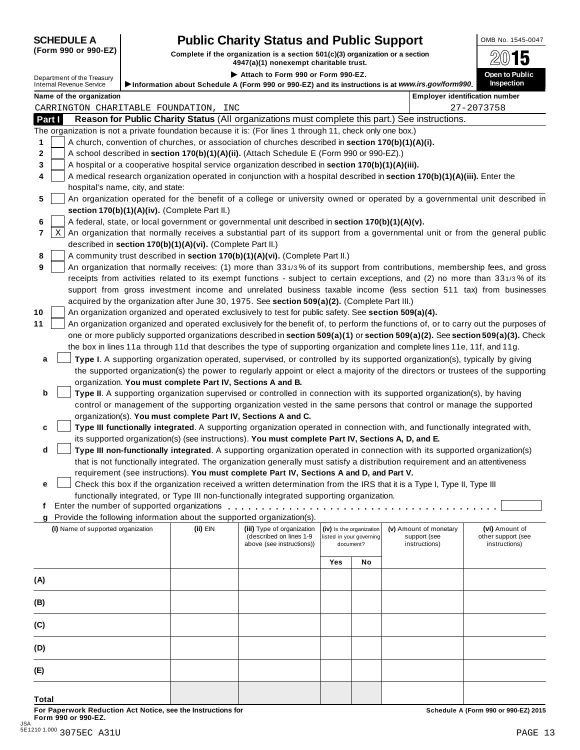**SCHEDULE A**
**(Form 990 or 990-EZ)**

Department of the Treasury
Internal Revenue Service

# Public Charity Status and Public Support

**Complete if the organization is a section 501(c)(3) organization or a section 4947(a)(1) nonexempt charitable trust.**

▶ **Attach to Form 990 or Form 990-EZ.**

▶ **Information about Schedule A (Form 990 or 990-EZ) and its instructions is at *www.irs.gov/form990*.**

OMB No. 1545-0047

**2015**

**Open to Public Inspection**

| Name of the organization | Employer identification number |
|---|---|
| CARRINGTON CHARITABLE FOUNDATION, INC | 27-2073758 |

**Part I** **Reason for Public Charity Status** (All organizations must complete this part.) See instructions.

The organization is not a private foundation because it is: (For lines 1 through 11, check only one box.)

1 ☐ A church, convention of churches, or association of churches described in **section 170(b)(1)(A)(i).**

2 ☐ A school described in **section 170(b)(1)(A)(ii).** (Attach Schedule E (Form 990 or 990-EZ).)

3 ☐ A hospital or a cooperative hospital service organization described in **section 170(b)(1)(A)(iii).**

4 ☐ A medical research organization operated in conjunction with a hospital described in **section 170(b)(1)(A)(iii).** Enter the hospital's name, city, and state:

5 ☐ An organization operated for the benefit of a college or university owned or operated by a governmental unit described in **section 170(b)(1)(A)(iv).** (Complete Part II.)

6 ☐ A federal, state, or local government or governmental unit described in **section 170(b)(1)(A)(v).**

7 ☒ An organization that normally receives a substantial part of its support from a governmental unit or from the general public described in **section 170(b)(1)(A)(vi).** (Complete Part II.)

8 ☐ A community trust described in **section 170(b)(1)(A)(vi).** (Complete Part II.)

9 ☐ An organization that normally receives: (1) more than 33 1/3 % of its support from contributions, membership fees, and gross receipts from activities related to its exempt functions - subject to certain exceptions, and (2) no more than 33 1/3 % of its support from gross investment income and unrelated business taxable income (less section 511 tax) from businesses acquired by the organization after June 30, 1975. See **section 509(a)(2).** (Complete Part III.)

10 ☐ An organization organized and operated exclusively to test for public safety. See **section 509(a)(4).**

11 ☐ An organization organized and operated exclusively for the benefit of, to perform the functions of, or to carry out the purposes of one or more publicly supported organizations described in **section 509(a)(1)** or **section 509(a)(2).** See **section 509(a)(3).** Check the box in lines 11a through 11d that describes the type of supporting organization and complete lines 11e, 11f, and 11g.

a ☐ **Type I**. A supporting organization operated, supervised, or controlled by its supported organization(s), typically by giving the supported organization(s) the power to regularly appoint or elect a majority of the directors or trustees of the supporting organization. **You must complete Part IV, Sections A and B.**

b ☐ **Type II**. A supporting organization supervised or controlled in connection with its supported organization(s), by having control or management of the supporting organization vested in the same persons that control or manage the supported organization(s). **You must complete Part IV, Sections A and C.**

c ☐ **Type III functionally integrated**. A supporting organization operated in connection with, and functionally integrated with, its supported organization(s) (see instructions). **You must complete Part IV, Sections A, D, and E.**

d ☐ **Type III non-functionally integrated**. A supporting organization operated in connection with its supported organization(s) that is not functionally integrated. The organization generally must satisfy a distribution requirement and an attentiveness requirement (see instructions). **You must complete Part IV, Sections A and D, and Part V.**

e ☐ Check this box if the organization received a written determination from the IRS that it is a Type I, Type II, Type III functionally integrated, or Type III non-functionally integrated supporting organization.

f Enter the number of supported organizations . . . . . . . . . . . . . . . . . . . . . . . . . . . . . . . . . . . . .

g Provide the following information about the supported organization(s).

| (i) Name of supported organization | (ii) EIN | (iii) Type of organization (described on lines 1-9 above (see instructions)) | (iv) Is the organization listed in your governing document? Yes | No | (v) Amount of monetary support (see instructions) | (vi) Amount of other support (see instructions) |
|---|---|---|---|---|---|---|
| (A) | | | | | | |
| (B) | | | | | | |
| (C) | | | | | | |
| (D) | | | | | | |
| (E) | | | | | | |
| Total | | | | | | |

**For Paperwork Reduction Act Notice, see the Instructions for Form 990 or 990-EZ.**

**Schedule A (Form 990 or 990-EZ) 2015**

JSA
5E1210 1.000 3075EC A31U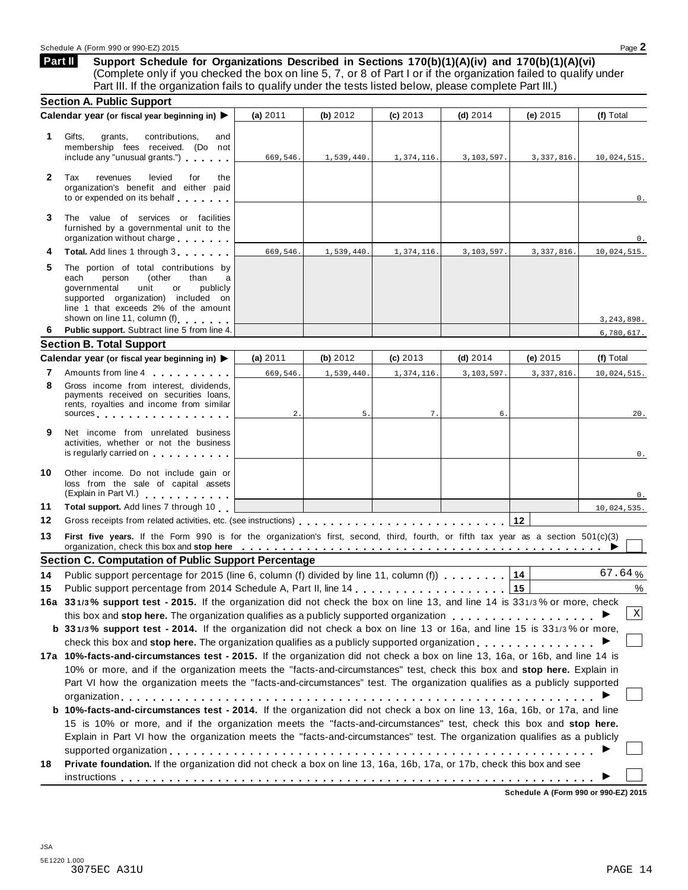Schedule A (Form 990 or 990-EZ) 2015

## Part II Support Schedule for Organizations Described in Sections 170(b)(1)(A)(iv) and 170(b)(1)(A)(vi)

(Complete only if you checked the box on line 5, 7, or 8 of Part I or if the organization failed to qualify under Part III. If the organization fails to qualify under the tests listed below, please complete Part III.)

### Section A. Public Support

| Calendar year (or fiscal year beginning in) ▶ | (a) 2011 | (b) 2012 | (c) 2013 | (d) 2014 | (e) 2015 | (f) Total |
|---|---|---|---|---|---|---|
| **1** Gifts, grants, contributions, and membership fees received. (Do not include any "unusual grants.") | 669,546. | 1,539,440. | 1,374,116. | 3,103,597. | 3,337,816. | 10,024,515. |
| **2** Tax revenues levied for the organization's benefit and either paid to or expended on its behalf | | | | | | 0. |
| **3** The value of services or facilities furnished by a governmental unit to the organization without charge | | | | | | 0. |
| **4 Total.** Add lines 1 through 3 | 669,546. | 1,539,440. | 1,374,116. | 3,103,597. | 3,337,816. | 10,024,515. |
| **5** The portion of total contributions by each person (other than a governmental unit or publicly supported organization) included on line 1 that exceeds 2% of the amount shown on line 11, column (f) | | | | | | 3,243,898. |
| **6 Public support.** Subtract line 5 from line 4. | | | | | | 6,780,617. |

### Section B. Total Support

| Calendar year (or fiscal year beginning in) ▶ | (a) 2011 | (b) 2012 | (c) 2013 | (d) 2014 | (e) 2015 | (f) Total |
|---|---|---|---|---|---|---|
| **7** Amounts from line 4 | 669,546. | 1,539,440. | 1,374,116. | 3,103,597. | 3,337,816. | 10,024,515. |
| **8** Gross income from interest, dividends, payments received on securities loans, rents, royalties and income from similar sources | 2. | 5. | 7. | 6. | | 20. |
| **9** Net income from unrelated business activities, whether or not the business is regularly carried on | | | | | | 0. |
| **10** Other income. Do not include gain or loss from the sale of capital assets (Explain in Part VI.) | | | | | | 0. |
| **11 Total support.** Add lines 7 through 10 | | | | | | 10,024,535. |

**12** Gross receipts from related activities, etc. (see instructions) | **12** |

**13 First five years.** If the Form 990 is for the organization's first, second, third, fourth, or fifth tax year as a section 501(c)(3) organization, check this box and **stop here** ▶ ☐

### Section C. Computation of Public Support Percentage

**14** Public support percentage for 2015 (line 6, column (f) divided by line 11, column (f)) | **14** | 67.64 %

**15** Public support percentage from 2014 Schedule A, Part II, line 14 | **15** | %

**16a 33 1/3 % support test - 2015.** If the organization did not check the box on line 13, and line 14 is 33 1/3 % or more, check this box and **stop here.** The organization qualifies as a publicly supported organization ▶ ☒

**b 33 1/3 % support test - 2014.** If the organization did not check a box on line 13 or 16a, and line 15 is 33 1/3 % or more, check this box and **stop here.** The organization qualifies as a publicly supported organization ▶ ☐

**17a 10%-facts-and-circumstances test - 2015.** If the organization did not check a box on line 13, 16a, or 16b, and line 14 is 10% or more, and if the organization meets the "facts-and-circumstances" test, check this box and **stop here.** Explain in Part VI how the organization meets the "facts-and-circumstances" test. The organization qualifies as a publicly supported organization ▶ ☐

**b 10%-facts-and-circumstances test - 2014.** If the organization did not check a box on line 13, 16a, 16b, or 17a, and line 15 is 10% or more, and if the organization meets the "facts-and-circumstances" test, check this box and **stop here.** Explain in Part VI how the organization meets the "facts-and-circumstances" test. The organization qualifies as a publicly supported organization ▶ ☐

**18 Private foundation.** If the organization did not check a box on line 13, 16a, 16b, 17a, or 17b, check this box and see instructions ▶ ☐

**Schedule A (Form 990 or 990-EZ) 2015**

JSA
5E1220 1.000
3075EC A31U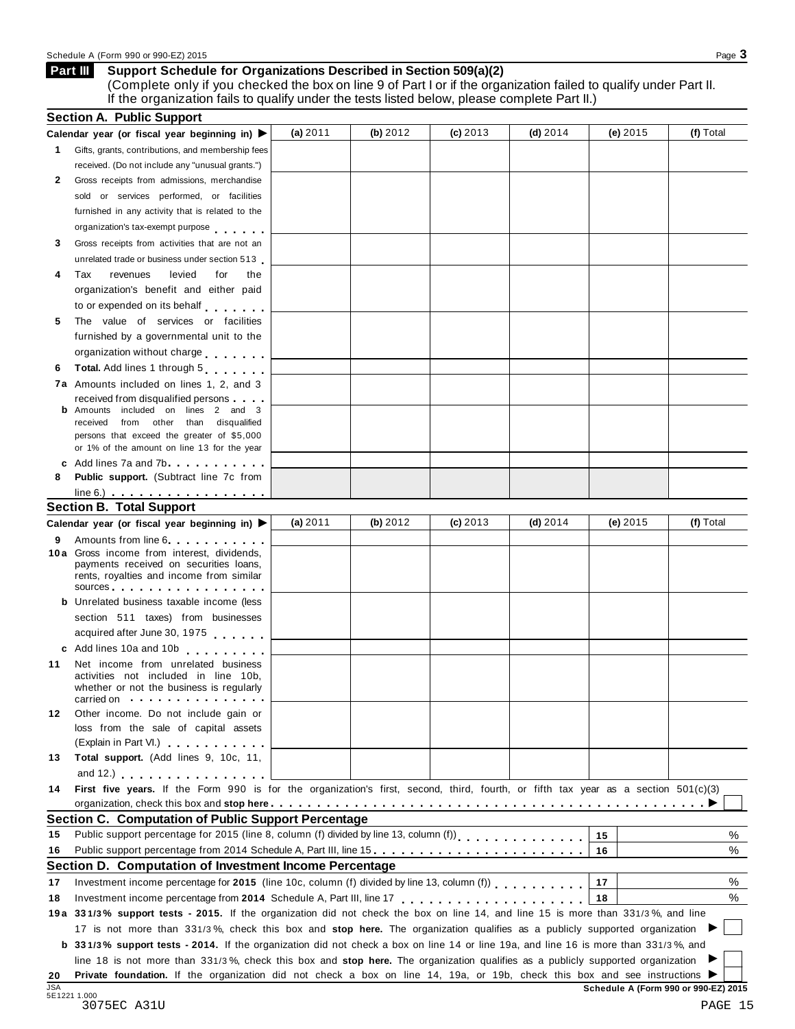**Part III** **Support Schedule for Organizations Described in Section 509(a)(2)**
(Complete only if you checked the box on line 9 of Part I or if the organization failed to qualify under Part II. If the organization fails to qualify under the tests listed below, please complete Part II.)

## Section A. Public Support

| | Calendar year (or fiscal year beginning in) ▶ | (a) 2011 | (b) 2012 | (c) 2013 | (d) 2014 | (e) 2015 | (f) Total |
|---|---|---|---|---|---|---|---|
| 1 | Gifts, grants, contributions, and membership fees received. (Do not include any "unusual grants.") | | | | | | |
| 2 | Gross receipts from admissions, merchandise sold or services performed, or facilities furnished in any activity that is related to the organization's tax-exempt purpose | | | | | | |
| 3 | Gross receipts from activities that are not an unrelated trade or business under section 513 | | | | | | |
| 4 | Tax revenues levied for the organization's benefit and either paid to or expended on its behalf | | | | | | |
| 5 | The value of services or facilities furnished by a governmental unit to the organization without charge | | | | | | |
| 6 | **Total.** Add lines 1 through 5 | | | | | | |
| 7a | Amounts included on lines 1, 2, and 3 received from disqualified persons | | | | | | |
| b | Amounts included on lines 2 and 3 received from other than disqualified persons that exceed the greater of $5,000 or 1% of the amount on line 13 for the year | | | | | | |
| c | Add lines 7a and 7b | | | | | | |
| 8 | **Public support.** (Subtract line 7c from line 6.) | | | | | | |

## Section B. Total Support

| | Calendar year (or fiscal year beginning in) ▶ | (a) 2011 | (b) 2012 | (c) 2013 | (d) 2014 | (e) 2015 | (f) Total |
|---|---|---|---|---|---|---|---|
| 9 | Amounts from line 6 | | | | | | |
| 10a | Gross income from interest, dividends, payments received on securities loans, rents, royalties and income from similar sources | | | | | | |
| b | Unrelated business taxable income (less section 511 taxes) from businesses acquired after June 30, 1975 | | | | | | |
| c | Add lines 10a and 10b | | | | | | |
| 11 | Net income from unrelated business activities not included in line 10b, whether or not the business is regularly carried on | | | | | | |
| 12 | Other income. Do not include gain or loss from the sale of capital assets (Explain in Part VI.) | | | | | | |
| 13 | **Total support.** (Add lines 9, 10c, 11, and 12.) | | | | | | |

**14** **First five years.** If the Form 990 is for the organization's first, second, third, fourth, or fifth tax year as a section 501(c)(3) organization, check this box and **stop here** ▶ ☐

## Section C. Computation of Public Support Percentage

| | | | |
|---|---|---|---|
| 15 | Public support percentage for 2015 (line 8, column (f) divided by line 13, column (f)) | 15 | % |
| 16 | Public support percentage from 2014 Schedule A, Part III, line 15 | 16 | % |

## Section D. Computation of Investment Income Percentage

| | | | |
|---|---|---|---|
| 17 | Investment income percentage for **2015** (line 10c, column (f) divided by line 13, column (f)) | 17 | % |
| 18 | Investment income percentage from **2014** Schedule A, Part III, line 17 | 18 | % |

**19a** **33 1/3% support tests - 2015.** If the organization did not check the box on line 14, and line 15 is more than 33 1/3 %, and line 17 is not more than 33 1/3 %, check this box and **stop here.** The organization qualifies as a publicly supported organization ▶ ☐

**b** **33 1/3% support tests - 2014.** If the organization did not check a box on line 14 or line 19a, and line 16 is more than 33 1/3 %, and line 18 is not more than 33 1/3 %, check this box and **stop here.** The organization qualifies as a publicly supported organization ▶ ☐

**20** **Private foundation.** If the organization did not check a box on line 14, 19a, or 19b, check this box and see instructions ▶ ☐

**Schedule A (Form 990 or 990-EZ) 2015**

3075EC A31U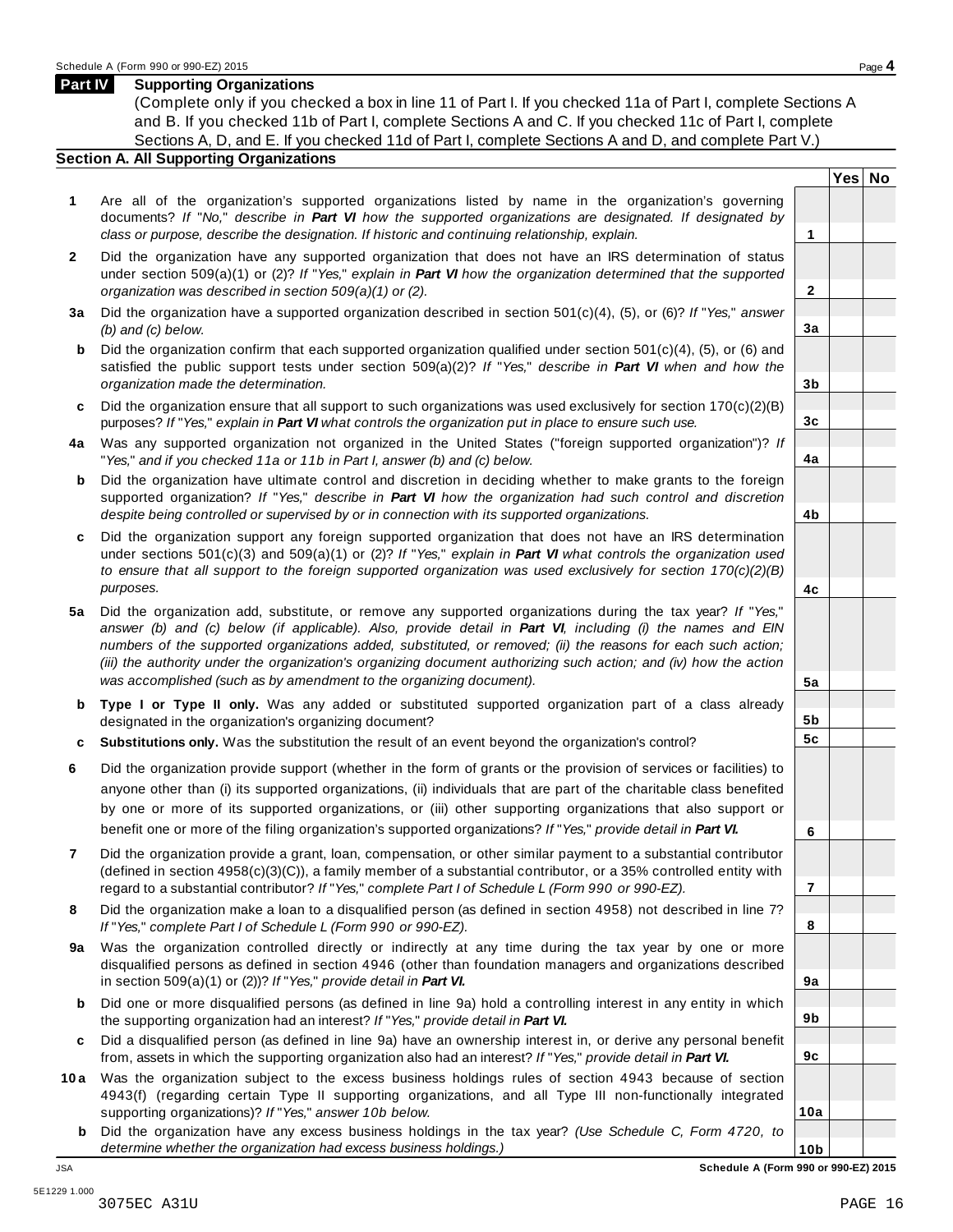## Part IV Supporting Organizations

(Complete only if you checked a box in line 11 of Part I. If you checked 11a of Part I, complete Sections A and B. If you checked 11b of Part I, complete Sections A and C. If you checked 11c of Part I, complete Sections A, D, and E. If you checked 11d of Part I, complete Sections A and D, and complete Part V.)

### Section A. All Supporting Organizations

| | | | Yes | No |
|---|---|---|---|---|
| **1** | Are all of the organization's supported organizations listed by name in the organization's governing documents? *If "No," describe in **Part VI** how the supported organizations are designated. If designated by class or purpose, describe the designation. If historic and continuing relationship, explain.* | **1** | | |
| **2** | Did the organization have any supported organization that does not have an IRS determination of status under section 509(a)(1) or (2)? *If "Yes," explain in **Part VI** how the organization determined that the supported organization was described in section 509(a)(1) or (2).* | **2** | | |
| **3a** | Did the organization have a supported organization described in section 501(c)(4), (5), or (6)? *If "Yes," answer (b) and (c) below.* | **3a** | | |
| **b** | Did the organization confirm that each supported organization qualified under section 501(c)(4), (5), or (6) and satisfied the public support tests under section 509(a)(2)? *If "Yes," describe in **Part VI** when and how the organization made the determination.* | **3b** | | |
| **c** | Did the organization ensure that all support to such organizations was used exclusively for section 170(c)(2)(B) purposes? *If "Yes," explain in **Part VI** what controls the organization put in place to ensure such use.* | **3c** | | |
| **4a** | Was any supported organization not organized in the United States ("foreign supported organization")? *If "Yes," and if you checked 11a or 11b in Part I, answer (b) and (c) below.* | **4a** | | |
| **b** | Did the organization have ultimate control and discretion in deciding whether to make grants to the foreign supported organization? *If "Yes," describe in **Part VI** how the organization had such control and discretion despite being controlled or supervised by or in connection with its supported organizations.* | **4b** | | |
| **c** | Did the organization support any foreign supported organization that does not have an IRS determination under sections 501(c)(3) and 509(a)(1) or (2)? *If "Yes," explain in **Part VI** what controls the organization used to ensure that all support to the foreign supported organization was used exclusively for section 170(c)(2)(B) purposes.* | **4c** | | |
| **5a** | Did the organization add, substitute, or remove any supported organizations during the tax year? *If "Yes," answer (b) and (c) below (if applicable). Also, provide detail in **Part VI**, including (i) the names and EIN numbers of the supported organizations added, substituted, or removed; (ii) the reasons for each such action; (iii) the authority under the organization's organizing document authorizing such action; and (iv) how the action was accomplished (such as by amendment to the organizing document).* | **5a** | | |
| **b** | **Type I or Type II only.** Was any added or substituted supported organization part of a class already designated in the organization's organizing document? | **5b** | | |
| **c** | **Substitutions only.** Was the substitution the result of an event beyond the organization's control? | **5c** | | |
| **6** | Did the organization provide support (whether in the form of grants or the provision of services or facilities) to anyone other than (i) its supported organizations, (ii) individuals that are part of the charitable class benefited by one or more of its supported organizations, or (iii) other supporting organizations that also support or benefit one or more of the filing organization's supported organizations? *If "Yes," provide detail in **Part VI.*** | **6** | | |
| **7** | Did the organization provide a grant, loan, compensation, or other similar payment to a substantial contributor (defined in section 4958(c)(3)(C)), a family member of a substantial contributor, or a 35% controlled entity with regard to a substantial contributor? *If "Yes," complete Part I of Schedule L (Form 990 or 990-EZ).* | **7** | | |
| **8** | Did the organization make a loan to a disqualified person (as defined in section 4958) not described in line 7? *If "Yes," complete Part I of Schedule L (Form 990 or 990-EZ).* | **8** | | |
| **9a** | Was the organization controlled directly or indirectly at any time during the tax year by one or more disqualified persons as defined in section 4946 (other than foundation managers and organizations described in section 509(a)(1) or (2))? *If "Yes," provide detail in **Part VI.*** | **9a** | | |
| **b** | Did one or more disqualified persons (as defined in line 9a) hold a controlling interest in any entity in which the supporting organization had an interest? *If "Yes," provide detail in **Part VI.*** | **9b** | | |
| **c** | Did a disqualified person (as defined in line 9a) have an ownership interest in, or derive any personal benefit from, assets in which the supporting organization also had an interest? *If "Yes," provide detail in **Part VI.*** | **9c** | | |
| **10a** | Was the organization subject to the excess business holdings rules of section 4943 because of section 4943(f) (regarding certain Type II supporting organizations, and all Type III non-functionally integrated supporting organizations)? *If "Yes," answer 10b below.* | **10a** | | |
| **b** | Did the organization have any excess business holdings in the tax year? *(Use Schedule C, Form 4720, to determine whether the organization had excess business holdings.)* | **10b** | | |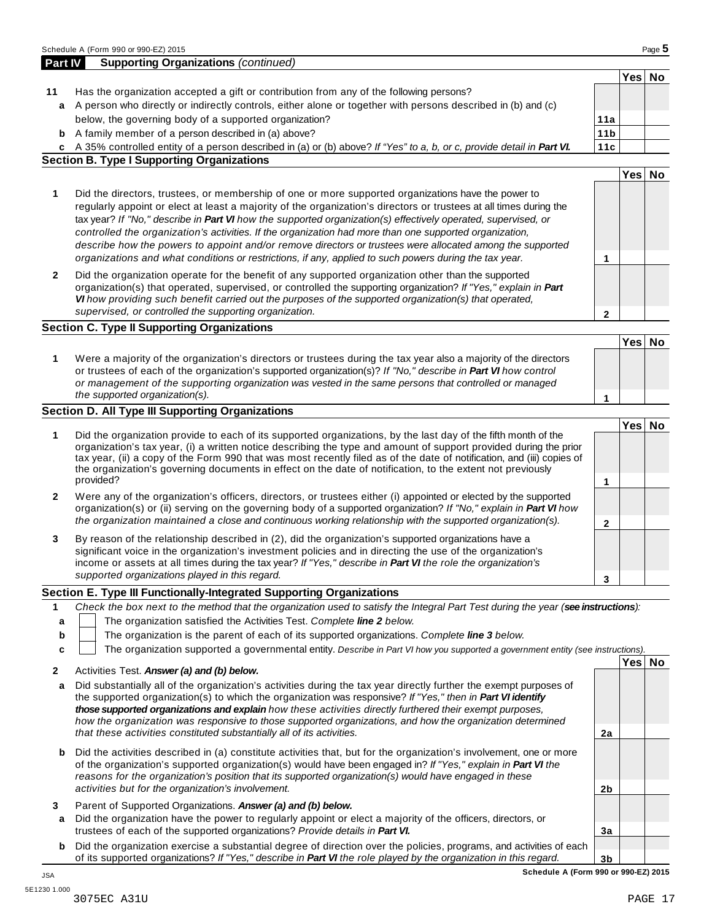## Part IV Supporting Organizations *(continued)*

| | | | Yes | No |
|---|---|---|---|---|
| **11** | Has the organization accepted a gift or contribution from any of the following persons? | | | |
| **a** | A person who directly or indirectly controls, either alone or together with persons described in (b) and (c) below, the governing body of a supported organization? | **11a** | | |
| **b** | A family member of a person described in (a) above? | **11b** | | |
| **c** | A 35% controlled entity of a person described in (a) or (b) above? *If "Yes" to a, b, or c, provide detail in **Part VI.*** | **11c** | | |

### Section B. Type I Supporting Organizations

| | | | Yes | No |
|---|---|---|---|---|
| **1** | Did the directors, trustees, or membership of one or more supported organizations have the power to regularly appoint or elect at least a majority of the organization's directors or trustees at all times during the tax year? *If "No," describe in **Part VI** how the supported organization(s) effectively operated, supervised, or controlled the organization's activities. If the organization had more than one supported organization, describe how the powers to appoint and/or remove directors or trustees were allocated among the supported organizations and what conditions or restrictions, if any, applied to such powers during the tax year.* | **1** | | |
| **2** | Did the organization operate for the benefit of any supported organization other than the supported organization(s) that operated, supervised, or controlled the supporting organization? *If "Yes," explain in **Part VI** how providing such benefit carried out the purposes of the supported organization(s) that operated, supervised, or controlled the supporting organization.* | **2** | | |

### Section C. Type II Supporting Organizations

| | | | Yes | No |
|---|---|---|---|---|
| **1** | Were a majority of the organization's directors or trustees during the tax year also a majority of the directors or trustees of each of the organization's supported organization(s)? *If "No," describe in **Part VI** how control or management of the supporting organization was vested in the same persons that controlled or managed the supported organization(s).* | **1** | | |

### Section D. All Type III Supporting Organizations

| | | | Yes | No |
|---|---|---|---|---|
| **1** | Did the organization provide to each of its supported organizations, by the last day of the fifth month of the organization's tax year, (i) a written notice describing the type and amount of support provided during the prior tax year, (ii) a copy of the Form 990 that was most recently filed as of the date of notification, and (iii) copies of the organization's governing documents in effect on the date of notification, to the extent not previously provided? | **1** | | |
| **2** | Were any of the organization's officers, directors, or trustees either (i) appointed or elected by the supported organization(s) or (ii) serving on the governing body of a supported organization? *If "No," explain in **Part VI** how the organization maintained a close and continuous working relationship with the supported organization(s).* | **2** | | |
| **3** | By reason of the relationship described in (2), did the organization's supported organizations have a significant voice in the organization's investment policies and in directing the use of the organization's income or assets at all times during the tax year? *If "Yes," describe in **Part VI** the role the organization's supported organizations played in this regard.* | **3** | | |

### Section E. Type III Functionally-Integrated Supporting Organizations

**1** *Check the box next to the method that the organization used to satisfy the Integral Part Test during the year (**see instructions**):*

- **a** ☐ The organization satisfied the Activities Test. *Complete **line 2** below.*
- **b** ☐ The organization is the parent of each of its supported organizations. *Complete **line 3** below.*
- **c** ☐ The organization supported a governmental entity. *Describe in Part VI how you supported a government entity (see instructions).*

| | | | Yes | No |
|---|---|---|---|---|
| **2** | Activities Test. ***Answer (a) and (b) below.*** | | | |
| **a** | Did substantially all of the organization's activities during the tax year directly further the exempt purposes of the supported organization(s) to which the organization was responsive? *If "Yes," then in **Part VI identify those supported organizations and explain** how these activities directly furthered their exempt purposes, how the organization was responsive to those supported organizations, and how the organization determined that these activities constituted substantially all of its activities.* | **2a** | | |
| **b** | Did the activities described in (a) constitute activities that, but for the organization's involvement, one or more of the organization's supported organization(s) would have been engaged in? *If "Yes," explain in **Part VI** the reasons for the organization's position that its supported organization(s) would have engaged in these activities but for the organization's involvement.* | **2b** | | |
| **3** | Parent of Supported Organizations. ***Answer (a) and (b) below.*** | | | |
| **a** | Did the organization have the power to regularly appoint or elect a majority of the officers, directors, or trustees of each of the supported organizations? *Provide details in **Part VI.*** | **3a** | | |
| **b** | Did the organization exercise a substantial degree of direction over the policies, programs, and activities of each of its supported organizations? *If "Yes," describe in **Part VI** the role played by the organization in this regard.* | **3b** | | |

**Schedule A (Form 990 or 990-EZ) 2015**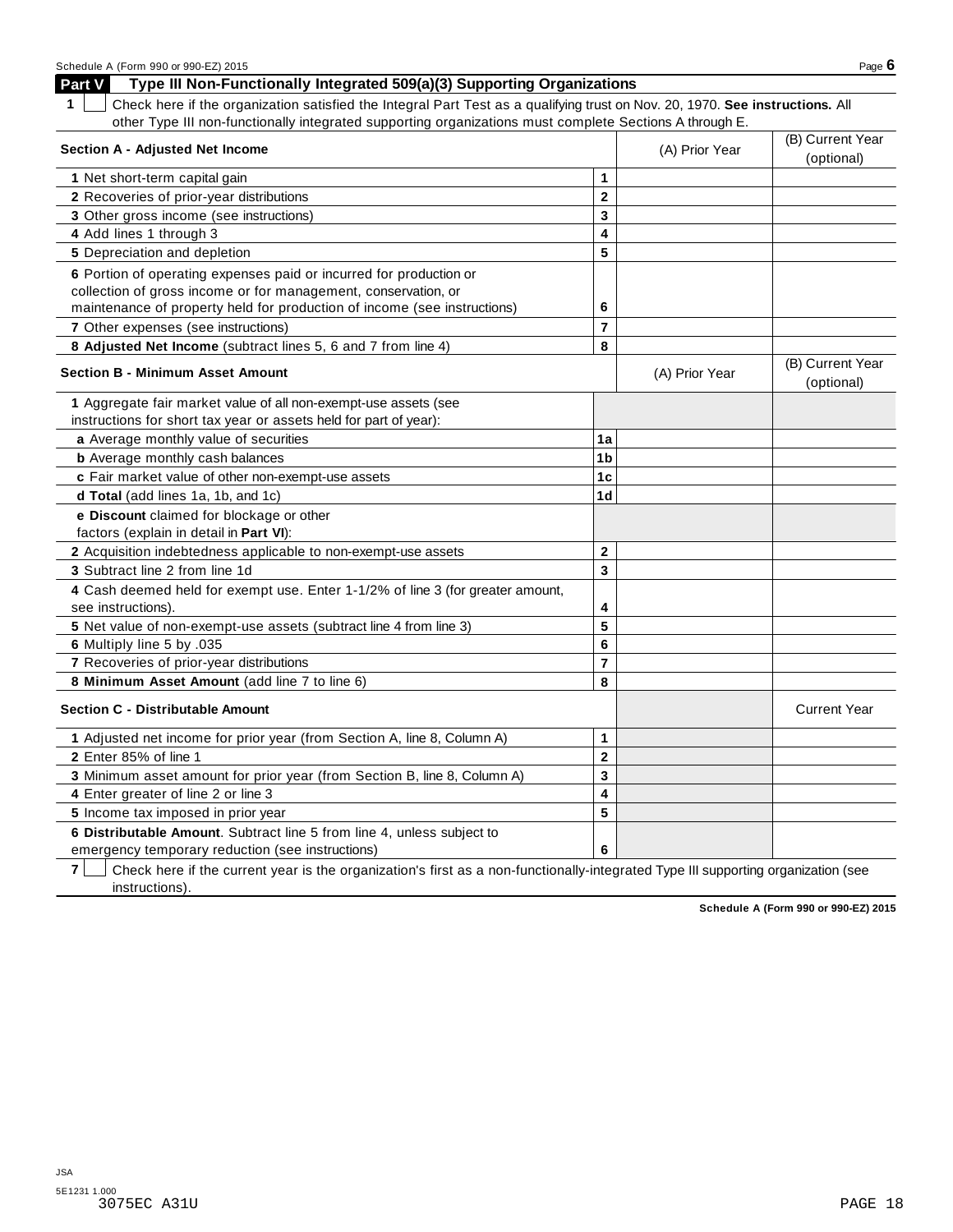## Part V Type III Non-Functionally Integrated 509(a)(3) Supporting Organizations

**1** ☐ Check here if the organization satisfied the Integral Part Test as a qualifying trust on Nov. 20, 1970. **See instructions.** All other Type III non-functionally integrated supporting organizations must complete Sections A through E.

| **Section A - Adjusted Net Income** | | (A) Prior Year | (B) Current Year (optional) |
|---|---|---|---|
| **1** Net short-term capital gain | **1** | | |
| **2** Recoveries of prior-year distributions | **2** | | |
| **3** Other gross income (see instructions) | **3** | | |
| **4** Add lines 1 through 3 | **4** | | |
| **5** Depreciation and depletion | **5** | | |
| **6** Portion of operating expenses paid or incurred for production or collection of gross income or for management, conservation, or maintenance of property held for production of income (see instructions) | **6** | | |
| **7** Other expenses (see instructions) | **7** | | |
| **8 Adjusted Net Income** (subtract lines 5, 6 and 7 from line 4) | **8** | | |

| **Section B - Minimum Asset Amount** | | (A) Prior Year | (B) Current Year (optional) |
|---|---|---|---|
| **1** Aggregate fair market value of all non-exempt-use assets (see instructions for short tax year or assets held for part of year): | | | |
| **a** Average monthly value of securities | **1a** | | |
| **b** Average monthly cash balances | **1b** | | |
| **c** Fair market value of other non-exempt-use assets | **1c** | | |
| **d Total** (add lines 1a, 1b, and 1c) | **1d** | | |
| **e Discount** claimed for blockage or other factors (explain in detail in **Part VI**): | | | |
| **2** Acquisition indebtedness applicable to non-exempt-use assets | **2** | | |
| **3** Subtract line 2 from line 1d | **3** | | |
| **4** Cash deemed held for exempt use. Enter 1-1/2% of line 3 (for greater amount, see instructions). | **4** | | |
| **5** Net value of non-exempt-use assets (subtract line 4 from line 3) | **5** | | |
| **6** Multiply line 5 by .035 | **6** | | |
| **7** Recoveries of prior-year distributions | **7** | | |
| **8 Minimum Asset Amount** (add line 7 to line 6) | **8** | | |

| **Section C - Distributable Amount** | | | Current Year |
|---|---|---|---|
| **1** Adjusted net income for prior year (from Section A, line 8, Column A) | **1** | | |
| **2** Enter 85% of line 1 | **2** | | |
| **3** Minimum asset amount for prior year (from Section B, line 8, Column A) | **3** | | |
| **4** Enter greater of line 2 or line 3 | **4** | | |
| **5** Income tax imposed in prior year | **5** | | |
| **6 Distributable Amount**. Subtract line 5 from line 4, unless subject to emergency temporary reduction (see instructions) | **6** | | |

**7** ☐ Check here if the current year is the organization's first as a non-functionally-integrated Type III supporting organization (see instructions).

**Schedule A (Form 990 or 990-EZ) 2015**

JSA
5E1231 1.000
3075EC A31U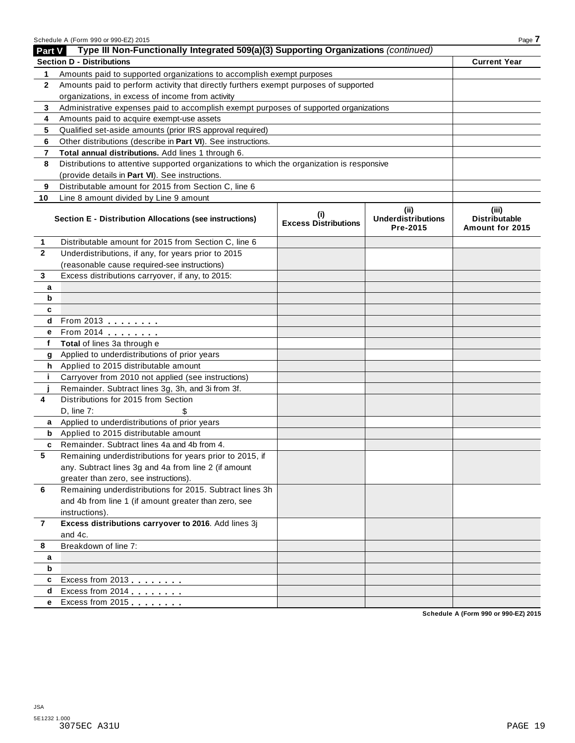Schedule A (Form 990 or 990-EZ) 2015

## Part V Type III Non-Functionally Integrated 509(a)(3) Supporting Organizations *(continued)*

| Section D - Distributions | | Current Year |
|---|---|---|
| 1 | Amounts paid to supported organizations to accomplish exempt purposes | |
| 2 | Amounts paid to perform activity that directly furthers exempt purposes of supported organizations, in excess of income from activity | |
| 3 | Administrative expenses paid to accomplish exempt purposes of supported organizations | |
| 4 | Amounts paid to acquire exempt-use assets | |
| 5 | Qualified set-aside amounts (prior IRS approval required) | |
| 6 | Other distributions (describe in **Part VI**). See instructions. | |
| 7 | **Total annual distributions.** Add lines 1 through 6. | |
| 8 | Distributions to attentive supported organizations to which the organization is responsive (provide details in **Part VI**). See instructions. | |
| 9 | Distributable amount for 2015 from Section C, line 6 | |
| 10 | Line 8 amount divided by Line 9 amount | |

| | Section E - Distribution Allocations (see instructions) | (i) Excess Distributions | (ii) Underdistributions Pre-2015 | (iii) Distributable Amount for 2015 |
|---|---|---|---|---|
| 1 | Distributable amount for 2015 from Section C, line 6 | | | |
| 2 | Underdistributions, if any, for years prior to 2015 (reasonable cause required-see instructions) | | | |
| 3 | Excess distributions carryover, if any, to 2015: | | | |
| a | | | | |
| b | | | | |
| c | | | | |
| d | From 2013 . . . . . . . . | | | |
| e | From 2014 . . . . . . . . | | | |
| f | **Total** of lines 3a through e | | | |
| g | Applied to underdistributions of prior years | | | |
| h | Applied to 2015 distributable amount | | | |
| i | Carryover from 2010 not applied (see instructions) | | | |
| j | Remainder. Subtract lines 3g, 3h, and 3i from 3f. | | | |
| 4 | Distributions for 2015 from Section D, line 7: $ | | | |
| a | Applied to underdistributions of prior years | | | |
| b | Applied to 2015 distributable amount | | | |
| c | Remainder. Subtract lines 4a and 4b from 4. | | | |
| 5 | Remaining underdistributions for years prior to 2015, if any. Subtract lines 3g and 4a from line 2 (if amount greater than zero, see instructions). | | | |
| 6 | Remaining underdistributions for 2015. Subtract lines 3h and 4b from line 1 (if amount greater than zero, see instructions). | | | |
| 7 | **Excess distributions carryover to 2016**. Add lines 3j and 4c. | | | |
| 8 | Breakdown of line 7: | | | |
| a | | | | |
| b | | | | |
| c | Excess from 2013 . . . . . . . . | | | |
| d | Excess from 2014 . . . . . . . . | | | |
| e | Excess from 2015 . . . . . . . . | | | |

**Schedule A (Form 990 or 990-EZ) 2015**

JSA
5E1232 1.000
3075EC A31U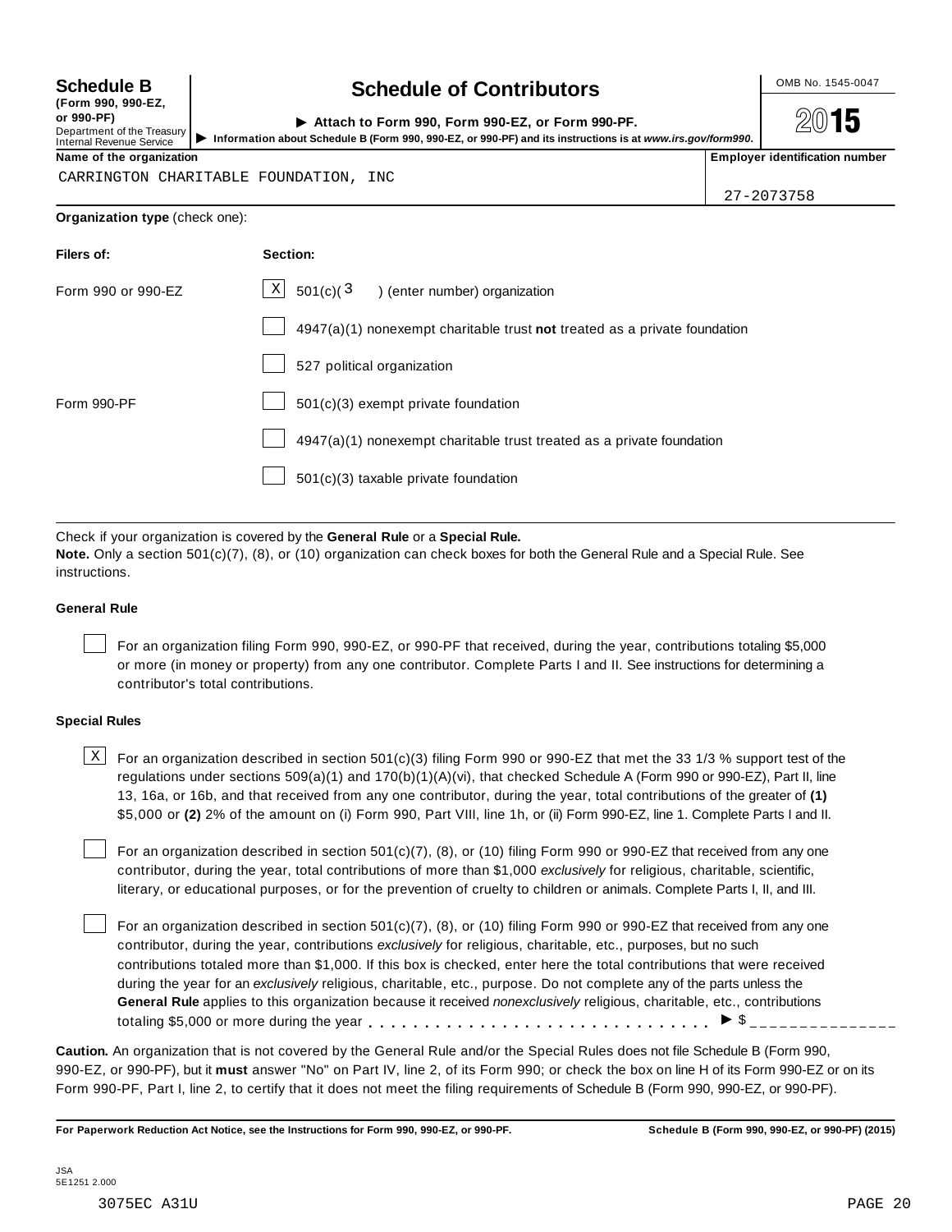**Schedule B**
**(Form 990, 990-EZ, or 990-PF)**
Department of the Treasury
Internal Revenue Service

# Schedule of Contributors

► **Attach to Form 990, Form 990-EZ, or Form 990-PF.**
► **Information about Schedule B (Form 990, 990-EZ, or 990-PF) and its instructions is at** ***www.irs.gov/form990.***

OMB No. 1545-0047

**2015**

| **Name of the organization** | **Employer identification number** |
|---|---|
| CARRINGTON CHARITABLE FOUNDATION, INC | 27-2073758 |

**Organization type** (check one):

| **Filers of:** | **Section:** |
|---|---|
| Form 990 or 990-EZ | [X] 501(c)( 3 ) (enter number) organization |
| | [ ] 4947(a)(1) nonexempt charitable trust **not** treated as a private foundation |
| | [ ] 527 political organization |
| Form 990-PF | [ ] 501(c)(3) exempt private foundation |
| | [ ] 4947(a)(1) nonexempt charitable trust treated as a private foundation |
| | [ ] 501(c)(3) taxable private foundation |

Check if your organization is covered by the **General Rule** or a **Special Rule.**

**Note.** Only a section 501(c)(7), (8), or (10) organization can check boxes for both the General Rule and a Special Rule. See instructions.

**General Rule**

[ ] For an organization filing Form 990, 990-EZ, or 990-PF that received, during the year, contributions totaling $5,000 or more (in money or property) from any one contributor. Complete Parts I and II. See instructions for determining a contributor's total contributions.

**Special Rules**

[X] For an organization described in section 501(c)(3) filing Form 990 or 990-EZ that met the 33 1/3 % support test of the regulations under sections 509(a)(1) and 170(b)(1)(A)(vi), that checked Schedule A (Form 990 or 990-EZ), Part II, line 13, 16a, or 16b, and that received from any one contributor, during the year, total contributions of the greater of **(1)** $5,000 or **(2)** 2% of the amount on (i) Form 990, Part VIII, line 1h, or (ii) Form 990-EZ, line 1. Complete Parts I and II.

[ ] For an organization described in section 501(c)(7), (8), or (10) filing Form 990 or 990-EZ that received from any one contributor, during the year, total contributions of more than $1,000 *exclusively* for religious, charitable, scientific, literary, or educational purposes, or for the prevention of cruelty to children or animals. Complete Parts I, II, and III.

[ ] For an organization described in section 501(c)(7), (8), or (10) filing Form 990 or 990-EZ that received from any one contributor, during the year, contributions *exclusively* for religious, charitable, etc., purposes, but no such contributions totaled more than $1,000. If this box is checked, enter here the total contributions that were received during the year for an *exclusively* religious, charitable, etc., purpose. Do not complete any of the parts unless the **General Rule** applies to this organization because it received *nonexclusively* religious, charitable, etc., contributions totaling $5,000 or more during the year . . . . . . . . . . . . . . . . . . . . . . . . . . . . . ► $ _______________

**Caution.** An organization that is not covered by the General Rule and/or the Special Rules does not file Schedule B (Form 990, 990-EZ, or 990-PF), but it **must** answer "No" on Part IV, line 2, of its Form 990; or check the box on line H of its Form 990-EZ or on its Form 990-PF, Part I, line 2, to certify that it does not meet the filing requirements of Schedule B (Form 990, 990-EZ, or 990-PF).

**For Paperwork Reduction Act Notice, see the Instructions for Form 990, 990-EZ, or 990-PF.** **Schedule B (Form 990, 990-EZ, or 990-PF) (2015)**

JSA
5E1251 2.000

3075EC A31U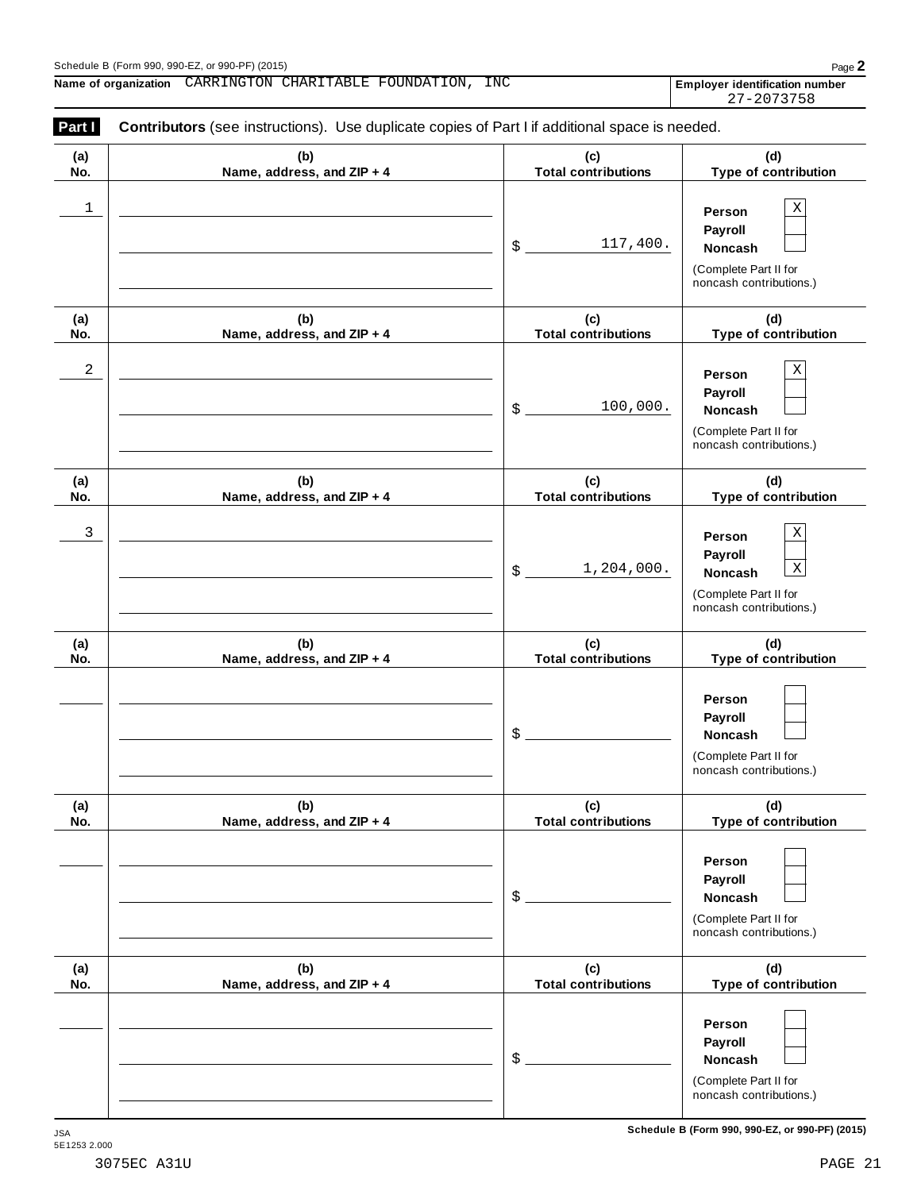Schedule B (Form 990, 990-EZ, or 990-PF) (2015)

**Name of organization** CARRINGTON CHARITABLE FOUNDATION, INC

**Employer identification number** 27-2073758

**Part I** **Contributors** (see instructions). Use duplicate copies of Part I if additional space is needed.

| (a) No. | (b) Name, address, and ZIP + 4 | (c) Total contributions | (d) Type of contribution |
|---|---|---|---|
| 1 | | $ 117,400. | Person [X] Payroll [ ] Noncash [ ] (Complete Part II for noncash contributions.) |
| 2 | | $ 100,000. | Person [X] Payroll [ ] Noncash [ ] (Complete Part II for noncash contributions.) |
| 3 | | $ 1,204,000. | Person [X] Payroll [ ] Noncash [X] (Complete Part II for noncash contributions.) |
| | | $ | Person [ ] Payroll [ ] Noncash [ ] (Complete Part II for noncash contributions.) |
| | | $ | Person [ ] Payroll [ ] Noncash [ ] (Complete Part II for noncash contributions.) |
| | | $ | Person [ ] Payroll [ ] Noncash [ ] (Complete Part II for noncash contributions.) |

JSA
5E1253 2.000

**Schedule B (Form 990, 990-EZ, or 990-PF) (2015)**

3075EC A31U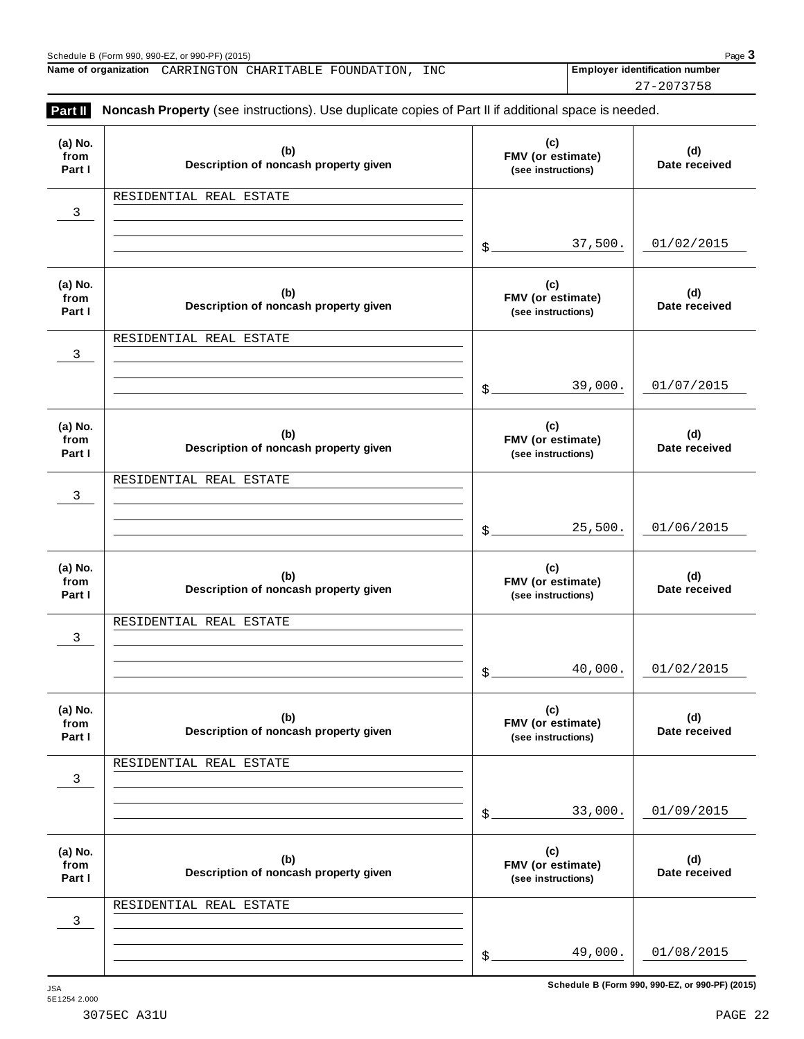Schedule B (Form 990, 990-EZ, or 990-PF) (2015)

**Name of organization** CARRINGTON CHARITABLE FOUNDATION, INC

**Employer identification number** 27-2073758

**Part II** **Noncash Property** (see instructions). Use duplicate copies of Part II if additional space is needed.

| (a) No. from Part I | (b) Description of noncash property given | (c) FMV (or estimate) (see instructions) | (d) Date received |
|---|---|---|---|
| 3 | RESIDENTIAL REAL ESTATE | $ 37,500. | 01/02/2015 |
| 3 | RESIDENTIAL REAL ESTATE | $ 39,000. | 01/07/2015 |
| 3 | RESIDENTIAL REAL ESTATE | $ 25,500. | 01/06/2015 |
| 3 | RESIDENTIAL REAL ESTATE | $ 40,000. | 01/02/2015 |
| 3 | RESIDENTIAL REAL ESTATE | $ 33,000. | 01/09/2015 |
| 3 | RESIDENTIAL REAL ESTATE | $ 49,000. | 01/08/2015 |

JSA
5E1254 2.000

Schedule B (Form 990, 990-EZ, or 990-PF) (2015)

3075EC A31U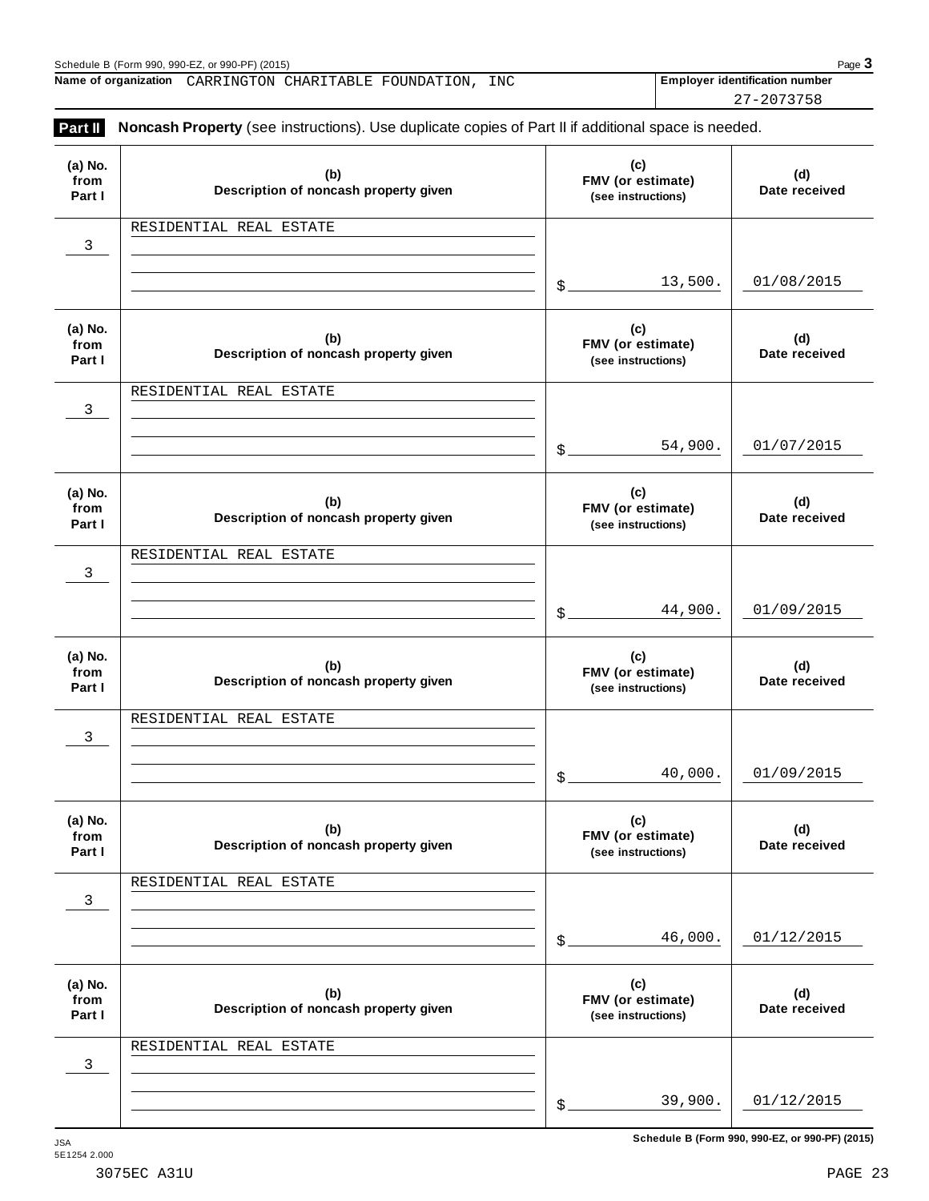Schedule B (Form 990, 990-EZ, or 990-PF) (2015)

**Name of organization** CARRINGTON CHARITABLE FOUNDATION, INC

**Employer identification number** 27-2073758

**Part II** **Noncash Property** (see instructions). Use duplicate copies of Part II if additional space is needed.

| (a) No. from Part I | (b) Description of noncash property given | (c) FMV (or estimate) (see instructions) | (d) Date received |
|---|---|---|---|
| 3 | RESIDENTIAL REAL ESTATE | $ 13,500. | 01/08/2015 |
| 3 | RESIDENTIAL REAL ESTATE | $ 54,900. | 01/07/2015 |
| 3 | RESIDENTIAL REAL ESTATE | $ 44,900. | 01/09/2015 |
| 3 | RESIDENTIAL REAL ESTATE | $ 40,000. | 01/09/2015 |
| 3 | RESIDENTIAL REAL ESTATE | $ 46,000. | 01/12/2015 |
| 3 | RESIDENTIAL REAL ESTATE | $ 39,900. | 01/12/2015 |

JSA
5E1254 2.000

3075EC A31U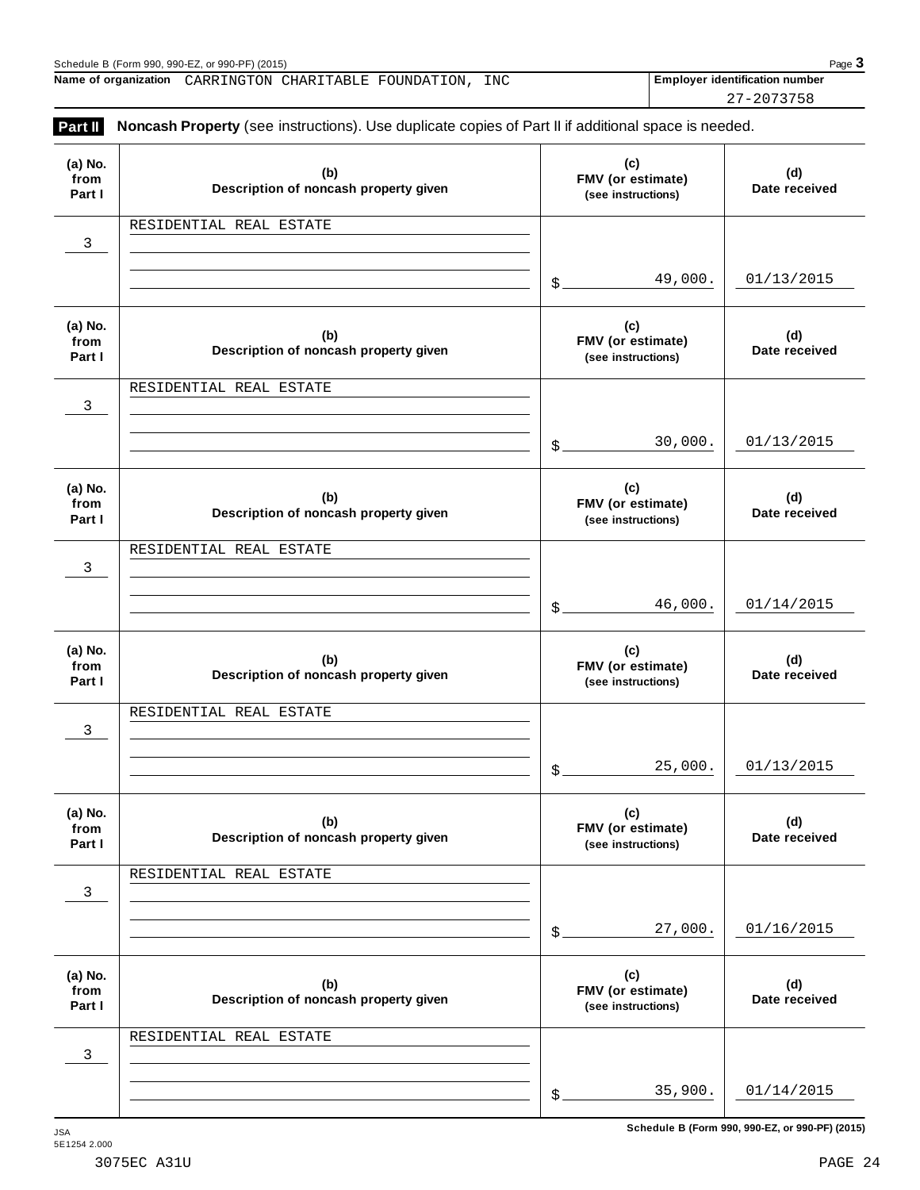Schedule B (Form 990, 990-EZ, or 990-PF) (2015)

**Name of organization** CARRINGTON CHARITABLE FOUNDATION, INC

**Employer identification number** 27-2073758

**Part II** **Noncash Property** (see instructions). Use duplicate copies of Part II if additional space is needed.

| (a) No. from Part I | (b) Description of noncash property given | (c) FMV (or estimate) (see instructions) | (d) Date received |
|---|---|---|---|
| 3 | RESIDENTIAL REAL ESTATE | $ 49,000. | 01/13/2015 |
| 3 | RESIDENTIAL REAL ESTATE | $ 30,000. | 01/13/2015 |
| 3 | RESIDENTIAL REAL ESTATE | $ 46,000. | 01/14/2015 |
| 3 | RESIDENTIAL REAL ESTATE | $ 25,000. | 01/13/2015 |
| 3 | RESIDENTIAL REAL ESTATE | $ 27,000. | 01/16/2015 |
| 3 | RESIDENTIAL REAL ESTATE | $ 35,900. | 01/14/2015 |

JSA
5E1254 2.000

Schedule B (Form 990, 990-EZ, or 990-PF) (2015)

3075EC A31U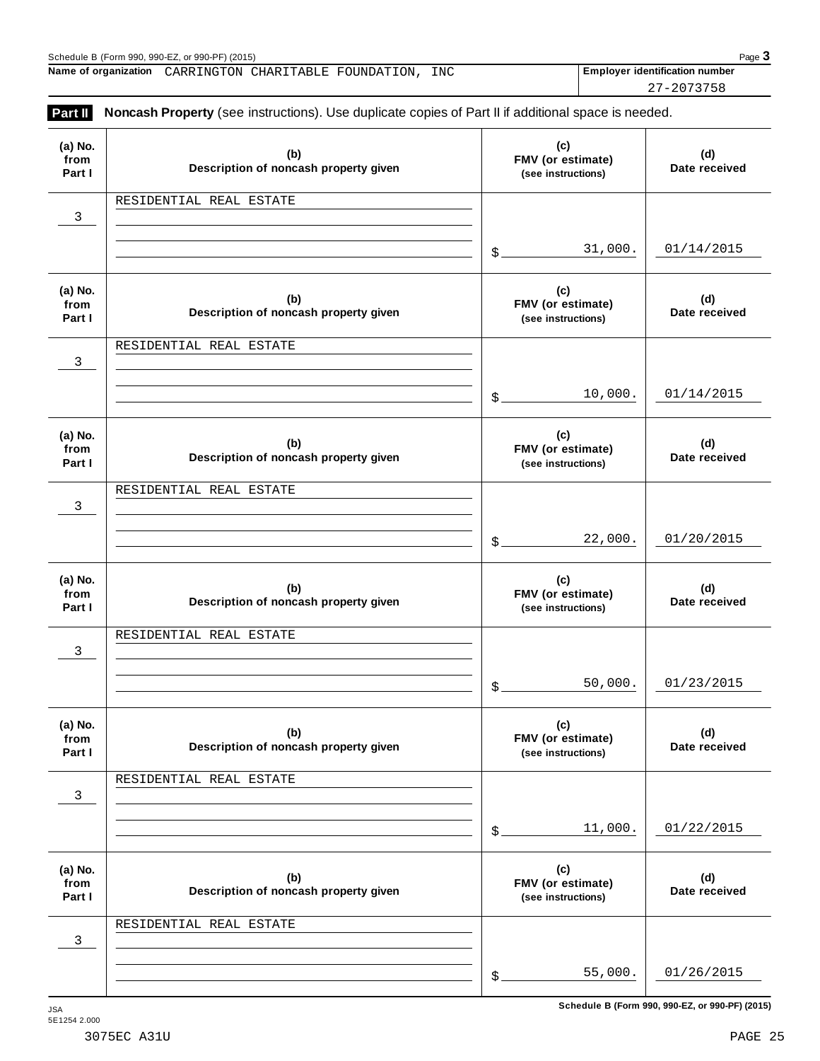Name of organization CARRINGTON CHARITABLE FOUNDATION, INC

Employer identification number 27-2073758

**Part II** **Noncash Property** (see instructions). Use duplicate copies of Part II if additional space is needed.

| (a) No. from Part I | (b) Description of noncash property given | (c) FMV (or estimate) (see instructions) | (d) Date received |
|---|---|---|---|
| 3 | RESIDENTIAL REAL ESTATE | $ 31,000. | 01/14/2015 |
| 3 | RESIDENTIAL REAL ESTATE | $ 10,000. | 01/14/2015 |
| 3 | RESIDENTIAL REAL ESTATE | $ 22,000. | 01/20/2015 |
| 3 | RESIDENTIAL REAL ESTATE | $ 50,000. | 01/23/2015 |
| 3 | RESIDENTIAL REAL ESTATE | $ 11,000. | 01/22/2015 |
| 3 | RESIDENTIAL REAL ESTATE | $ 55,000. | 01/26/2015 |

Schedule B (Form 990, 990-EZ, or 990-PF) (2015)

JSA
5E1254 2.000

3075EC A31U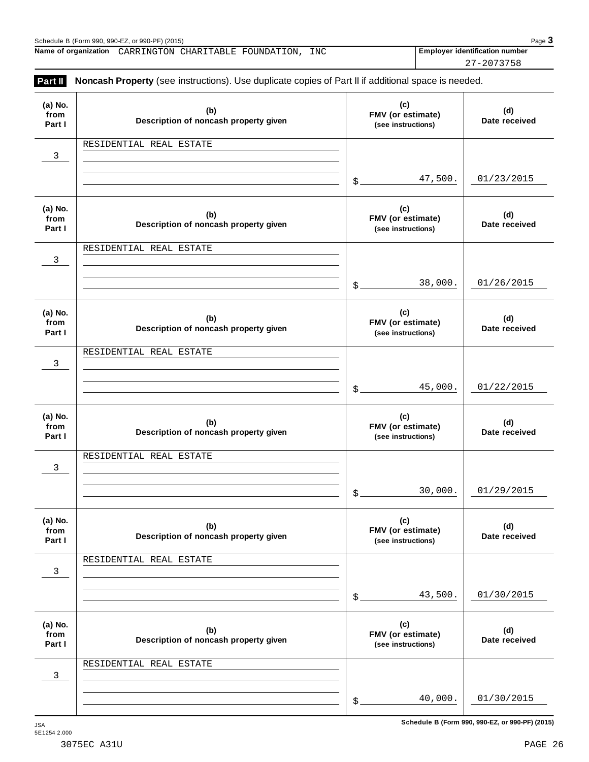Schedule B (Form 990, 990-EZ, or 990-PF) (2015)

**Name of organization** CARRINGTON CHARITABLE FOUNDATION, INC

**Employer identification number** 27-2073758

**Part II** **Noncash Property** (see instructions). Use duplicate copies of Part II if additional space is needed.

| (a) No. from Part I | (b) Description of noncash property given | (c) FMV (or estimate) (see instructions) | (d) Date received |
|---|---|---|---|
| 3 | RESIDENTIAL REAL ESTATE | $ 47,500. | 01/23/2015 |
| 3 | RESIDENTIAL REAL ESTATE | $ 38,000. | 01/26/2015 |
| 3 | RESIDENTIAL REAL ESTATE | $ 45,000. | 01/22/2015 |
| 3 | RESIDENTIAL REAL ESTATE | $ 30,000. | 01/29/2015 |
| 3 | RESIDENTIAL REAL ESTATE | $ 43,500. | 01/30/2015 |
| 3 | RESIDENTIAL REAL ESTATE | $ 40,000. | 01/30/2015 |

Schedule B (Form 990, 990-EZ, or 990-PF) (2015)

JSA
5E1254 2.000

3075EC A31U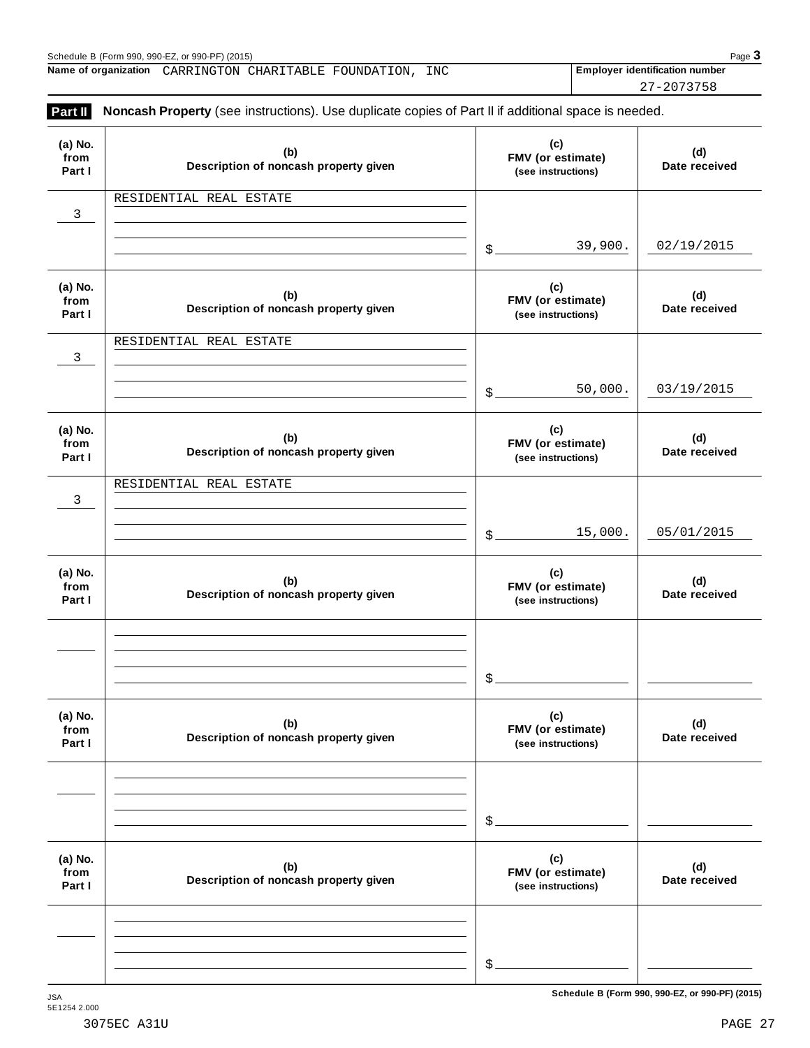Schedule B (Form 990, 990-EZ, or 990-PF) (2015)

**Name of organization** CARRINGTON CHARITABLE FOUNDATION, INC

**Employer identification number** 27-2073758

## Part II Noncash Property (see instructions). Use duplicate copies of Part II if additional space is needed.

| (a) No. from Part I | (b) Description of noncash property given | (c) FMV (or estimate) (see instructions) | (d) Date received |
|---|---|---|---|
| 3 | RESIDENTIAL REAL ESTATE | $ 39,900. | 02/19/2015 |
| 3 | RESIDENTIAL REAL ESTATE | $ 50,000. | 03/19/2015 |
| 3 | RESIDENTIAL REAL ESTATE | $ 15,000. | 05/01/2015 |
| | | $ | |
| | | $ | |
| | | $ | |

JSA
5E1254 2.000

Schedule B (Form 990, 990-EZ, or 990-PF) (2015)

3075EC A31U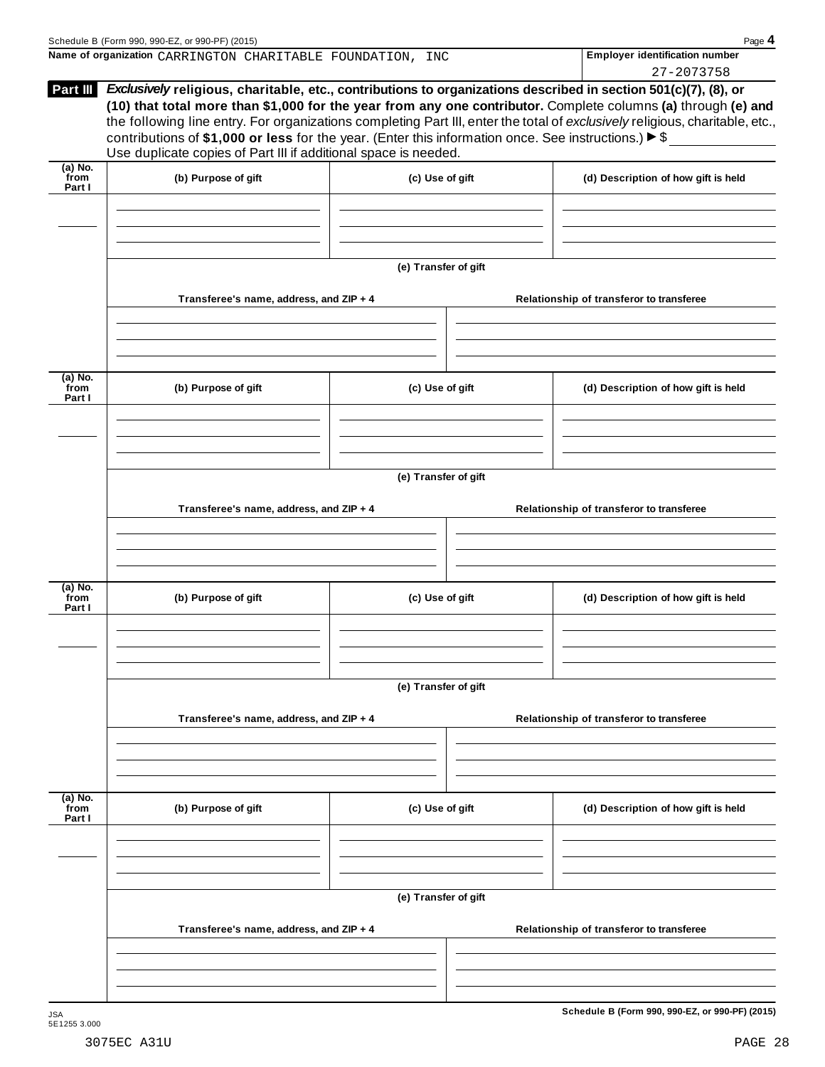Schedule B (Form 990, 990-EZ, or 990-PF) (2015)

**Name of organization** CARRINGTON CHARITABLE FOUNDATION, INC

**Employer identification number** 27-2073758

**Part III** ***Exclusively*** **religious, charitable, etc., contributions to organizations described in section 501(c)(7), (8), or (10) that total more than $1,000 for the year from any one contributor.** Complete columns **(a)** through **(e) and** the following line entry. For organizations completing Part III, enter the total of *exclusively* religious, charitable, etc., contributions of **$1,000 or less** for the year. (Enter this information once. See instructions.) ▶ $ ____________

Use duplicate copies of Part III if additional space is needed.

| (a) No. from Part I | (b) Purpose of gift | (c) Use of gift | (d) Description of how gift is held |
|---|---|---|---|
| | | | |

**(e) Transfer of gift**

| Transferee's name, address, and ZIP + 4 | Relationship of transferor to transferee |
|---|---|
| | |

| (a) No. from Part I | (b) Purpose of gift | (c) Use of gift | (d) Description of how gift is held |
|---|---|---|---|
| | | | |

**(e) Transfer of gift**

| Transferee's name, address, and ZIP + 4 | Relationship of transferor to transferee |
|---|---|
| | |

| (a) No. from Part I | (b) Purpose of gift | (c) Use of gift | (d) Description of how gift is held |
|---|---|---|---|
| | | | |

**(e) Transfer of gift**

| Transferee's name, address, and ZIP + 4 | Relationship of transferor to transferee |
|---|---|
| | |

| (a) No. from Part I | (b) Purpose of gift | (c) Use of gift | (d) Description of how gift is held |
|---|---|---|---|
| | | | |

**(e) Transfer of gift**

| Transferee's name, address, and ZIP + 4 | Relationship of transferor to transferee |
|---|---|
| | |

JSA 5E1255 3.000

**Schedule B (Form 990, 990-EZ, or 990-PF) (2015)**

3075EC A31U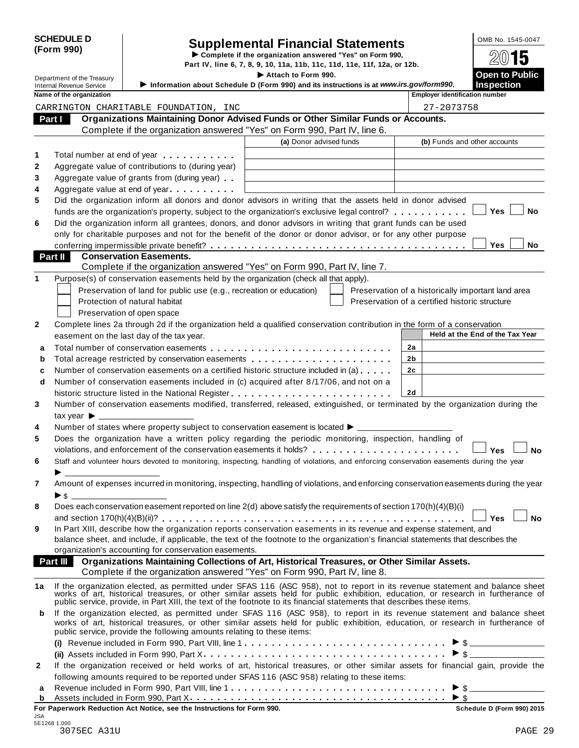**SCHEDULE D (Form 990)**

Department of the Treasury
Internal Revenue Service

# Supplemental Financial Statements

▶ Complete if the organization answered "Yes" on Form 990, Part IV, line 6, 7, 8, 9, 10, 11a, 11b, 11c, 11d, 11e, 11f, 12a, or 12b.

▶ Attach to Form 990.

▶ Information about Schedule D (Form 990) and its instructions is at *www.irs.gov/form990*.

OMB No. 1545-0047

2015

**Open to Public Inspection**

| Name of the organization | Employer identification number |
|---|---|
| CARRINGTON CHARITABLE FOUNDATION, INC | 27-2073758 |

## Part I Organizations Maintaining Donor Advised Funds or Other Similar Funds or Accounts.

Complete if the organization answered "Yes" on Form 990, Part IV, line 6.

| | | (a) Donor advised funds | (b) Funds and other accounts |
|---|---|---|---|
| 1 | Total number at end of year | | |
| 2 | Aggregate value of contributions to (during year) | | |
| 3 | Aggregate value of grants from (during year) | | |
| 4 | Aggregate value at end of year | | |

5 Did the organization inform all donors and donor advisors in writing that the assets held in donor advised funds are the organization's property, subject to the organization's exclusive legal control? ☐ Yes ☐ No

6 Did the organization inform all grantees, donors, and donor advisors in writing that grant funds can be used only for charitable purposes and not for the benefit of the donor or donor advisor, or for any other purpose conferring impermissible private benefit? ☐ Yes ☐ No

## Part II Conservation Easements.

Complete if the organization answered "Yes" on Form 990, Part IV, line 7.

1 Purpose(s) of conservation easements held by the organization (check all that apply).

- ☐ Preservation of land for public use (e.g., recreation or education)
- ☐ Protection of natural habitat
- ☐ Preservation of open space
- ☐ Preservation of a historically important land area
- ☐ Preservation of a certified historic structure

2 Complete lines 2a through 2d if the organization held a qualified conservation contribution in the form of a conservation easement on the last day of the tax year.

| | | | Held at the End of the Tax Year |
|---|---|---|---|
| a | Total number of conservation easements | 2a | |
| b | Total acreage restricted by conservation easements | 2b | |
| c | Number of conservation easements on a certified historic structure included in (a) | 2c | |
| d | Number of conservation easements included in (c) acquired after 8/17/06, and not on a historic structure listed in the National Register | 2d | |

3 Number of conservation easements modified, transferred, released, extinguished, or terminated by the organization during the tax year ▶ ____________

4 Number of states where property subject to conservation easement is located ▶ ____________

5 Does the organization have a written policy regarding the periodic monitoring, inspection, handling of violations, and enforcement of the conservation easements it holds? ☐ Yes ☐ No

6 Staff and volunteer hours devoted to monitoring, inspecting, handling of violations, and enforcing conservation easements during the year ▶ ____________

7 Amount of expenses incurred in monitoring, inspecting, handling of violations, and enforcing conservation easements during the year ▶ $ ____________

8 Does each conservation easement reported on line 2(d) above satisfy the requirements of section 170(h)(4)(B)(i) and section 170(h)(4)(B)(ii)? ☐ Yes ☐ No

9 In Part XIII, describe how the organization reports conservation easements in its revenue and expense statement, and balance sheet, and include, if applicable, the text of the footnote to the organization's financial statements that describes the organization's accounting for conservation easements.

## Part III Organizations Maintaining Collections of Art, Historical Treasures, or Other Similar Assets.

Complete if the organization answered "Yes" on Form 990, Part IV, line 8.

1a If the organization elected, as permitted under SFAS 116 (ASC 958), not to report in its revenue statement and balance sheet works of art, historical treasures, or other similar assets held for public exhibition, education, or research in furtherance of public service, provide, in Part XIII, the text of the footnote to its financial statements that describes these items.

b If the organization elected, as permitted under SFAS 116 (ASC 958), to report in its revenue statement and balance sheet works of art, historical treasures, or other similar assets held for public exhibition, education, or research in furtherance of public service, provide the following amounts relating to these items:

(i) Revenue included in Form 990, Part VIII, line 1 ▶ $ ____________

(ii) Assets included in Form 990, Part X ▶ $ ____________

2 If the organization received or held works of art, historical treasures, or other similar assets for financial gain, provide the following amounts required to be reported under SFAS 116 (ASC 958) relating to these items:

a Revenue included in Form 990, Part VIII, line 1 ▶ $ ____________

b Assets included in Form 990, Part X ▶ $ ____________

**For Paperwork Reduction Act Notice, see the Instructions for Form 990.** Schedule D (Form 990) 2015

JSA
5E1268 1.000
3075EC A31U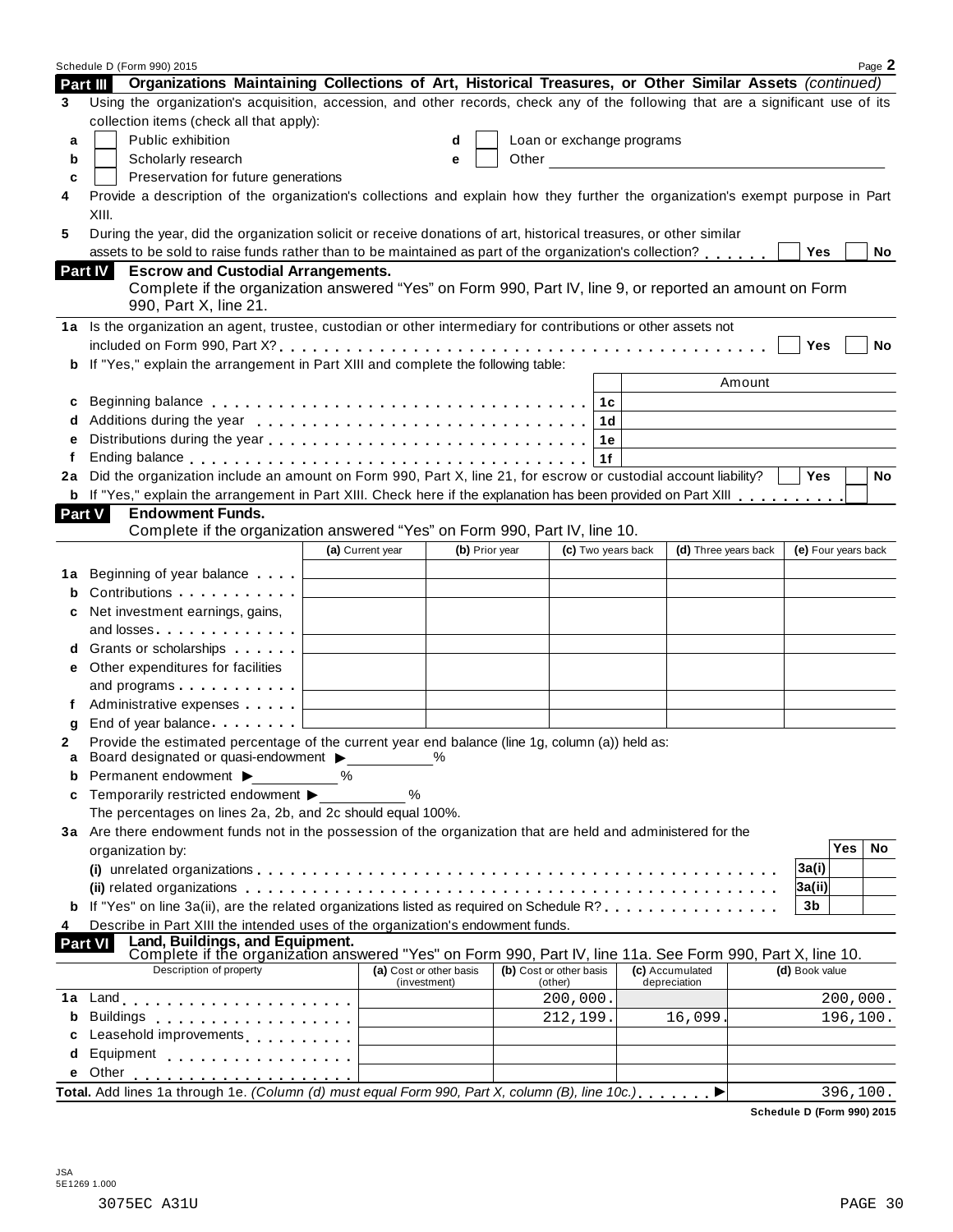Schedule D (Form 990) 2015

## Part III Organizations Maintaining Collections of Art, Historical Treasures, or Other Similar Assets *(continued)*

**3** Using the organization's acquisition, accession, and other records, check any of the following that are a significant use of its collection items (check all that apply):

- **a** ☐ Public exhibition
- **b** ☐ Scholarly research
- **c** ☐ Preservation for future generations
- **d** ☐ Loan or exchange programs
- **e** ☐ Other

**4** Provide a description of the organization's collections and explain how they further the organization's exempt purpose in Part XIII.

**5** During the year, did the organization solicit or receive donations of art, historical treasures, or other similar assets to be sold to raise funds rather than to be maintained as part of the organization's collection? ☐ Yes ☐ No

## Part IV Escrow and Custodial Arrangements.

Complete if the organization answered "Yes" on Form 990, Part IV, line 9, or reported an amount on Form 990, Part X, line 21.

**1a** Is the organization an agent, trustee, custodian or other intermediary for contributions or other assets not included on Form 990, Part X? ☐ Yes ☐ No

**b** If "Yes," explain the arrangement in Part XIII and complete the following table:

| | | Amount |
|---|---|---|
| **c** Beginning balance | 1c | |
| **d** Additions during the year | 1d | |
| **e** Distributions during the year | 1e | |
| **f** Ending balance | 1f | |

**2a** Did the organization include an amount on Form 990, Part X, line 21, for escrow or custodial account liability? ☐ Yes ☐ No

**b** If "Yes," explain the arrangement in Part XIII. Check here if the explanation has been provided on Part XIII ☐

## Part V Endowment Funds.

Complete if the organization answered "Yes" on Form 990, Part IV, line 10.

| | (a) Current year | (b) Prior year | (c) Two years back | (d) Three years back | (e) Four years back |
|---|---|---|---|---|---|
| **1a** Beginning of year balance | | | | | |
| **b** Contributions | | | | | |
| **c** Net investment earnings, gains, and losses | | | | | |
| **d** Grants or scholarships | | | | | |
| **e** Other expenditures for facilities and programs | | | | | |
| **f** Administrative expenses | | | | | |
| **g** End of year balance | | | | | |

**2** Provide the estimated percentage of the current year end balance (line 1g, column (a)) held as:

- **a** Board designated or quasi-endowment ▶ ______ %
- **b** Permanent endowment ▶ ______ %
- **c** Temporarily restricted endowment ▶ ______ %

The percentages on lines 2a, 2b, and 2c should equal 100%.

**3a** Are there endowment funds not in the possession of the organization that are held and administered for the organization by:

| | | Yes | No |
|---|---|---|---|
| **(i)** unrelated organizations | 3a(i) | | |
| **(ii)** related organizations | 3a(ii) | | |
| **b** If "Yes" on line 3a(ii), are the related organizations listed as required on Schedule R? | 3b | | |

**4** Describe in Part XIII the intended uses of the organization's endowment funds.

## Part VI Land, Buildings, and Equipment.

Complete if the organization answered "Yes" on Form 990, Part IV, line 11a. See Form 990, Part X, line 10.

| Description of property | (a) Cost or other basis (investment) | (b) Cost or other basis (other) | (c) Accumulated depreciation | (d) Book value |
|---|---|---|---|---|
| **1a** Land | | 200,000. | | 200,000. |
| **b** Buildings | | 212,199. | 16,099. | 196,100. |
| **c** Leasehold improvements | | | | |
| **d** Equipment | | | | |
| **e** Other | | | | |
| **Total.** Add lines 1a through 1e. *(Column (d) must equal Form 990, Part X, column (B), line 10c.)* ▶ | | | | 396,100. |

Schedule D (Form 990) 2015

JSA
5E1269 1.000

3075EC A31U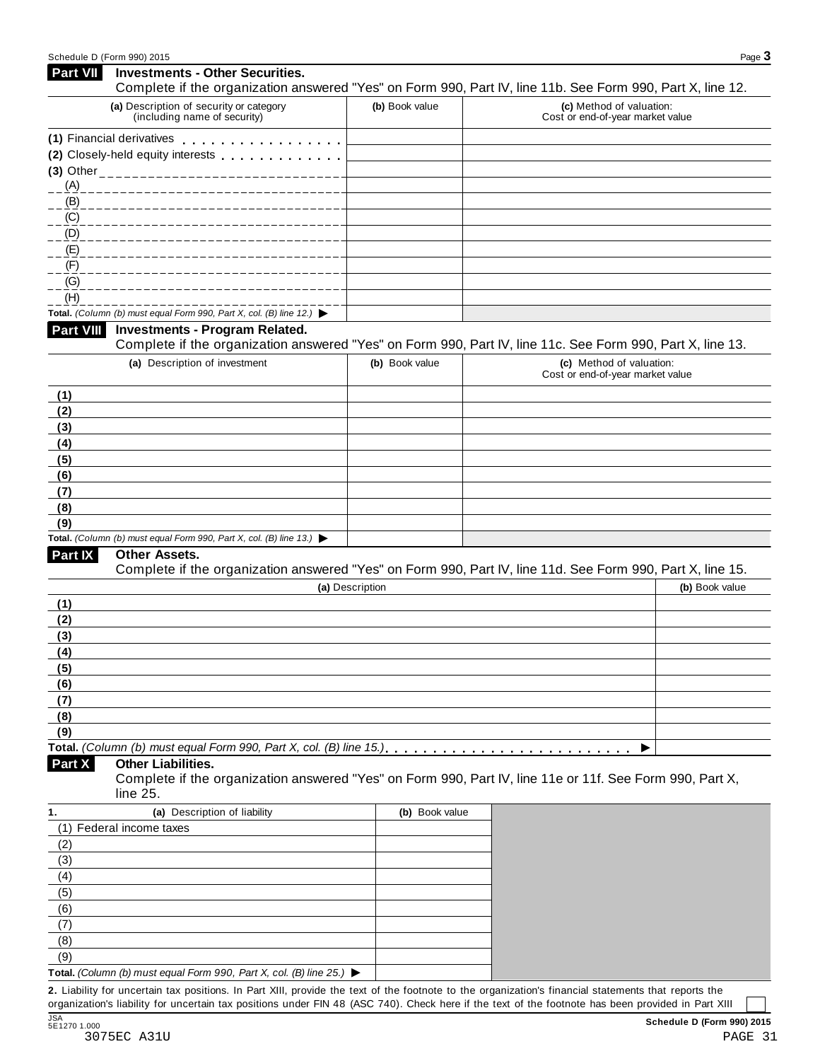## Part VII Investments - Other Securities.

Complete if the organization answered "Yes" on Form 990, Part IV, line 11b. See Form 990, Part X, line 12.

| (a) Description of security or category (including name of security) | (b) Book value | (c) Method of valuation: Cost or end-of-year market value |
|---|---|---|
| (1) Financial derivatives | | |
| (2) Closely-held equity interests | | |
| (3) Other | | |
| (A) | | |
| (B) | | |
| (C) | | |
| (D) | | |
| (E) | | |
| (F) | | |
| (G) | | |
| (H) | | |
| **Total.** *(Column (b) must equal Form 990, Part X, col. (B) line 12.)* ▶ | | |

## Part VIII Investments - Program Related.

Complete if the organization answered "Yes" on Form 990, Part IV, line 11c. See Form 990, Part X, line 13.

| (a) Description of investment | (b) Book value | (c) Method of valuation: Cost or end-of-year market value |
|---|---|---|
| (1) | | |
| (2) | | |
| (3) | | |
| (4) | | |
| (5) | | |
| (6) | | |
| (7) | | |
| (8) | | |
| (9) | | |
| **Total.** *(Column (b) must equal Form 990, Part X, col. (B) line 13.)* ▶ | | |

## Part IX Other Assets.

Complete if the organization answered "Yes" on Form 990, Part IV, line 11d. See Form 990, Part X, line 15.

| (a) Description | (b) Book value |
|---|---|
| (1) | |
| (2) | |
| (3) | |
| (4) | |
| (5) | |
| (6) | |
| (7) | |
| (8) | |
| (9) | |
| **Total.** *(Column (b) must equal Form 990, Part X, col. (B) line 15.)* ▶ | |

## Part X Other Liabilities.

Complete if the organization answered "Yes" on Form 990, Part IV, line 11e or 11f. See Form 990, Part X, line 25.

| 1. (a) Description of liability | (b) Book value |
|---|---|
| (1) Federal income taxes | |
| (2) | |
| (3) | |
| (4) | |
| (5) | |
| (6) | |
| (7) | |
| (8) | |
| (9) | |
| **Total.** *(Column (b) must equal Form 990, Part X, col. (B) line 25.)* ▶ | |

**2.** Liability for uncertain tax positions. In Part XIII, provide the text of the footnote to the organization's financial statements that reports the organization's liability for uncertain tax positions under FIN 48 (ASC 740). Check here if the text of the footnote has been provided in Part XIII ☐

JSA
5E1270 1.000
3075EC A31U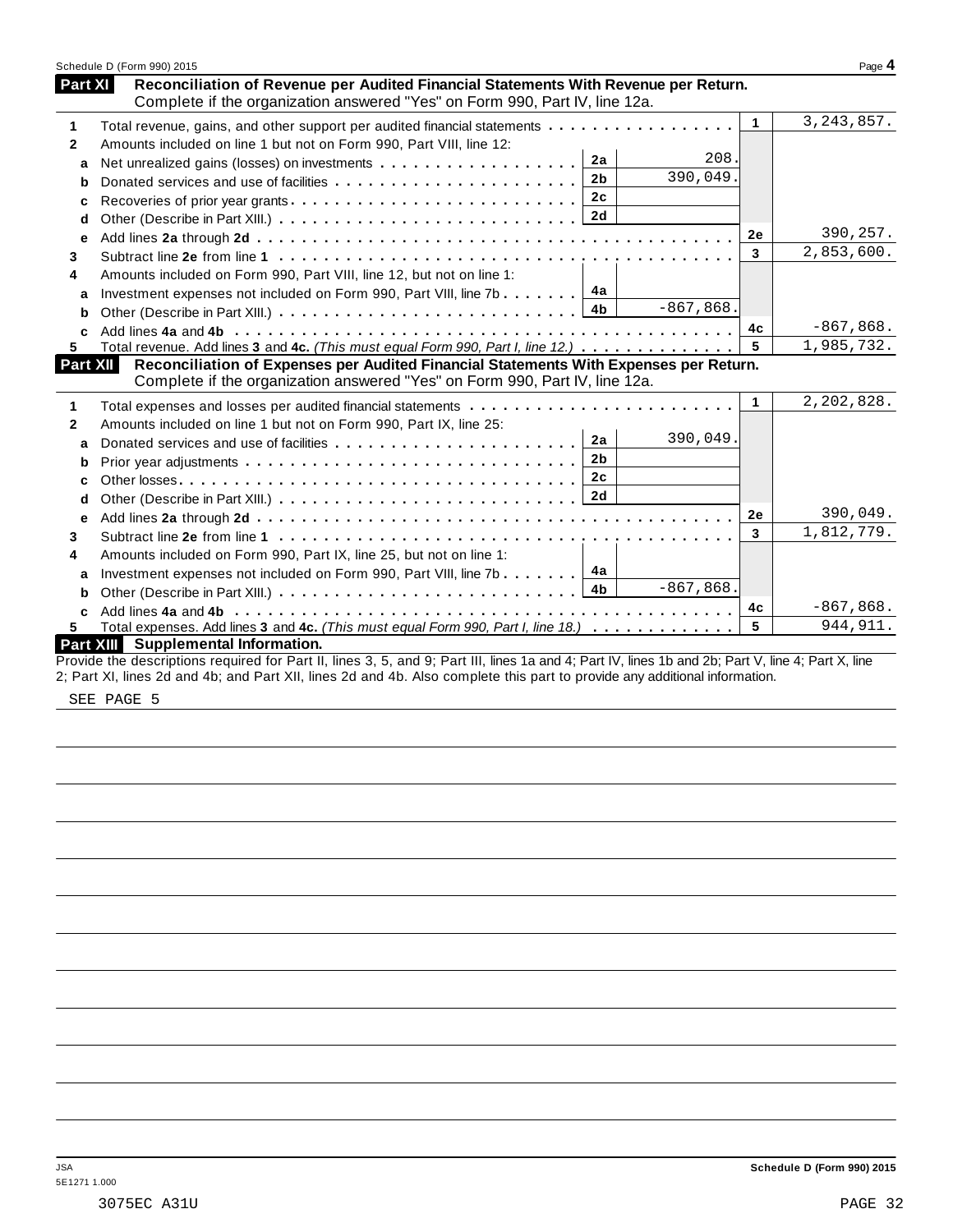Schedule D (Form 990) 2015

## Part XI Reconciliation of Revenue per Audited Financial Statements With Revenue per Return.

Complete if the organization answered "Yes" on Form 990, Part IV, line 12a.

| | | | | | |
|---|---|---|---|---|---|
| 1 | Total revenue, gains, and other support per audited financial statements | | | 1 | 3,243,857. |
| 2 | Amounts included on line 1 but not on Form 990, Part VIII, line 12: | | | | |
| a | Net unrealized gains (losses) on investments | 2a | 208. | | |
| b | Donated services and use of facilities | 2b | 390,049. | | |
| c | Recoveries of prior year grants | 2c | | | |
| d | Other (Describe in Part XIII.) | 2d | | | |
| e | Add lines **2a** through **2d** | | | 2e | 390,257. |
| 3 | Subtract line **2e** from line **1** | | | 3 | 2,853,600. |
| 4 | Amounts included on Form 990, Part VIII, line 12, but not on line 1: | | | | |
| a | Investment expenses not included on Form 990, Part VIII, line 7b | 4a | | | |
| b | Other (Describe in Part XIII.) | 4b | -867,868. | | |
| c | Add lines **4a** and **4b** | | | 4c | -867,868. |
| 5 | Total revenue. Add lines **3** and **4c.** *(This must equal Form 990, Part I, line 12.)* | | | 5 | 1,985,732. |

## Part XII Reconciliation of Expenses per Audited Financial Statements With Expenses per Return.

Complete if the organization answered "Yes" on Form 990, Part IV, line 12a.

| | | | | | |
|---|---|---|---|---|---|
| 1 | Total expenses and losses per audited financial statements | | | 1 | 2,202,828. |
| 2 | Amounts included on line 1 but not on Form 990, Part IX, line 25: | | | | |
| a | Donated services and use of facilities | 2a | 390,049. | | |
| b | Prior year adjustments | 2b | | | |
| c | Other losses | 2c | | | |
| d | Other (Describe in Part XIII.) | 2d | | | |
| e | Add lines **2a** through **2d** | | | 2e | 390,049. |
| 3 | Subtract line **2e** from line **1** | | | 3 | 1,812,779. |
| 4 | Amounts included on Form 990, Part IX, line 25, but not on line 1: | | | | |
| a | Investment expenses not included on Form 990, Part VIII, line 7b | 4a | | | |
| b | Other (Describe in Part XIII.) | 4b | -867,868. | | |
| c | Add lines **4a** and **4b** | | | 4c | -867,868. |
| 5 | Total expenses. Add lines **3** and **4c.** *(This must equal Form 990, Part I, line 18.)* | | | 5 | 944,911. |

## Part XIII Supplemental Information.

Provide the descriptions required for Part II, lines 3, 5, and 9; Part III, lines 1a and 4; Part IV, lines 1b and 2b; Part V, line 4; Part X, line 2; Part XI, lines 2d and 4b; and Part XII, lines 2d and 4b. Also complete this part to provide any additional information.

SEE PAGE 5

JSA
5E1271 1.000

Schedule D (Form 990) 2015

3075EC A31U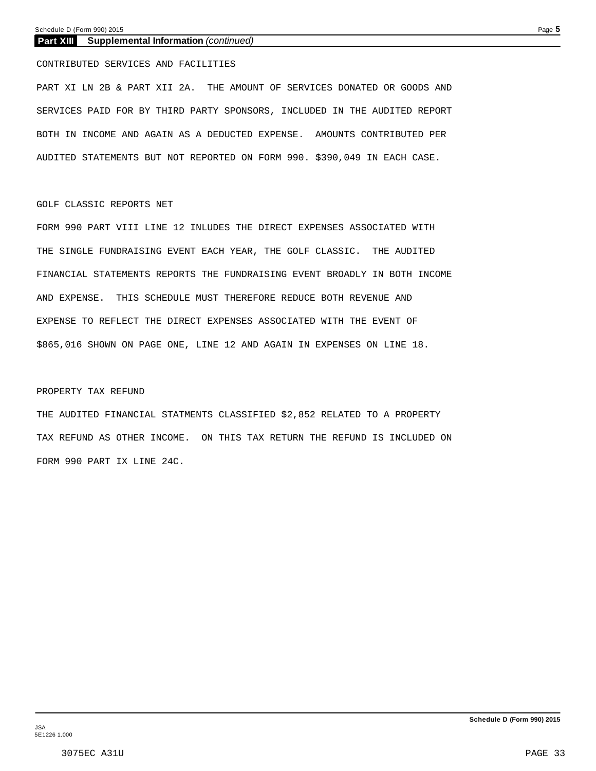## Part XIII Supplemental Information *(continued)*

CONTRIBUTED SERVICES AND FACILITIES

PART XI LN 2B & PART XII 2A. THE AMOUNT OF SERVICES DONATED OR GOODS AND SERVICES PAID FOR BY THIRD PARTY SPONSORS, INCLUDED IN THE AUDITED REPORT BOTH IN INCOME AND AGAIN AS A DEDUCTED EXPENSE. AMOUNTS CONTRIBUTED PER AUDITED STATEMENTS BUT NOT REPORTED ON FORM 990. $390,049 IN EACH CASE.

GOLF CLASSIC REPORTS NET

FORM 990 PART VIII LINE 12 INLUDES THE DIRECT EXPENSES ASSOCIATED WITH THE SINGLE FUNDRAISING EVENT EACH YEAR, THE GOLF CLASSIC. THE AUDITED FINANCIAL STATEMENTS REPORTS THE FUNDRAISING EVENT BROADLY IN BOTH INCOME AND EXPENSE. THIS SCHEDULE MUST THEREFORE REDUCE BOTH REVENUE AND EXPENSE TO REFLECT THE DIRECT EXPENSES ASSOCIATED WITH THE EVENT OF $865,016 SHOWN ON PAGE ONE, LINE 12 AND AGAIN IN EXPENSES ON LINE 18.

PROPERTY TAX REFUND

THE AUDITED FINANCIAL STATMENTS CLASSIFIED $2,852 RELATED TO A PROPERTY TAX REFUND AS OTHER INCOME. ON THIS TAX RETURN THE REFUND IS INCLUDED ON FORM 990 PART IX LINE 24C.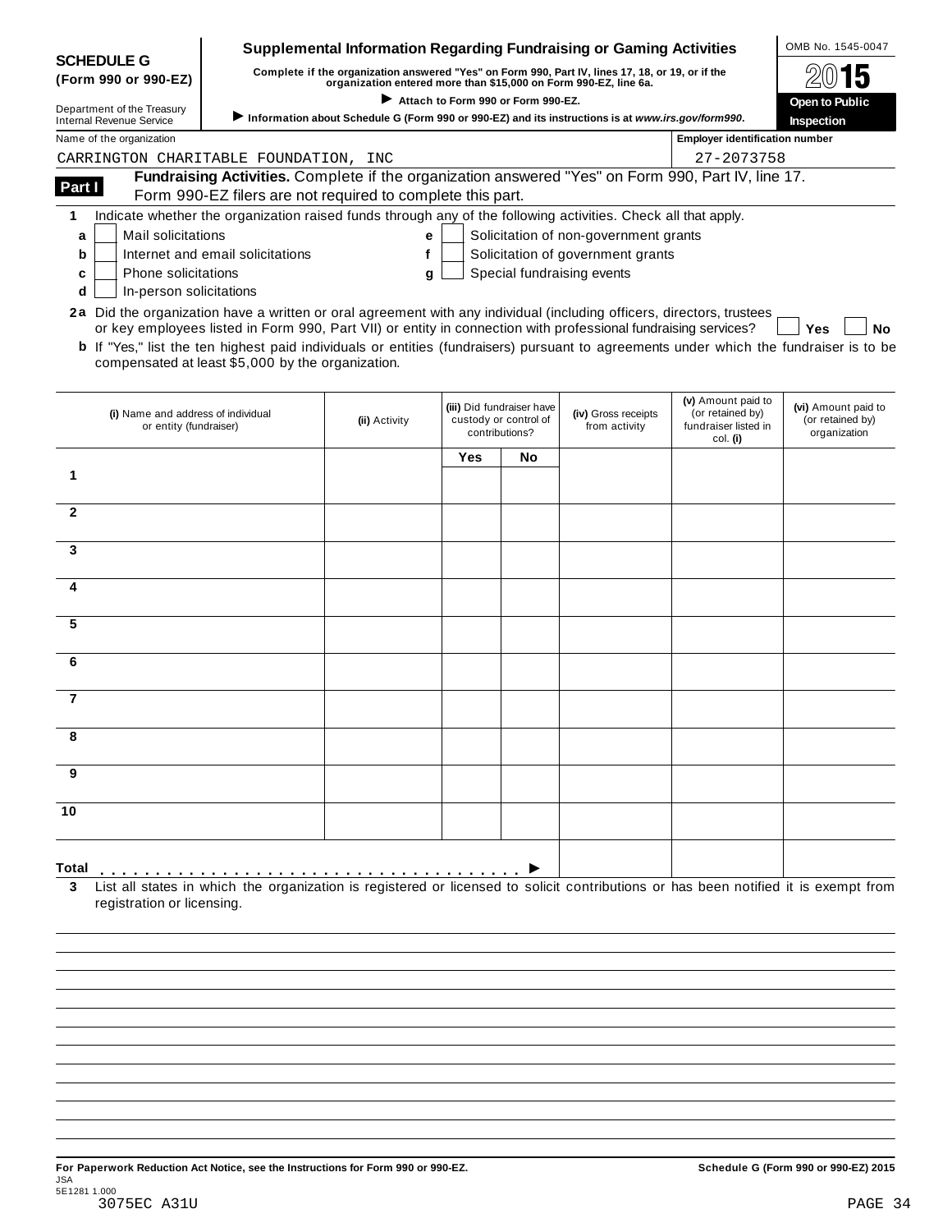**SCHEDULE G**
**(Form 990 or 990-EZ)**

Department of the Treasury
Internal Revenue Service

# Supplemental Information Regarding Fundraising or Gaming Activities

**Complete if the organization answered "Yes" on Form 990, Part IV, lines 17, 18, or 19, or if the organization entered more than $15,000 on Form 990-EZ, line 6a.**

▶ **Attach to Form 990 or Form 990-EZ.**

▶ **Information about Schedule G (Form 990 or 990-EZ) and its instructions is at www.irs.gov/form990.**

OMB No. 1545-0047

**2015**

**Open to Public Inspection**

Name of the organization: CARRINGTON CHARITABLE FOUNDATION, INC

Employer identification number: 27-2073758

**Part I** **Fundraising Activities.** Complete if the organization answered "Yes" on Form 990, Part IV, line 17. Form 990-EZ filers are not required to complete this part.

**1** Indicate whether the organization raised funds through any of the following activities. Check all that apply.

- **a** ☐ Mail solicitations
- **b** ☐ Internet and email solicitations
- **c** ☐ Phone solicitations
- **d** ☐ In-person solicitations
- **e** ☐ Solicitation of non-government grants
- **f** ☐ Solicitation of government grants
- **g** ☐ Special fundraising events

**2a** Did the organization have a written or oral agreement with any individual (including officers, directors, trustees or key employees listed in Form 990, Part VII) or entity in connection with professional fundraising services? ☐ **Yes** ☐ **No**

**b** If "Yes," list the ten highest paid individuals or entities (fundraisers) pursuant to agreements under which the fundraiser is to be compensated at least $5,000 by the organization.

| | (i) Name and address of individual or entity (fundraiser) | (ii) Activity | (iii) Did fundraiser have custody or control of contributions? | | (iv) Gross receipts from activity | (v) Amount paid to (or retained by) fundraiser listed in col. (i) | (vi) Amount paid to (or retained by) organization |
|---|---|---|---|---|---|---|---|
| | | | Yes | No | | | |
| 1 | | | | | | | |
| 2 | | | | | | | |
| 3 | | | | | | | |
| 4 | | | | | | | |
| 5 | | | | | | | |
| 6 | | | | | | | |
| 7 | | | | | | | |
| 8 | | | | | | | |
| 9 | | | | | | | |
| 10 | | | | | | | |
| **Total** ▶ | | | | | | | |

**3** List all states in which the organization is registered or licensed to solicit contributions or has been notified it is exempt from registration or licensing.

**For Paperwork Reduction Act Notice, see the Instructions for Form 990 or 990-EZ.**

**Schedule G (Form 990 or 990-EZ) 2015**

JSA
5E1281 1.000
3075EC A31U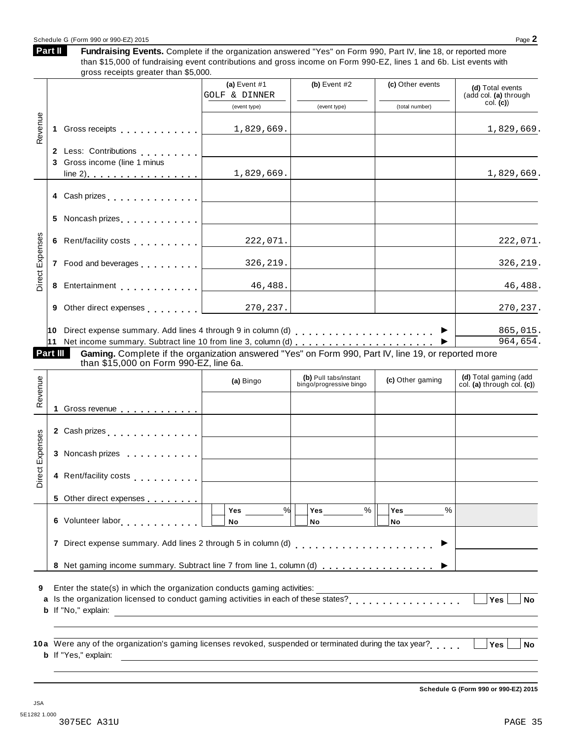Schedule G (Form 990 or 990-EZ) 2015

## Part II Fundraising Events.

**Fundraising Events.** Complete if the organization answered "Yes" on Form 990, Part IV, line 18, or reported more than $15,000 of fundraising event contributions and gross income on Form 990-EZ, lines 1 and 6b. List events with gross receipts greater than $5,000.

| | | (a) Event #1 GOLF & DINNER (event type) | (b) Event #2 (event type) | (c) Other events (total number) | (d) Total events (add col. (a) through col. (c)) |
|---|---|---|---|---|---|
| Revenue | 1 Gross receipts | 1,829,669. | | | 1,829,669. |
| | 2 Less: Contributions | | | | |
| | 3 Gross income (line 1 minus line 2) | 1,829,669. | | | 1,829,669. |
| Direct Expenses | 4 Cash prizes | | | | |
| | 5 Noncash prizes | | | | |
| | 6 Rent/facility costs | 222,071. | | | 222,071. |
| | 7 Food and beverages | 326,219. | | | 326,219. |
| | 8 Entertainment | 46,488. | | | 46,488. |
| | 9 Other direct expenses | 270,237. | | | 270,237. |
| | 10 Direct expense summary. Add lines 4 through 9 in column (d) | | | | 865,015. |
| | 11 Net income summary. Subtract line 10 from line 3, column (d) | | | | 964,654. |

## Part III Gaming.

**Gaming.** Complete if the organization answered "Yes" on Form 990, Part IV, line 19, or reported more than $15,000 on Form 990-EZ, line 6a.

| | | (a) Bingo | (b) Pull tabs/instant bingo/progressive bingo | (c) Other gaming | (d) Total gaming (add col. (a) through col. (c)) |
|---|---|---|---|---|---|
| Revenue | 1 Gross revenue | | | | |
| Direct Expenses | 2 Cash prizes | | | | |
| | 3 Noncash prizes | | | | |
| | 4 Rent/facility costs | | | | |
| | 5 Other direct expenses | | | | |
| | 6 Volunteer labor | Yes ___ % No | Yes ___ % No | Yes ___ % No | |
| | 7 Direct expense summary. Add lines 2 through 5 in column (d) | | | | |
| | 8 Net gaming income summary. Subtract line 7 from line 1, column (d) | | | | |

9 Enter the state(s) in which the organization conducts gaming activities: ______

a Is the organization licensed to conduct gaming activities in each of these states? Yes No

b If "No," explain: ______

10a Were any of the organization's gaming licenses revoked, suspended or terminated during the tax year? Yes No

b If "Yes," explain: ______

Schedule G (Form 990 or 990-EZ) 2015

JSA
5E1282 1.000
3075EC A31U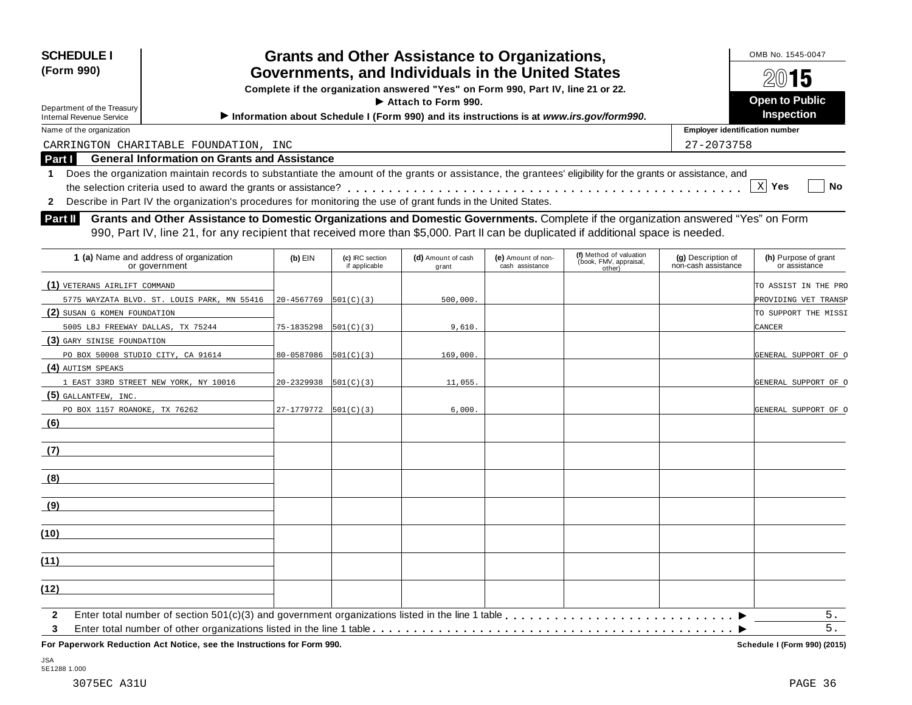**SCHEDULE I (Form 990)**

Department of the Treasury
Internal Revenue Service

# Grants and Other Assistance to Organizations, Governments, and Individuals in the United States

**Complete if the organization answered "Yes" on Form 990, Part IV, line 21 or 22.**

**▶ Attach to Form 990.**

**▶ Information about Schedule I (Form 990) and its instructions is at *www.irs.gov/form990*.**

OMB No. 1545-0047

**2015**

**Open to Public Inspection**

Name of the organization: CARRINGTON CHARITABLE FOUNDATION, INC

Employer identification number: 27-2073758

## Part I General Information on Grants and Assistance

**1** Does the organization maintain records to substantiate the amount of the grants or assistance, the grantees' eligibility for the grants or assistance, and the selection criteria used to award the grants or assistance? . . . [X] **Yes** [ ] **No**

**2** Describe in Part IV the organization's procedures for monitoring the use of grant funds in the United States.

## Part II Grants and Other Assistance to Domestic Organizations and Domestic Governments.

Complete if the organization answered "Yes" on Form 990, Part IV, line 21, for any recipient that received more than $5,000. Part II can be duplicated if additional space is needed.

| 1 (a) Name and address of organization or government | (b) EIN | (c) IRC section if applicable | (d) Amount of cash grant | (e) Amount of non-cash assistance | (f) Method of valuation (book, FMV, appraisal, other) | (g) Description of non-cash assistance | (h) Purpose of grant or assistance |
|---|---|---|---|---|---|---|---|
| (1) VETERANS AIRLIFT COMMAND 5775 WAYZATA BLVD. ST. LOUIS PARK, MN 55416 | 20-4567769 | 501(C)(3) | 500,000. | | | | TO ASSIST IN THE PRO PROVIDING VET TRANSP |
| (2) SUSAN G KOMEN FOUNDATION 5005 LBJ FREEWAY DALLAS, TX 75244 | 75-1835298 | 501(C)(3) | 9,610. | | | | TO SUPPORT THE MISSI CANCER |
| (3) GARY SINISE FOUNDATION PO BOX 50008 STUDIO CITY, CA 91614 | 80-0587086 | 501(C)(3) | 169,000. | | | | GENERAL SUPPORT OF O |
| (4) AUTISM SPEAKS 1 EAST 33RD STREET NEW YORK, NY 10016 | 20-2329938 | 501(C)(3) | 11,055. | | | | GENERAL SUPPORT OF O |
| (5) GALLANTFEW, INC. PO BOX 1157 ROANOKE, TX 76262 | 27-1779772 | 501(C)(3) | 6,000. | | | | GENERAL SUPPORT OF O |
| (6) | | | | | | | |
| (7) | | | | | | | |
| (8) | | | | | | | |
| (9) | | | | | | | |
| (10) | | | | | | | |
| (11) | | | | | | | |
| (12) | | | | | | | |

**2** Enter total number of section 501(c)(3) and government organizations listed in the line 1 table . . . ▶ 5.

**3** Enter total number of other organizations listed in the line 1 table . . . ▶ 5.

**For Paperwork Reduction Act Notice, see the Instructions for Form 990.** **Schedule I (Form 990) (2015)**

JSA
5E1288 1.000

3075EC A31U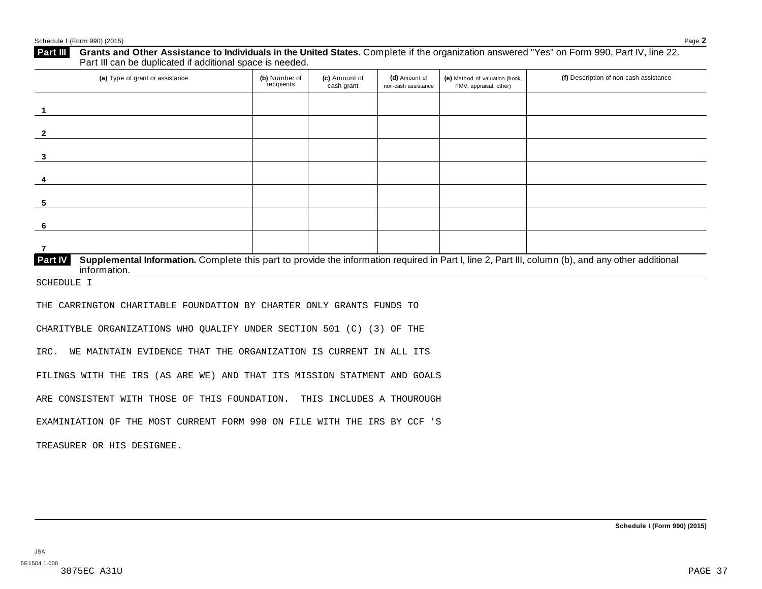## Part III Grants and Other Assistance to Individuals in the United States.

Complete if the organization answered "Yes" on Form 990, Part IV, line 22. Part III can be duplicated if additional space is needed.

| (a) Type of grant or assistance | (b) Number of recipients | (c) Amount of cash grant | (d) Amount of non-cash assistance | (e) Method of valuation (book, FMV, appraisal, other) | (f) Description of non-cash assistance |
|---|---|---|---|---|---|
| 1 | | | | | |
| 2 | | | | | |
| 3 | | | | | |
| 4 | | | | | |
| 5 | | | | | |
| 6 | | | | | |
| 7 | | | | | |

## Part IV Supplemental Information.

Complete this part to provide the information required in Part I, line 2, Part III, column (b), and any other additional information.

SCHEDULE I

THE CARRINGTON CHARITABLE FOUNDATION BY CHARTER ONLY GRANTS FUNDS TO CHARITYBLE ORGANIZATIONS WHO QUALIFY UNDER SECTION 501 (C) (3) OF THE IRC. WE MAINTAIN EVIDENCE THAT THE ORGANIZATION IS CURRENT IN ALL ITS FILINGS WITH THE IRS (AS ARE WE) AND THAT ITS MISSION STATMENT AND GOALS ARE CONSISTENT WITH THOSE OF THIS FOUNDATION. THIS INCLUDES A THOUROUGH EXAMINIATION OF THE MOST CURRENT FORM 990 ON FILE WITH THE IRS BY CCF 'S TREASURER OR HIS DESIGNEE.

JSA
5E1504 1.000
3075EC A31U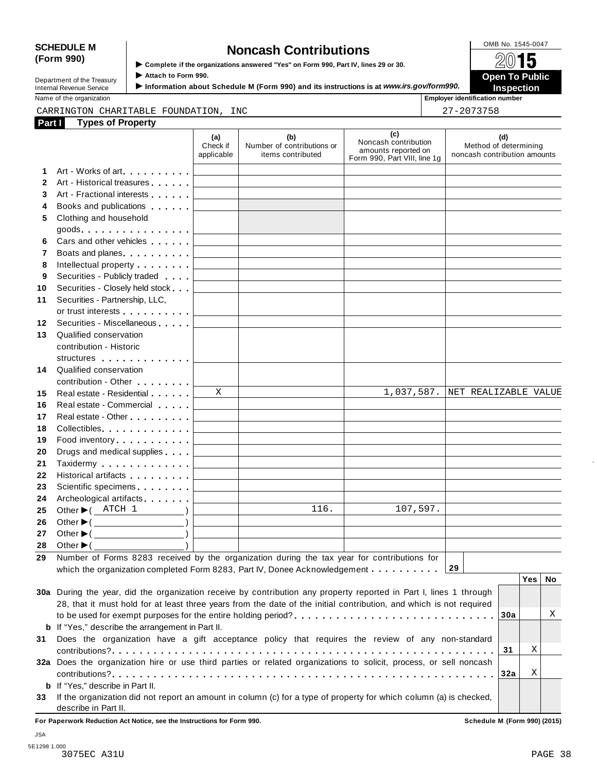**SCHEDULE M (Form 990)**

Department of the Treasury
Internal Revenue Service

# Noncash Contributions

▶ Complete if the organizations answered "Yes" on Form 990, Part IV, lines 29 or 30.
▶ Attach to Form 990.
▶ Information about Schedule M (Form 990) and its instructions is at *www.irs.gov/form990.*

OMB No. 1545-0047

**2015**

**Open To Public Inspection**

Name of the organization: CARRINGTON CHARITABLE FOUNDATION, INC

Employer identification number: 27-2073758

## Part I Types of Property

| | | (a) Check if applicable | (b) Number of contributions or items contributed | (c) Noncash contribution amounts reported on Form 990, Part VIII, line 1g | (d) Method of determining noncash contribution amounts |
|---|---|---|---|---|---|
| 1 | Art - Works of art | | | | |
| 2 | Art - Historical treasures | | | | |
| 3 | Art - Fractional interests | | | | |
| 4 | Books and publications | | | | |
| 5 | Clothing and household goods | | | | |
| 6 | Cars and other vehicles | | | | |
| 7 | Boats and planes | | | | |
| 8 | Intellectual property | | | | |
| 9 | Securities - Publicly traded | | | | |
| 10 | Securities - Closely held stock | | | | |
| 11 | Securities - Partnership, LLC, or trust interests | | | | |
| 12 | Securities - Miscellaneous | | | | |
| 13 | Qualified conservation contribution - Historic structures | | | | |
| 14 | Qualified conservation contribution - Other | | | | |
| 15 | Real estate - Residential | X | | 1,037,587. | NET REALIZABLE VALUE |
| 16 | Real estate - Commercial | | | | |
| 17 | Real estate - Other | | | | |
| 18 | Collectibles | | | | |
| 19 | Food inventory | | | | |
| 20 | Drugs and medical supplies | | | | |
| 21 | Taxidermy | | | | |
| 22 | Historical artifacts | | | | |
| 23 | Scientific specimens | | | | |
| 24 | Archeological artifacts | | | | |
| 25 | Other ▶ ( ATCH 1 ) | | 116. | 107,597. | |
| 26 | Other ▶ ( ) | | | | |
| 27 | Other ▶ ( ) | | | | |
| 28 | Other ▶ ( ) | | | | |

**29** Number of Forms 8283 received by the organization during the tax year for contributions for which the organization completed Form 8283, Part IV, Donee Acknowledgement . . . . . **29**

| | | | Yes | No |
|---|---|---|---|---|
| **30a** | During the year, did the organization receive by contribution any property reported in Part I, lines 1 through 28, that it must hold for at least three years from the date of the initial contribution, and which is not required to be used for exempt purposes for the entire holding period? | 30a | | X |
| **b** | If "Yes," describe the arrangement in Part II. | | | |
| **31** | Does the organization have a gift acceptance policy that requires the review of any non-standard contributions? | 31 | X | |
| **32a** | Does the organization hire or use third parties or related organizations to solicit, process, or sell noncash contributions? | 32a | X | |
| **b** | If "Yes," describe in Part II. | | | |
| **33** | If the organization did not report an amount in column (c) for a type of property for which column (a) is checked, describe in Part II. | | | |

**For Paperwork Reduction Act Notice, see the Instructions for Form 990.** **Schedule M (Form 990) (2015)**

JSA
5E1298 1.000
3075EC A31U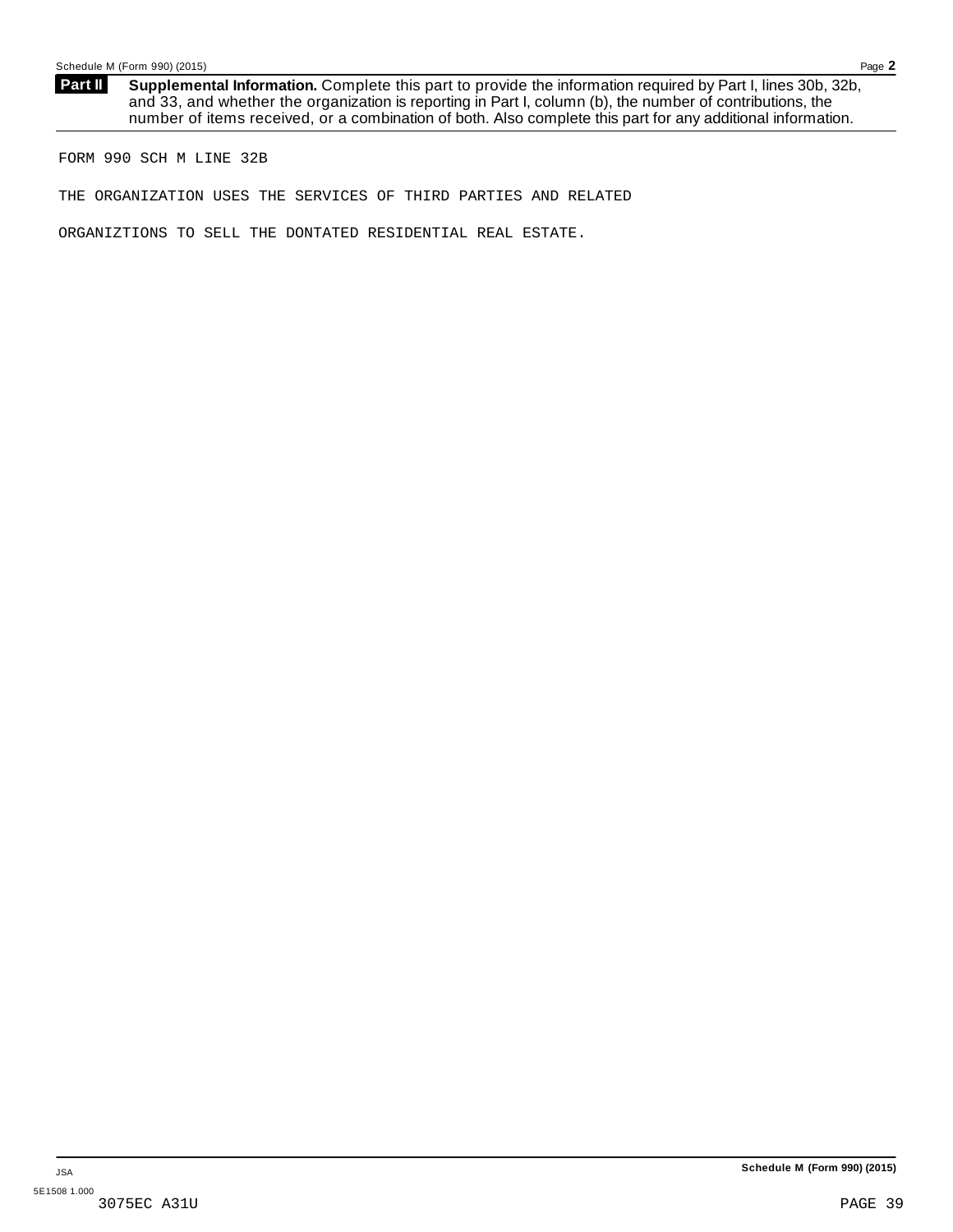**Part II** **Supplemental Information.** Complete this part to provide the information required by Part I, lines 30b, 32b, and 33, and whether the organization is reporting in Part I, column (b), the number of contributions, the number of items received, or a combination of both. Also complete this part for any additional information.

FORM 990 SCH M LINE 32B

THE ORGANIZATION USES THE SERVICES OF THIRD PARTIES AND RELATED

ORGANIZTIONS TO SELL THE DONTATED RESIDENTIAL REAL ESTATE.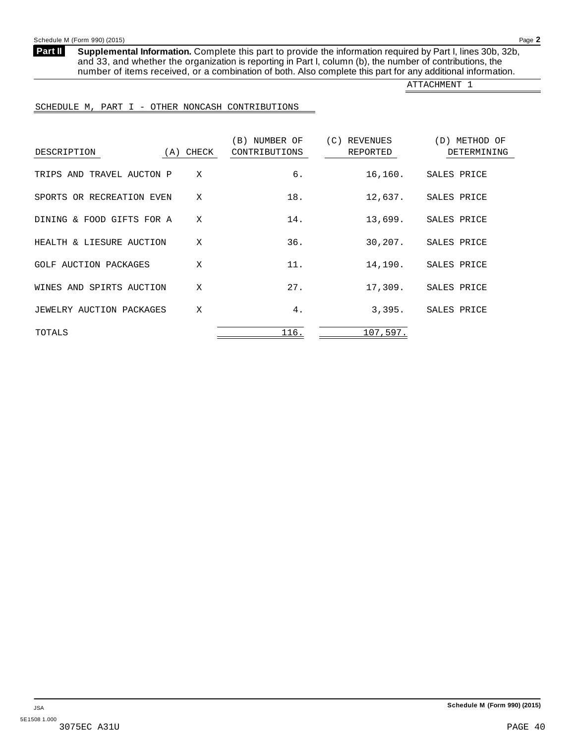**Part II** **Supplemental Information.** Complete this part to provide the information required by Part I, lines 30b, 32b, and 33, and whether the organization is reporting in Part I, column (b), the number of contributions, the number of items received, or a combination of both. Also complete this part for any additional information.

ATTACHMENT 1

SCHEDULE M, PART I - OTHER NONCASH CONTRIBUTIONS

| DESCRIPTION | (A) CHECK | (B) NUMBER OF CONTRIBUTIONS | (C) REVENUES REPORTED | (D) METHOD OF DETERMINING |
|---|---|---|---|---|
| TRIPS AND TRAVEL AUCTON P | X | 6. | 16,160. | SALES PRICE |
| SPORTS OR RECREATION EVEN | X | 18. | 12,637. | SALES PRICE |
| DINING & FOOD GIFTS FOR A | X | 14. | 13,699. | SALES PRICE |
| HEALTH & LIESURE AUCTION | X | 36. | 30,207. | SALES PRICE |
| GOLF AUCTION PACKAGES | X | 11. | 14,190. | SALES PRICE |
| WINES AND SPIRTS AUCTION | X | 27. | 17,309. | SALES PRICE |
| JEWELRY AUCTION PACKAGES | X | 4. | 3,395. | SALES PRICE |
| TOTALS | | 116. | 107,597. | |

JSA
5E1508 1.000
3075EC A31U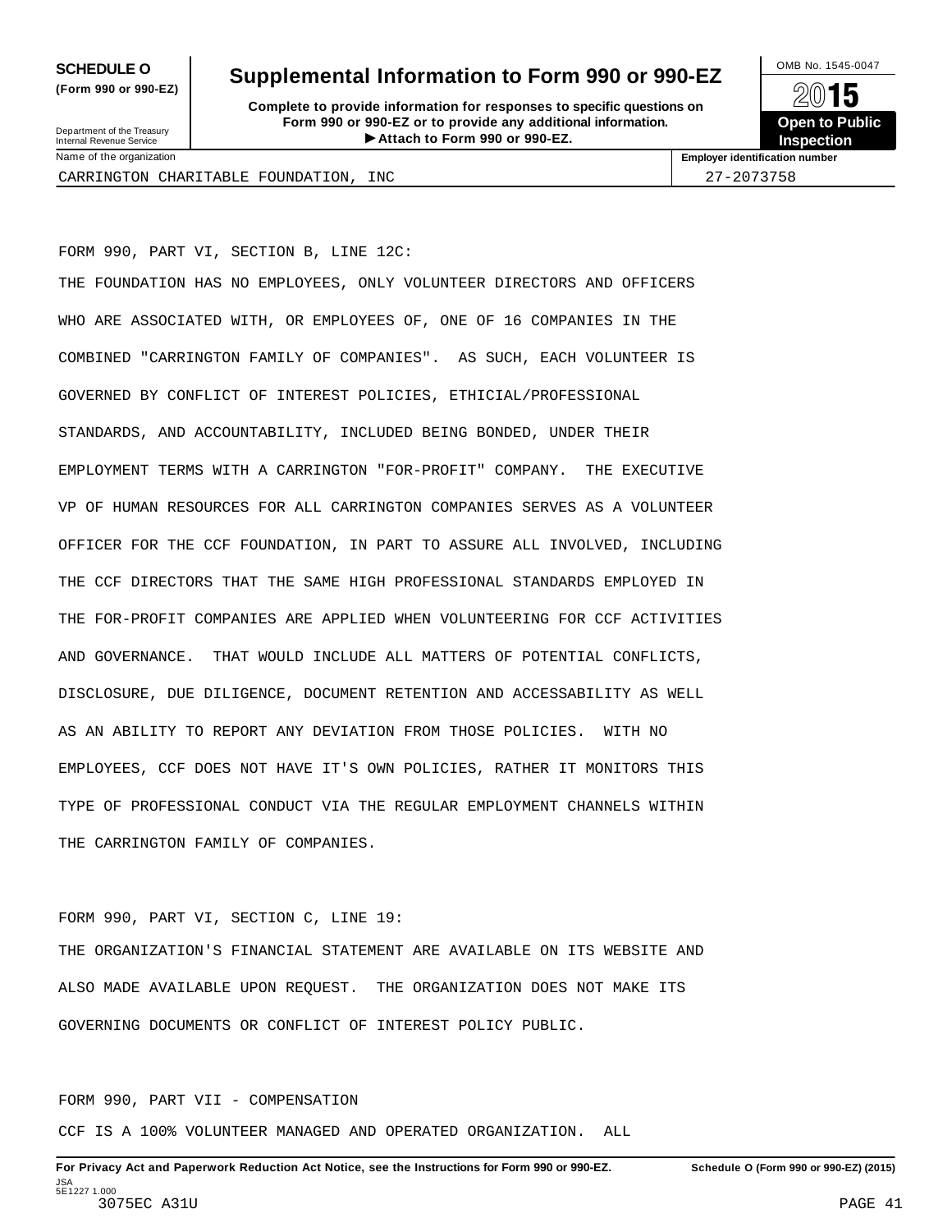**SCHEDULE O**
**(Form 990 or 990-EZ)**

Department of the Treasury
Internal Revenue Service

# Supplemental Information to Form 990 or 990-EZ

**Complete to provide information for responses to specific questions on Form 990 or 990-EZ or to provide any additional information.**
**▶ Attach to Form 990 or 990-EZ.**

OMB No. 1545-0047

**2015**

**Open to Public Inspection**

| Name of the organization | Employer identification number |
|---|---|
| CARRINGTON CHARITABLE FOUNDATION, INC | 27-2073758 |

FORM 990, PART VI, SECTION B, LINE 12C:

THE FOUNDATION HAS NO EMPLOYEES, ONLY VOLUNTEER DIRECTORS AND OFFICERS WHO ARE ASSOCIATED WITH, OR EMPLOYEES OF, ONE OF 16 COMPANIES IN THE COMBINED "CARRINGTON FAMILY OF COMPANIES". AS SUCH, EACH VOLUNTEER IS GOVERNED BY CONFLICT OF INTEREST POLICIES, ETHICIAL/PROFESSIONAL STANDARDS, AND ACCOUNTABILITY, INCLUDED BEING BONDED, UNDER THEIR EMPLOYMENT TERMS WITH A CARRINGTON "FOR-PROFIT" COMPANY. THE EXECUTIVE VP OF HUMAN RESOURCES FOR ALL CARRINGTON COMPANIES SERVES AS A VOLUNTEER OFFICER FOR THE CCF FOUNDATION, IN PART TO ASSURE ALL INVOLVED, INCLUDING THE CCF DIRECTORS THAT THE SAME HIGH PROFESSIONAL STANDARDS EMPLOYED IN THE FOR-PROFIT COMPANIES ARE APPLIED WHEN VOLUNTEERING FOR CCF ACTIVITIES AND GOVERNANCE. THAT WOULD INCLUDE ALL MATTERS OF POTENTIAL CONFLICTS, DISCLOSURE, DUE DILIGENCE, DOCUMENT RETENTION AND ACCESSABILITY AS WELL AS AN ABILITY TO REPORT ANY DEVIATION FROM THOSE POLICIES. WITH NO EMPLOYEES, CCF DOES NOT HAVE IT'S OWN POLICIES, RATHER IT MONITORS THIS TYPE OF PROFESSIONAL CONDUCT VIA THE REGULAR EMPLOYMENT CHANNELS WITHIN THE CARRINGTON FAMILY OF COMPANIES.

FORM 990, PART VI, SECTION C, LINE 19:

THE ORGANIZATION'S FINANCIAL STATEMENT ARE AVAILABLE ON ITS WEBSITE AND ALSO MADE AVAILABLE UPON REQUEST. THE ORGANIZATION DOES NOT MAKE ITS GOVERNING DOCUMENTS OR CONFLICT OF INTEREST POLICY PUBLIC.

FORM 990, PART VII - COMPENSATION

CCF IS A 100% VOLUNTEER MANAGED AND OPERATED ORGANIZATION. ALL

**For Privacy Act and Paperwork Reduction Act Notice, see the Instructions for Form 990 or 990-EZ.** **Schedule O (Form 990 or 990-EZ) (2015)**

JSA
5E1227 1.000
3075EC A31U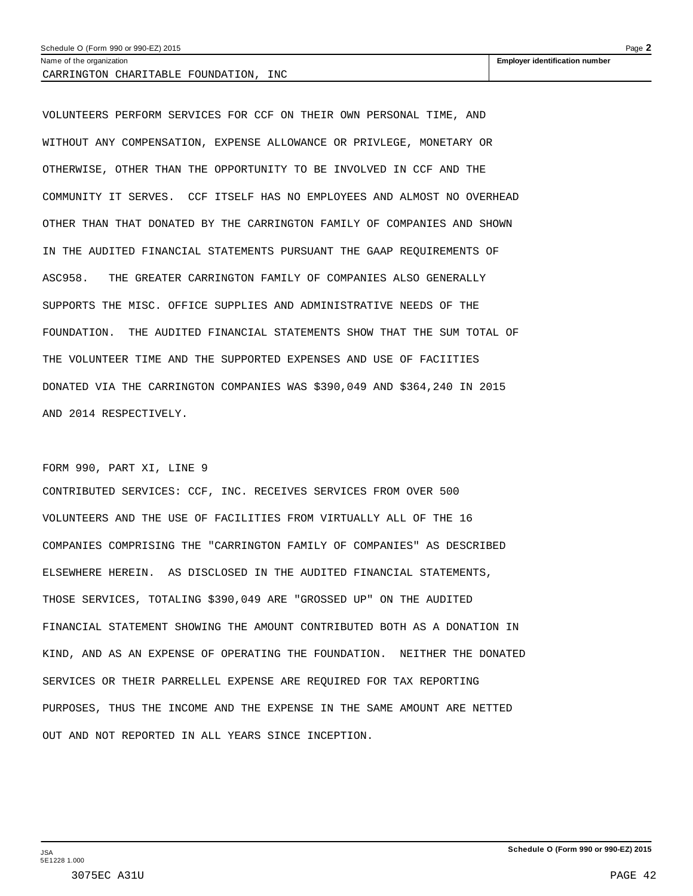Name of the organization: CARRINGTON CHARITABLE FOUNDATION, INC

Employer identification number

VOLUNTEERS PERFORM SERVICES FOR CCF ON THEIR OWN PERSONAL TIME, AND WITHOUT ANY COMPENSATION, EXPENSE ALLOWANCE OR PRIVLEGE, MONETARY OR OTHERWISE, OTHER THAN THE OPPORTUNITY TO BE INVOLVED IN CCF AND THE COMMUNITY IT SERVES. CCF ITSELF HAS NO EMPLOYEES AND ALMOST NO OVERHEAD OTHER THAN THAT DONATED BY THE CARRINGTON FAMILY OF COMPANIES AND SHOWN IN THE AUDITED FINANCIAL STATEMENTS PURSUANT THE GAAP REQUIREMENTS OF ASC958. THE GREATER CARRINGTON FAMILY OF COMPANIES ALSO GENERALLY SUPPORTS THE MISC. OFFICE SUPPLIES AND ADMINISTRATIVE NEEDS OF THE FOUNDATION. THE AUDITED FINANCIAL STATEMENTS SHOW THAT THE SUM TOTAL OF THE VOLUNTEER TIME AND THE SUPPORTED EXPENSES AND USE OF FACIITIES DONATED VIA THE CARRINGTON COMPANIES WAS $390,049 AND $364,240 IN 2015 AND 2014 RESPECTIVELY.

FORM 990, PART XI, LINE 9

CONTRIBUTED SERVICES: CCF, INC. RECEIVES SERVICES FROM OVER 500 VOLUNTEERS AND THE USE OF FACILITIES FROM VIRTUALLY ALL OF THE 16 COMPANIES COMPRISING THE "CARRINGTON FAMILY OF COMPANIES" AS DESCRIBED ELSEWHERE HEREIN. AS DISCLOSED IN THE AUDITED FINANCIAL STATEMENTS, THOSE SERVICES, TOTALING $390,049 ARE "GROSSED UP" ON THE AUDITED FINANCIAL STATEMENT SHOWING THE AMOUNT CONTRIBUTED BOTH AS A DONATION IN KIND, AND AS AN EXPENSE OF OPERATING THE FOUNDATION. NEITHER THE DONATED SERVICES OR THEIR PARRELLEL EXPENSE ARE REQUIRED FOR TAX REPORTING PURPOSES, THUS THE INCOME AND THE EXPENSE IN THE SAME AMOUNT ARE NETTED OUT AND NOT REPORTED IN ALL YEARS SINCE INCEPTION.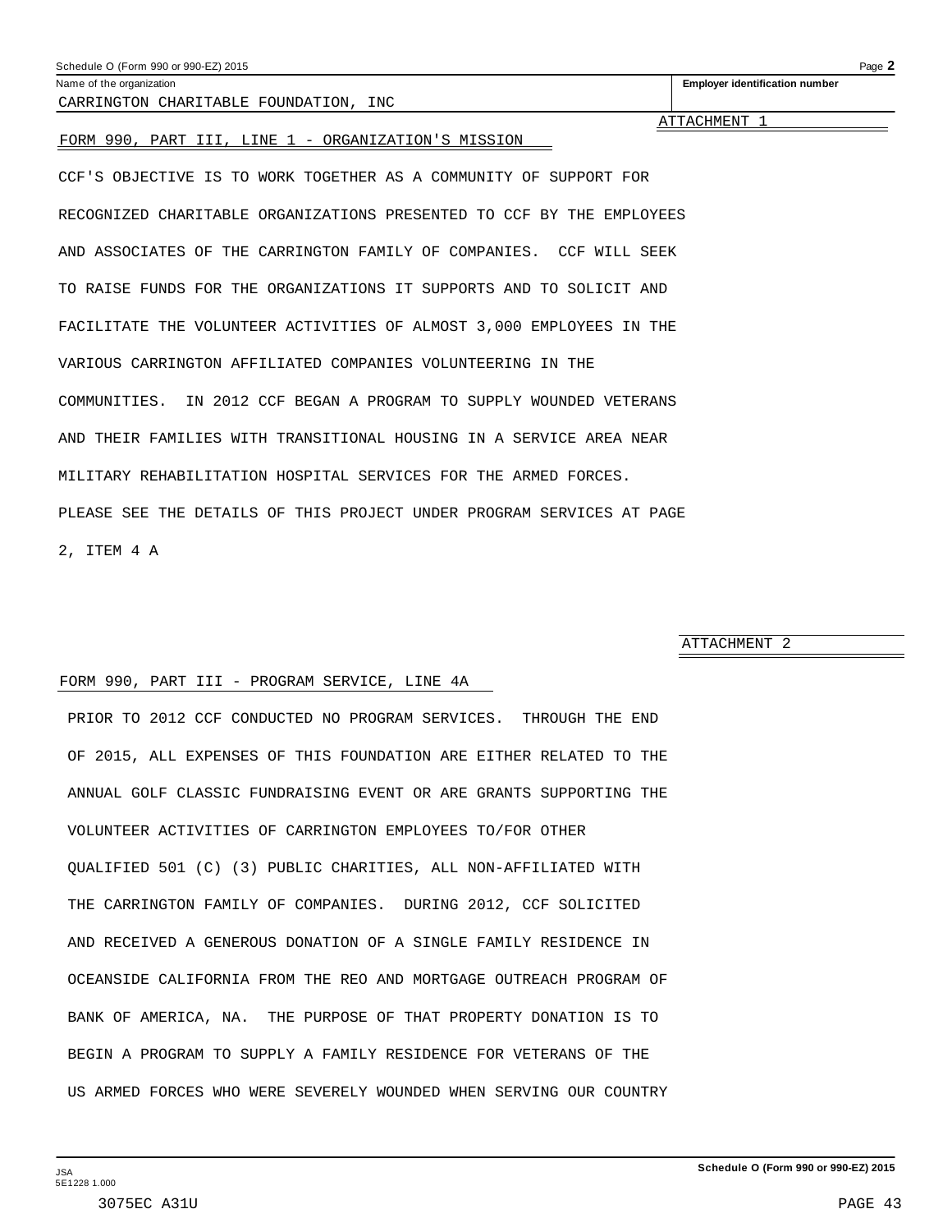Name of the organization: CARRINGTON CHARITABLE FOUNDATION, INC

Employer identification number

ATTACHMENT 1

FORM 990, PART III, LINE 1 - ORGANIZATION'S MISSION

CCF'S OBJECTIVE IS TO WORK TOGETHER AS A COMMUNITY OF SUPPORT FOR RECOGNIZED CHARITABLE ORGANIZATIONS PRESENTED TO CCF BY THE EMPLOYEES AND ASSOCIATES OF THE CARRINGTON FAMILY OF COMPANIES. CCF WILL SEEK TO RAISE FUNDS FOR THE ORGANIZATIONS IT SUPPORTS AND TO SOLICIT AND FACILITATE THE VOLUNTEER ACTIVITIES OF ALMOST 3,000 EMPLOYEES IN THE VARIOUS CARRINGTON AFFILIATED COMPANIES VOLUNTEERING IN THE COMMUNITIES. IN 2012 CCF BEGAN A PROGRAM TO SUPPLY WOUNDED VETERANS AND THEIR FAMILIES WITH TRANSITIONAL HOUSING IN A SERVICE AREA NEAR MILITARY REHABILITATION HOSPITAL SERVICES FOR THE ARMED FORCES. PLEASE SEE THE DETAILS OF THIS PROJECT UNDER PROGRAM SERVICES AT PAGE 2, ITEM 4 A

ATTACHMENT 2

FORM 990, PART III - PROGRAM SERVICE, LINE 4A

PRIOR TO 2012 CCF CONDUCTED NO PROGRAM SERVICES. THROUGH THE END OF 2015, ALL EXPENSES OF THIS FOUNDATION ARE EITHER RELATED TO THE ANNUAL GOLF CLASSIC FUNDRAISING EVENT OR ARE GRANTS SUPPORTING THE VOLUNTEER ACTIVITIES OF CARRINGTON EMPLOYEES TO/FOR OTHER QUALIFIED 501 (C) (3) PUBLIC CHARITIES, ALL NON-AFFILIATED WITH THE CARRINGTON FAMILY OF COMPANIES. DURING 2012, CCF SOLICITED AND RECEIVED A GENEROUS DONATION OF A SINGLE FAMILY RESIDENCE IN OCEANSIDE CALIFORNIA FROM THE REO AND MORTGAGE OUTREACH PROGRAM OF BANK OF AMERICA, NA. THE PURPOSE OF THAT PROPERTY DONATION IS TO BEGIN A PROGRAM TO SUPPLY A FAMILY RESIDENCE FOR VETERANS OF THE US ARMED FORCES WHO WERE SEVERELY WOUNDED WHEN SERVING OUR COUNTRY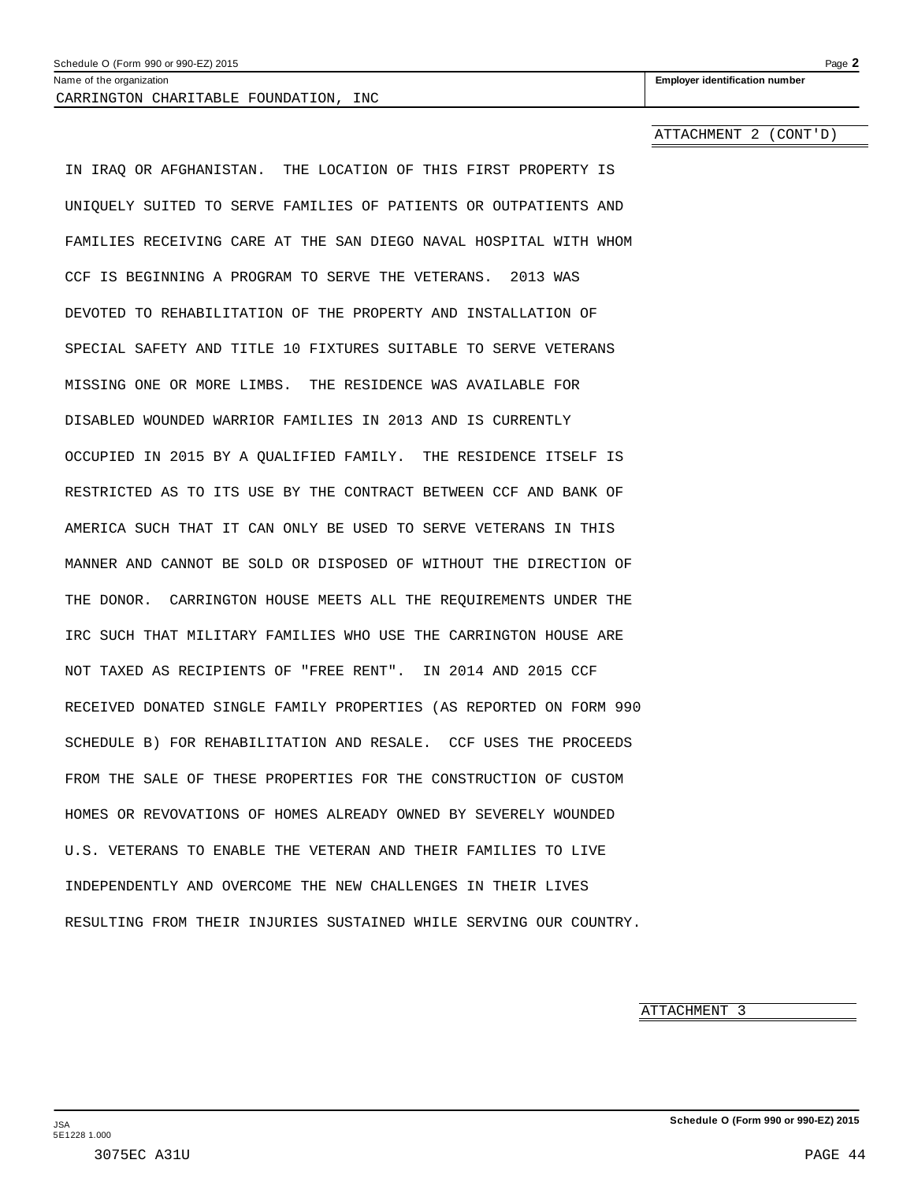Name of the organization: CARRINGTON CHARITABLE FOUNDATION, INC

Employer identification number

ATTACHMENT 2 (CONT'D)

IN IRAQ OR AFGHANISTAN. THE LOCATION OF THIS FIRST PROPERTY IS UNIQUELY SUITED TO SERVE FAMILIES OF PATIENTS OR OUTPATIENTS AND FAMILIES RECEIVING CARE AT THE SAN DIEGO NAVAL HOSPITAL WITH WHOM CCF IS BEGINNING A PROGRAM TO SERVE THE VETERANS. 2013 WAS DEVOTED TO REHABILITATION OF THE PROPERTY AND INSTALLATION OF SPECIAL SAFETY AND TITLE 10 FIXTURES SUITABLE TO SERVE VETERANS MISSING ONE OR MORE LIMBS. THE RESIDENCE WAS AVAILABLE FOR DISABLED WOUNDED WARRIOR FAMILIES IN 2013 AND IS CURRENTLY OCCUPIED IN 2015 BY A QUALIFIED FAMILY. THE RESIDENCE ITSELF IS RESTRICTED AS TO ITS USE BY THE CONTRACT BETWEEN CCF AND BANK OF AMERICA SUCH THAT IT CAN ONLY BE USED TO SERVE VETERANS IN THIS MANNER AND CANNOT BE SOLD OR DISPOSED OF WITHOUT THE DIRECTION OF THE DONOR. CARRINGTON HOUSE MEETS ALL THE REQUIREMENTS UNDER THE IRC SUCH THAT MILITARY FAMILIES WHO USE THE CARRINGTON HOUSE ARE NOT TAXED AS RECIPIENTS OF "FREE RENT". IN 2014 AND 2015 CCF RECEIVED DONATED SINGLE FAMILY PROPERTIES (AS REPORTED ON FORM 990 SCHEDULE B) FOR REHABILITATION AND RESALE. CCF USES THE PROCEEDS FROM THE SALE OF THESE PROPERTIES FOR THE CONSTRUCTION OF CUSTOM HOMES OR REVOVATIONS OF HOMES ALREADY OWNED BY SEVERELY WOUNDED U.S. VETERANS TO ENABLE THE VETERAN AND THEIR FAMILIES TO LIVE INDEPENDENTLY AND OVERCOME THE NEW CHALLENGES IN THEIR LIVES RESULTING FROM THEIR INJURIES SUSTAINED WHILE SERVING OUR COUNTRY.

ATTACHMENT 3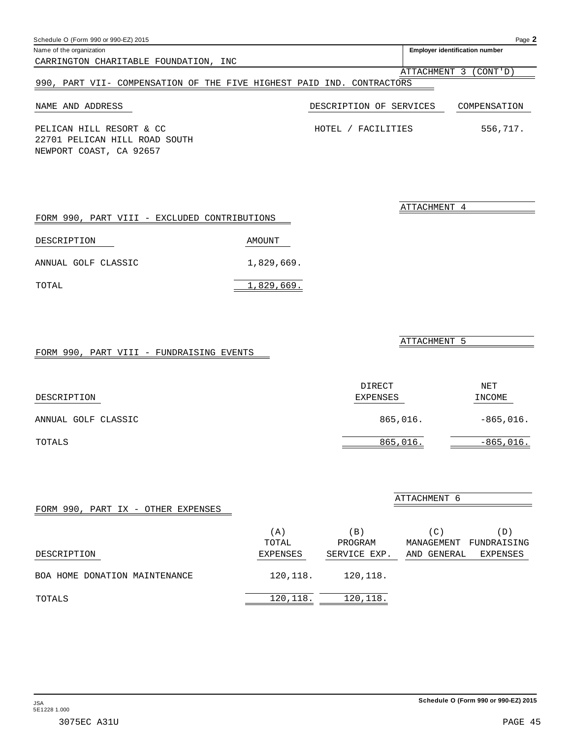Schedule O (Form 990 or 990-EZ) 2015

Name of the organization: CARRINGTON CHARITABLE FOUNDATION, INC

Employer identification number

ATTACHMENT 3 (CONT'D)

## 990, PART VII- COMPENSATION OF THE FIVE HIGHEST PAID IND. CONTRACTORS

| NAME AND ADDRESS | DESCRIPTION OF SERVICES | COMPENSATION |
|---|---|---|
| PELICAN HILL RESORT & CC<br>22701 PELICAN HILL ROAD SOUTH<br>NEWPORT COAST, CA 92657 | HOTEL / FACILITIES | 556,717. |

ATTACHMENT 4

## FORM 990, PART VIII - EXCLUDED CONTRIBUTIONS

| DESCRIPTION | AMOUNT |
|---|---|
| ANNUAL GOLF CLASSIC | 1,829,669. |
| TOTAL | 1,829,669. |

ATTACHMENT 5

## FORM 990, PART VIII - FUNDRAISING EVENTS

| DESCRIPTION | DIRECT EXPENSES | NET INCOME |
|---|---|---|
| ANNUAL GOLF CLASSIC | 865,016. | -865,016. |
| TOTALS | 865,016. | -865,016. |

ATTACHMENT 6

## FORM 990, PART IX - OTHER EXPENSES

| DESCRIPTION | (A) TOTAL EXPENSES | (B) PROGRAM SERVICE EXP. | (C) MANAGEMENT AND GENERAL | (D) FUNDRAISING EXPENSES |
|---|---|---|---|---|
| BOA HOME DONATION MAINTENANCE | 120,118. | 120,118. | | |
| TOTALS | 120,118. | 120,118. | | |

JSA
5E1228 1.000

Schedule O (Form 990 or 990-EZ) 2015

3075EC A31U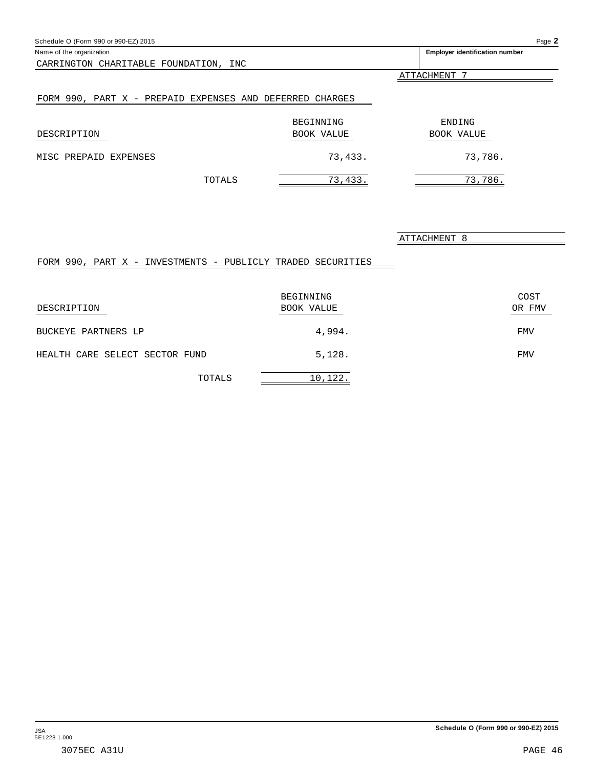Name of the organization: CARRINGTON CHARITABLE FOUNDATION, INC

Employer identification number

ATTACHMENT 7

## FORM 990, PART X - PREPAID EXPENSES AND DEFERRED CHARGES

| DESCRIPTION | BEGINNING BOOK VALUE | ENDING BOOK VALUE |
|---|---|---|
| MISC PREPAID EXPENSES | 73,433. | 73,786. |
| TOTALS | 73,433. | 73,786. |

ATTACHMENT 8

## FORM 990, PART X - INVESTMENTS - PUBLICLY TRADED SECURITIES

| DESCRIPTION | BEGINNING BOOK VALUE | COST OR FMV |
|---|---|---|
| BUCKEYE PARTNERS LP | 4,994. | FMV |
| HEALTH CARE SELECT SECTOR FUND | 5,128. | FMV |
| TOTALS | 10,122. | |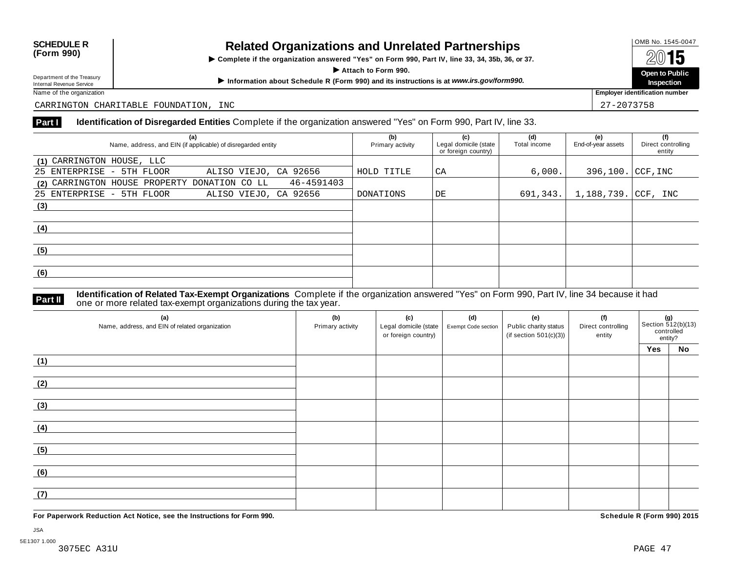**SCHEDULE R (Form 990)**

Department of the Treasury
Internal Revenue Service

# Related Organizations and Unrelated Partnerships

▶ **Complete if the organization answered "Yes" on Form 990, Part IV, line 33, 34, 35b, 36, or 37.**

▶ **Attach to Form 990.**

▶ **Information about Schedule R (Form 990) and its instructions is at *www.irs.gov/form990.***

OMB No. 1545-0047

**2015**

**Open to Public Inspection**

Name of the organization: CARRINGTON CHARITABLE FOUNDATION, INC

Employer identification number: 27-2073758

## Part I — Identification of Disregarded Entities

Complete if the organization answered "Yes" on Form 990, Part IV, line 33.

| (a) Name, address, and EIN (if applicable) of disregarded entity | (b) Primary activity | (c) Legal domicile (state or foreign country) | (d) Total income | (e) End-of-year assets | (f) Direct controlling entity |
|---|---|---|---|---|---|
| (1) CARRINGTON HOUSE, LLC<br>25 ENTERPRISE - 5TH FLOOR ALISO VIEJO, CA 92656 | HOLD TITLE | CA | 6,000. | 396,100. | CCF,INC |
| (2) CARRINGTON HOUSE PROPERTY DONATION CO LL 46-4591403<br>25 ENTERPRISE - 5TH FLOOR ALISO VIEJO, CA 92656 | DONATIONS | DE | 691,343. | 1,188,739. | CCF, INC |
| (3) | | | | | |
| (4) | | | | | |
| (5) | | | | | |
| (6) | | | | | |

## Part II — Identification of Related Tax-Exempt Organizations

Complete if the organization answered "Yes" on Form 990, Part IV, line 34 because it had one or more related tax-exempt organizations during the tax year.

| (a) Name, address, and EIN of related organization | (b) Primary activity | (c) Legal domicile (state or foreign country) | (d) Exempt Code section | (e) Public charity status (if section 501(c)(3)) | (f) Direct controlling entity | (g) Section 512(b)(13) controlled entity? Yes | No |
|---|---|---|---|---|---|---|---|
| (1) | | | | | | | |
| (2) | | | | | | | |
| (3) | | | | | | | |
| (4) | | | | | | | |
| (5) | | | | | | | |
| (6) | | | | | | | |
| (7) | | | | | | | |

**For Paperwork Reduction Act Notice, see the Instructions for Form 990.**

**Schedule R (Form 990) 2015**

JSA
5E1307 1.000
3075EC A31U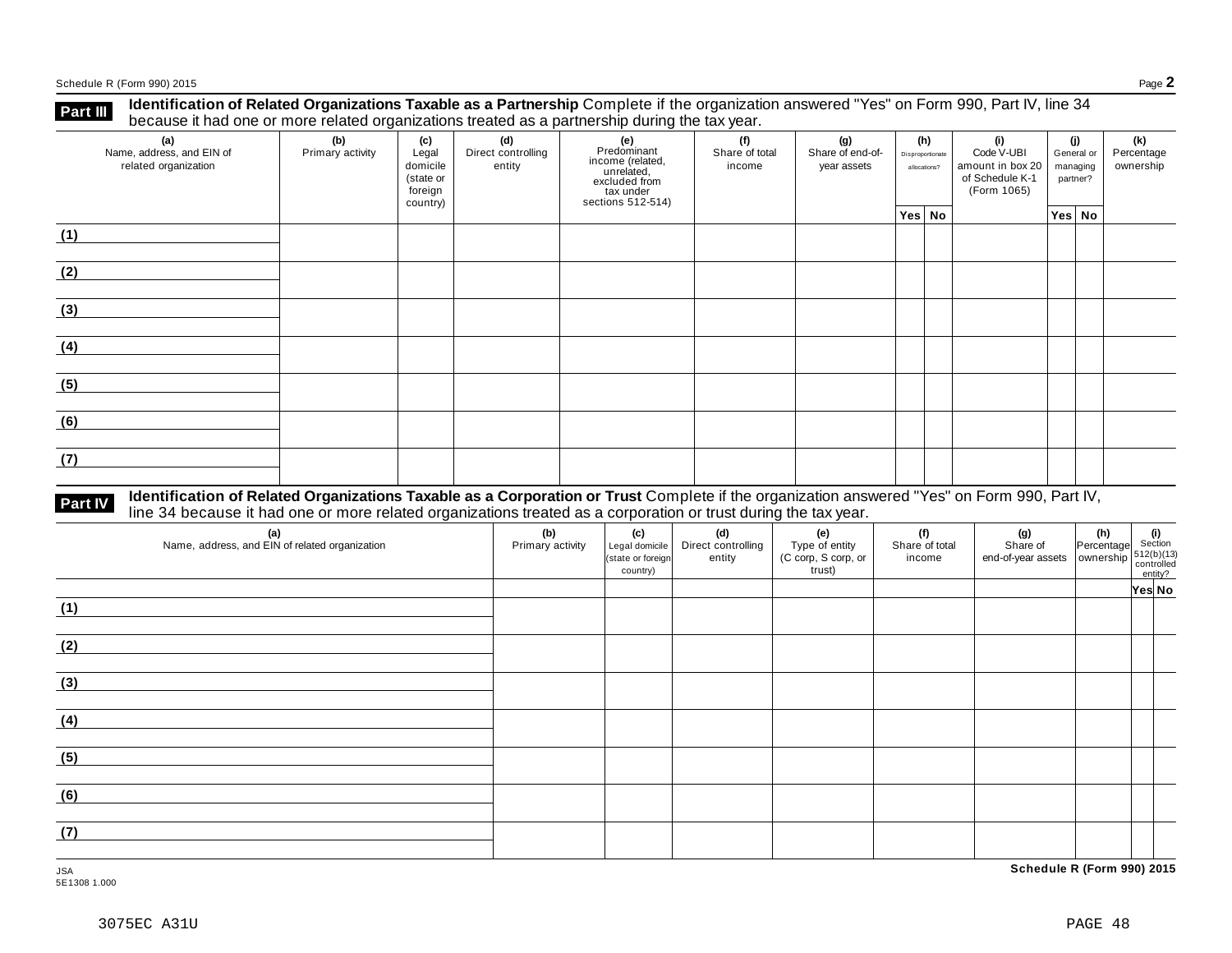## Part III Identification of Related Organizations Taxable as a Partnership

Complete if the organization answered "Yes" on Form 990, Part IV, line 34 because it had one or more related organizations treated as a partnership during the tax year.

| (a) Name, address, and EIN of related organization | (b) Primary activity | (c) Legal domicile (state or foreign country) | (d) Direct controlling entity | (e) Predominant income (related, unrelated, excluded from tax under sections 512-514) | (f) Share of total income | (g) Share of end-of-year assets | (h) Disproportionate allocations? | | (i) Code V-UBI amount in box 20 of Schedule K-1 (Form 1065) | (j) General or managing partner? | | (k) Percentage ownership |
|---|---|---|---|---|---|---|---|---|---|---|---|---|
| | | | | | | | Yes | No | | Yes | No | |
| (1) | | | | | | | | | | | | |
| (2) | | | | | | | | | | | | |
| (3) | | | | | | | | | | | | |
| (4) | | | | | | | | | | | | |
| (5) | | | | | | | | | | | | |
| (6) | | | | | | | | | | | | |
| (7) | | | | | | | | | | | | |

## Part IV Identification of Related Organizations Taxable as a Corporation or Trust

Complete if the organization answered "Yes" on Form 990, Part IV, line 34 because it had one or more related organizations treated as a corporation or trust during the tax year.

| (a) Name, address, and EIN of related organization | (b) Primary activity | (c) Legal domicile (state or foreign country) | (d) Direct controlling entity | (e) Type of entity (C corp, S corp, or trust) | (f) Share of total income | (g) Share of end-of-year assets | (h) Percentage ownership | (i) Section 512(b)(13) controlled entity? | |
|---|---|---|---|---|---|---|---|---|---|
| | | | | | | | | Yes | No |
| (1) | | | | | | | | | |
| (2) | | | | | | | | | |
| (3) | | | | | | | | | |
| (4) | | | | | | | | | |
| (5) | | | | | | | | | |
| (6) | | | | | | | | | |
| (7) | | | | | | | | | |

JSA
5E1308 1.000

3075EC A31U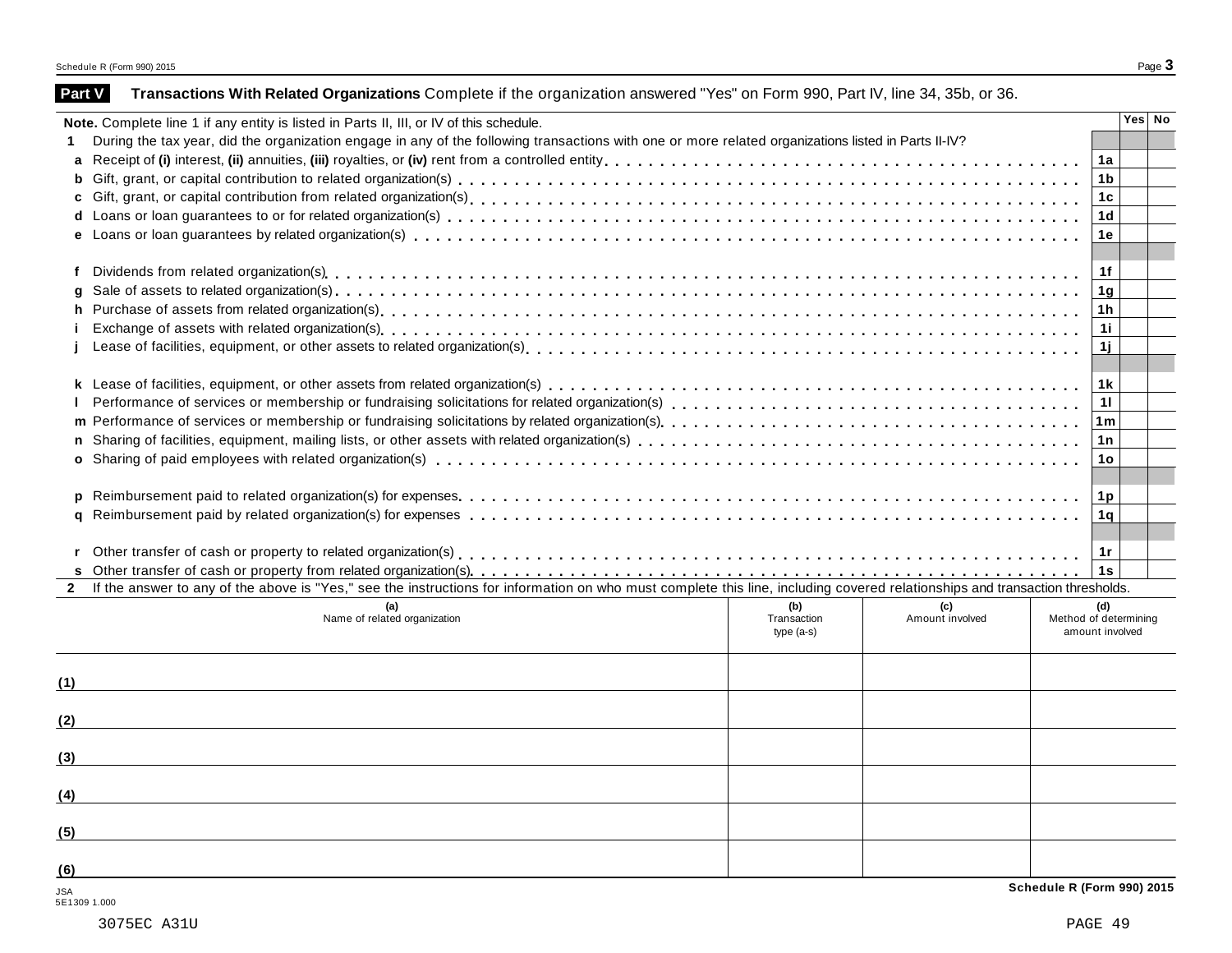## Part V Transactions With Related Organizations Complete if the organization answered "Yes" on Form 990, Part IV, line 34, 35b, or 36.

**Note.** Complete line 1 if any entity is listed in Parts II, III, or IV of this schedule.

| | | | Yes | No |
|---|---|---|---|---|
| **1** | During the tax year, did the organization engage in any of the following transactions with one or more related organizations listed in Parts II-IV? | | | |
| **a** | Receipt of **(i)** interest, **(ii)** annuities, **(iii)** royalties, or **(iv)** rent from a controlled entity | **1a** | | |
| **b** | Gift, grant, or capital contribution to related organization(s) | **1b** | | |
| **c** | Gift, grant, or capital contribution from related organization(s) | **1c** | | |
| **d** | Loans or loan guarantees to or for related organization(s) | **1d** | | |
| **e** | Loans or loan guarantees by related organization(s) | **1e** | | |
| **f** | Dividends from related organization(s) | **1f** | | |
| **g** | Sale of assets to related organization(s) | **1g** | | |
| **h** | Purchase of assets from related organization(s) | **1h** | | |
| **i** | Exchange of assets with related organization(s) | **1i** | | |
| **j** | Lease of facilities, equipment, or other assets to related organization(s) | **1j** | | |
| **k** | Lease of facilities, equipment, or other assets from related organization(s) | **1k** | | |
| **l** | Performance of services or membership or fundraising solicitations for related organization(s) | **1l** | | |
| **m** | Performance of services or membership or fundraising solicitations by related organization(s) | **1m** | | |
| **n** | Sharing of facilities, equipment, mailing lists, or other assets with related organization(s) | **1n** | | |
| **o** | Sharing of paid employees with related organization(s) | **1o** | | |
| **p** | Reimbursement paid to related organization(s) for expenses | **1p** | | |
| **q** | Reimbursement paid by related organization(s) for expenses | **1q** | | |
| **r** | Other transfer of cash or property to related organization(s) | **1r** | | |
| **s** | Other transfer of cash or property from related organization(s) | **1s** | | |

**2** If the answer to any of the above is "Yes," see the instructions for information on who must complete this line, including covered relationships and transaction thresholds.

| | (a) Name of related organization | (b) Transaction type (a-s) | (c) Amount involved | (d) Method of determining amount involved |
|---|---|---|---|---|
| (1) | | | | |
| (2) | | | | |
| (3) | | | | |
| (4) | | | | |
| (5) | | | | |
| (6) | | | | |

JSA
5E1309 1.000

3075EC A31U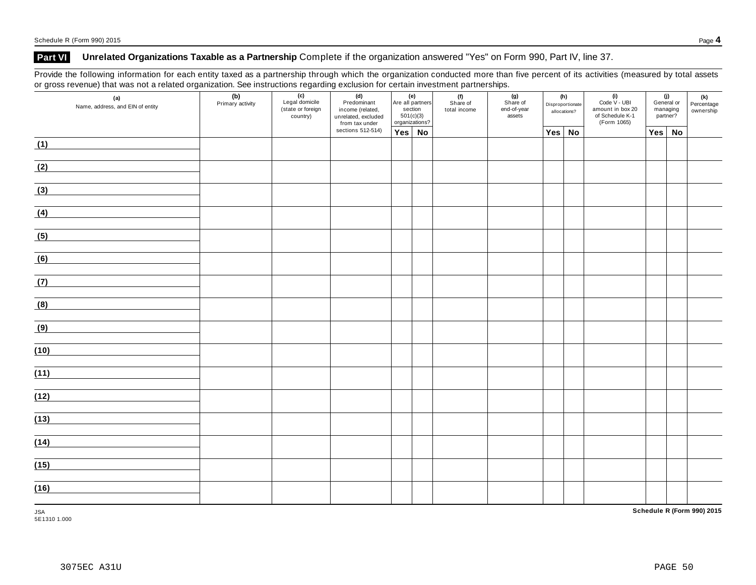## Part VI Unrelated Organizations Taxable as a Partnership Complete if the organization answered "Yes" on Form 990, Part IV, line 37.

Provide the following information for each entity taxed as a partnership through which the organization conducted more than five percent of its activities (measured by total assets or gross revenue) that was not a related organization. See instructions regarding exclusion for certain investment partnerships.

| (a) Name, address, and EIN of entity | (b) Primary activity | (c) Legal domicile (state or foreign country) | (d) Predominant income (related, unrelated, excluded from tax under sections 512-514) | (e) Are all partners section 501(c)(3) organizations? | | (f) Share of total income | (g) Share of end-of-year assets | (h) Disproportionate allocations? | | (i) Code V - UBI amount in box 20 of Schedule K-1 (Form 1065) | (j) General or managing partner? | | (k) Percentage ownership |
|---|---|---|---|---|---|---|---|---|---|---|---|---|---|
| | | | | Yes | No | | | Yes | No | | Yes | No | |
| (1) | | | | | | | | | | | | | |
| (2) | | | | | | | | | | | | | |
| (3) | | | | | | | | | | | | | |
| (4) | | | | | | | | | | | | | |
| (5) | | | | | | | | | | | | | |
| (6) | | | | | | | | | | | | | |
| (7) | | | | | | | | | | | | | |
| (8) | | | | | | | | | | | | | |
| (9) | | | | | | | | | | | | | |
| (10) | | | | | | | | | | | | | |
| (11) | | | | | | | | | | | | | |
| (12) | | | | | | | | | | | | | |
| (13) | | | | | | | | | | | | | |
| (14) | | | | | | | | | | | | | |
| (15) | | | | | | | | | | | | | |
| (16) | | | | | | | | | | | | | |

JSA
5E1310 1.000

Schedule R (Form 990) 2015

3075EC A31U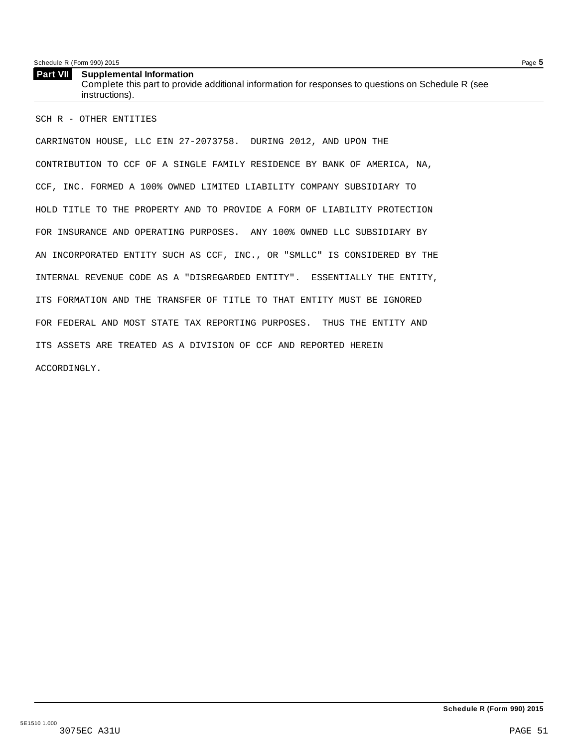## Part VII Supplemental Information

Complete this part to provide additional information for responses to questions on Schedule R (see instructions).

SCH R - OTHER ENTITIES

CARRINGTON HOUSE, LLC EIN 27-2073758. DURING 2012, AND UPON THE CONTRIBUTION TO CCF OF A SINGLE FAMILY RESIDENCE BY BANK OF AMERICA, NA, CCF, INC. FORMED A 100% OWNED LIMITED LIABILITY COMPANY SUBSIDIARY TO HOLD TITLE TO THE PROPERTY AND TO PROVIDE A FORM OF LIABILITY PROTECTION FOR INSURANCE AND OPERATING PURPOSES. ANY 100% OWNED LLC SUBSIDIARY BY AN INCORPORATED ENTITY SUCH AS CCF, INC., OR "SMLLC" IS CONSIDERED BY THE INTERNAL REVENUE CODE AS A "DISREGARDED ENTITY". ESSENTIALLY THE ENTITY, ITS FORMATION AND THE TRANSFER OF TITLE TO THAT ENTITY MUST BE IGNORED FOR FEDERAL AND MOST STATE TAX REPORTING PURPOSES. THUS THE ENTITY AND ITS ASSETS ARE TREATED AS A DIVISION OF CCF AND REPORTED HEREIN ACCORDINGLY.